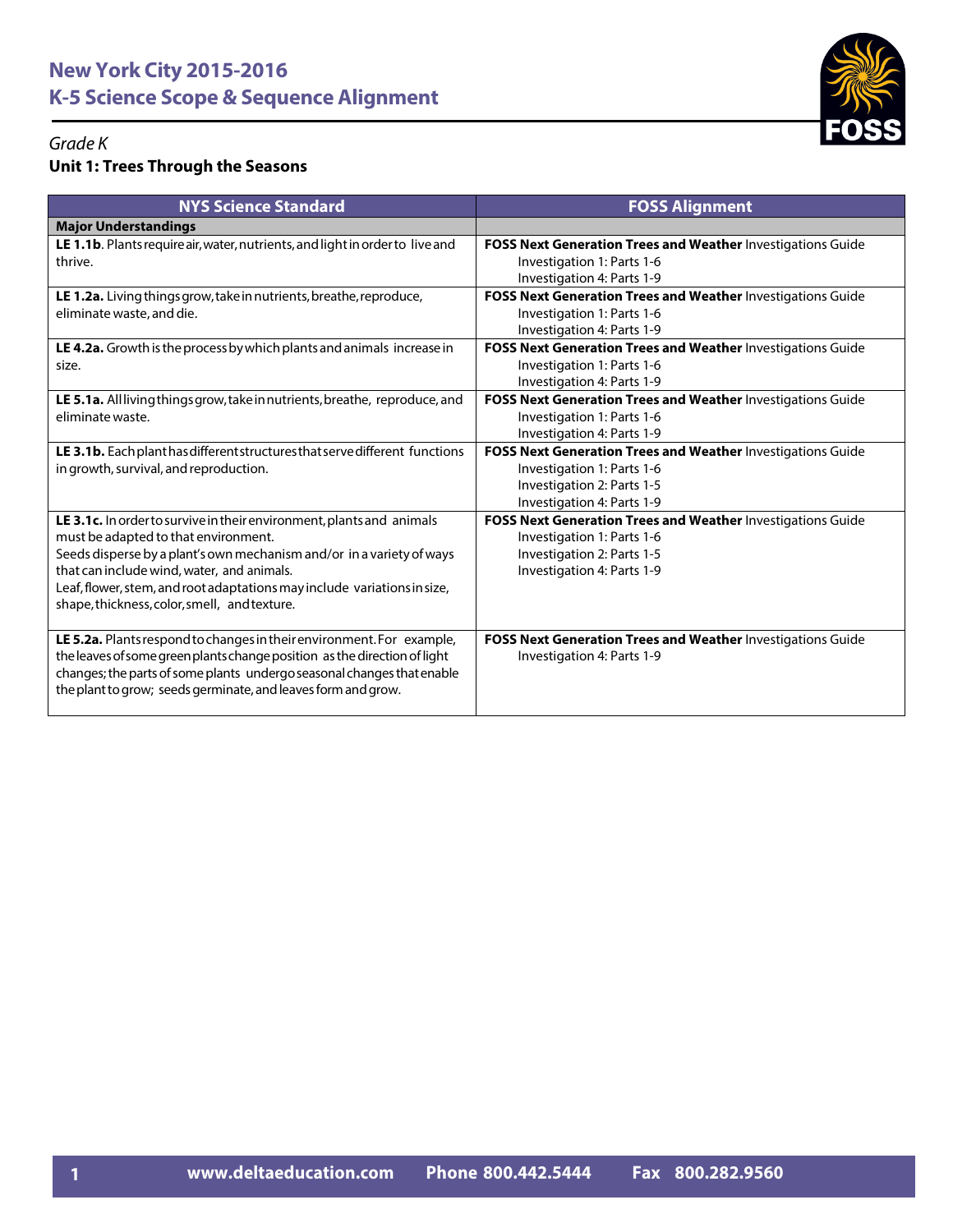# New York City 2015-2016
# K-5 Science Scope & Sequence Alignment

*Grade K*

**Unit 1: Trees Through the Seasons**

| NYS Science Standard | FOSS Alignment |
|---|---|
| **Major Understandings** | |
| **LE 1.1b**. Plants require air, water, nutrients, and light in order to live and thrive. | **FOSS Next Generation Trees and Weather** Investigations Guide<br>Investigation 1: Parts 1-6<br>Investigation 4: Parts 1-9 |
| **LE 1.2a.** Living things grow, take in nutrients, breathe, reproduce, eliminate waste, and die. | **FOSS Next Generation Trees and Weather** Investigations Guide<br>Investigation 1: Parts 1-6<br>Investigation 4: Parts 1-9 |
| **LE 4.2a.** Growth is the process by which plants and animals increase in size. | **FOSS Next Generation Trees and Weather** Investigations Guide<br>Investigation 1: Parts 1-6<br>Investigation 4: Parts 1-9 |
| **LE 5.1a.** All living things grow, take in nutrients, breathe, reproduce, and eliminate waste. | **FOSS Next Generation Trees and Weather** Investigations Guide<br>Investigation 1: Parts 1-6<br>Investigation 4: Parts 1-9 |
| **LE 3.1b.** Each plant has different structures that serve different functions in growth, survival, and reproduction. | **FOSS Next Generation Trees and Weather** Investigations Guide<br>Investigation 1: Parts 1-6<br>Investigation 2: Parts 1-5<br>Investigation 4: Parts 1-9 |
| **LE 3.1c.** In order to survive in their environment, plants and animals must be adapted to that environment.<br>Seeds disperse by a plant's own mechanism and/or in a variety of ways that can include wind, water, and animals.<br>Leaf, flower, stem, and root adaptations may include variations in size, shape, thickness, color, smell, and texture. | **FOSS Next Generation Trees and Weather** Investigations Guide<br>Investigation 1: Parts 1-6<br>Investigation 2: Parts 1-5<br>Investigation 4: Parts 1-9 |
| **LE 5.2a.** Plants respond to changes in their environment. For example, the leaves of some green plants change position as the direction of light changes; the parts of some plants undergo seasonal changes that enable the plant to grow; seeds germinate, and leaves form and grow. | **FOSS Next Generation Trees and Weather** Investigations Guide<br>Investigation 4: Parts 1-9 |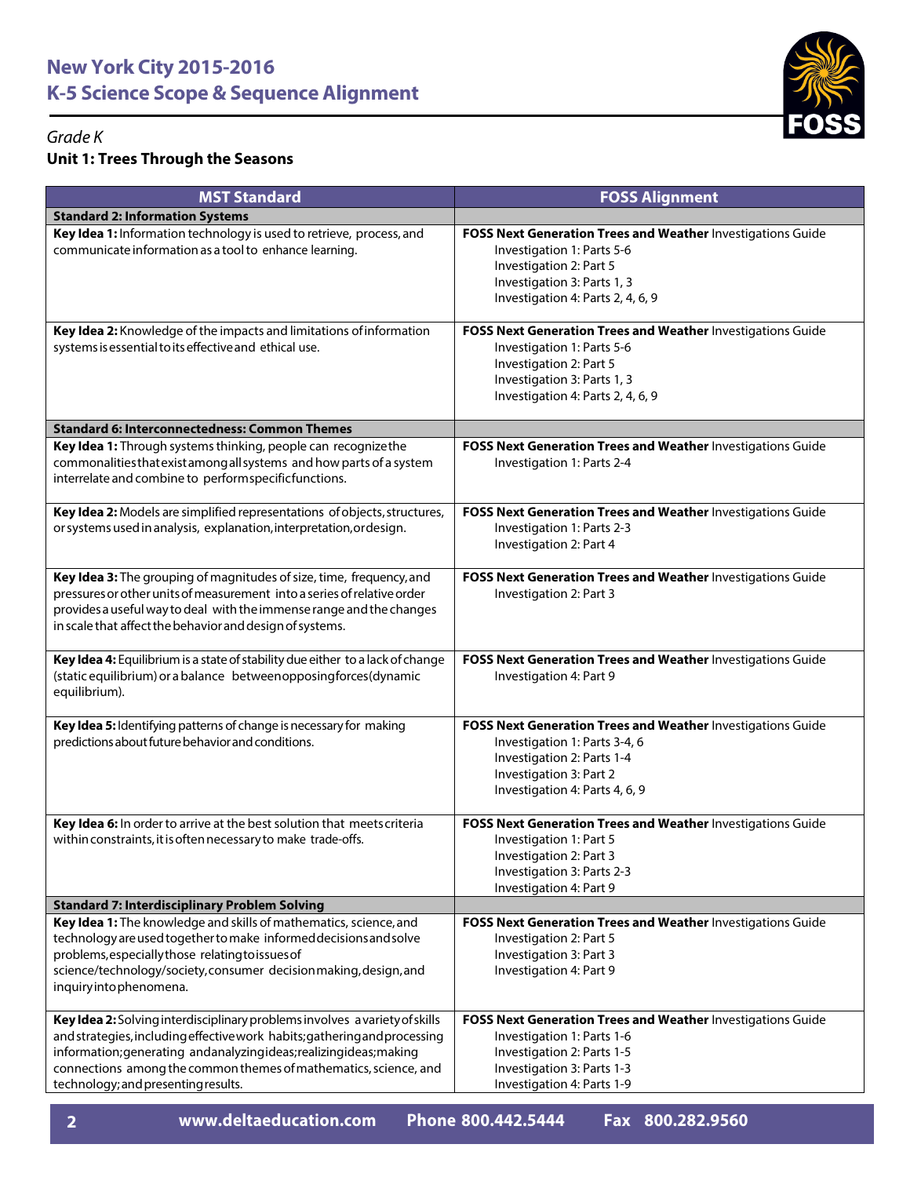# New York City 2015-2016
# K-5 Science Scope & Sequence Alignment

*Grade K*

**Unit 1: Trees Through the Seasons**

| MST Standard | FOSS Alignment |
|---|---|
| **Standard 2: Information Systems** | |
| **Key Idea 1:** Information technology is used to retrieve, process, and communicate information as a tool to enhance learning. | **FOSS Next Generation Trees and Weather** Investigations Guide<br>Investigation 1: Parts 5-6<br>Investigation 2: Part 5<br>Investigation 3: Parts 1, 3<br>Investigation 4: Parts 2, 4, 6, 9 |
| **Key Idea 2:** Knowledge of the impacts and limitations of information systems is essential to its effective and ethical use. | **FOSS Next Generation Trees and Weather** Investigations Guide<br>Investigation 1: Parts 5-6<br>Investigation 2: Part 5<br>Investigation 3: Parts 1, 3<br>Investigation 4: Parts 2, 4, 6, 9 |
| **Standard 6: Interconnectedness: Common Themes** | |
| **Key Idea 1:** Through systems thinking, people can recognize the commonalities that exist among all systems and how parts of a system interrelate and combine to perform specific functions. | **FOSS Next Generation Trees and Weather** Investigations Guide<br>Investigation 1: Parts 2-4 |
| **Key Idea 2:** Models are simplified representations of objects, structures, or systems used in analysis, explanation, interpretation, or design. | **FOSS Next Generation Trees and Weather** Investigations Guide<br>Investigation 1: Parts 2-3<br>Investigation 2: Part 4 |
| **Key Idea 3:** The grouping of magnitudes of size, time, frequency, and pressures or other units of measurement into a series of relative order provides a useful way to deal with the immense range and the changes in scale that affect the behavior and design of systems. | **FOSS Next Generation Trees and Weather** Investigations Guide<br>Investigation 2: Part 3 |
| **Key Idea 4:** Equilibrium is a state of stability due either to a lack of change (static equilibrium) or a balance between opposing forces (dynamic equilibrium). | **FOSS Next Generation Trees and Weather** Investigations Guide<br>Investigation 4: Part 9 |
| **Key Idea 5:** Identifying patterns of change is necessary for making predictions about future behavior and conditions. | **FOSS Next Generation Trees and Weather** Investigations Guide<br>Investigation 1: Parts 3-4, 6<br>Investigation 2: Parts 1-4<br>Investigation 3: Part 2<br>Investigation 4: Parts 4, 6, 9 |
| **Key Idea 6:** In order to arrive at the best solution that meets criteria within constraints, it is often necessary to make trade-offs. | **FOSS Next Generation Trees and Weather** Investigations Guide<br>Investigation 1: Part 5<br>Investigation 2: Part 3<br>Investigation 3: Parts 2-3<br>Investigation 4: Part 9 |
| **Standard 7: Interdisciplinary Problem Solving** | |
| **Key Idea 1:** The knowledge and skills of mathematics, science, and technology are used together to make informed decisions and solve problems, especially those relating to issues of science/technology/society, consumer decision making, design, and inquiry into phenomena. | **FOSS Next Generation Trees and Weather** Investigations Guide<br>Investigation 2: Part 5<br>Investigation 3: Part 3<br>Investigation 4: Part 9 |
| **Key Idea 2:** Solving interdisciplinary problems involves a variety of skills and strategies, including effective work habits; gathering and processing information; generating and analyzing ideas; realizing ideas; making connections among the common themes of mathematics, science, and technology; and presenting results. | **FOSS Next Generation Trees and Weather** Investigations Guide<br>Investigation 1: Parts 1-6<br>Investigation 2: Parts 1-5<br>Investigation 3: Parts 1-3<br>Investigation 4: Parts 1-9 |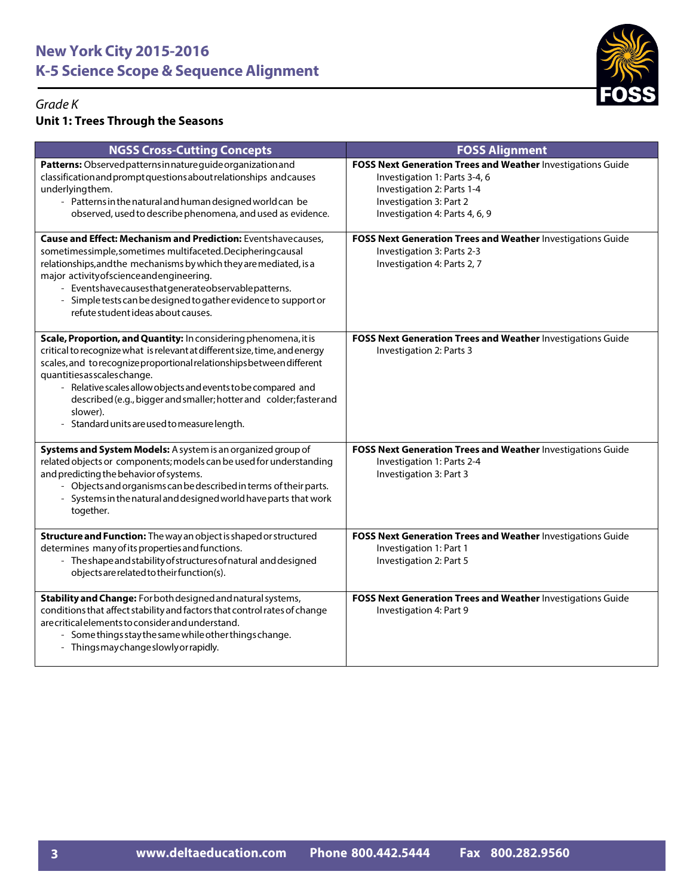# New York City 2015-2016
# K-5 Science Scope & Sequence Alignment

*Grade K*

**Unit 1: Trees Through the Seasons**

| NGSS Cross-Cutting Concepts | FOSS Alignment |
|---|---|
| **Patterns:** Observed patterns in nature guide organization and classification and prompt questions about relationships and causes underlying them.<br>- Patterns in the natural and human designed world can be observed, used to describe phenomena, and used as evidence. | **FOSS Next Generation Trees and Weather** Investigations Guide<br>Investigation 1: Parts 3-4, 6<br>Investigation 2: Parts 1-4<br>Investigation 3: Part 2<br>Investigation 4: Parts 4, 6, 9 |
| **Cause and Effect: Mechanism and Prediction:** Events have causes, sometimes simple, sometimes multifaceted. Deciphering causal relationships, and the mechanisms by which they are mediated, is a major activity of science and engineering.<br>- Events have causes that generate observable patterns.<br>- Simple tests can be designed to gather evidence to support or refute student ideas about causes. | **FOSS Next Generation Trees and Weather** Investigations Guide<br>Investigation 3: Parts 2-3<br>Investigation 4: Parts 2, 7 |
| **Scale, Proportion, and Quantity:** In considering phenomena, it is critical to recognize what is relevant at different size, time, and energy scales, and to recognize proportional relationships between different quantities as scales change.<br>- Relative scales allow objects and events to be compared and described (e.g., bigger and smaller; hotter and colder; faster and slower).<br>- Standard units are used to measure length. | **FOSS Next Generation Trees and Weather** Investigations Guide<br>Investigation 2: Parts 3 |
| **Systems and System Models:** A system is an organized group of related objects or components; models can be used for understanding and predicting the behavior of systems.<br>- Objects and organisms can be described in terms of their parts.<br>- Systems in the natural and designed world have parts that work together. | **FOSS Next Generation Trees and Weather** Investigations Guide<br>Investigation 1: Parts 2-4<br>Investigation 3: Part 3 |
| **Structure and Function:** The way an object is shaped or structured determines many of its properties and functions.<br>- The shape and stability of structures of natural and designed objects are related to their function(s). | **FOSS Next Generation Trees and Weather** Investigations Guide<br>Investigation 1: Part 1<br>Investigation 2: Part 5 |
| **Stability and Change:** For both designed and natural systems, conditions that affect stability and factors that control rates of change are critical elements to consider and understand.<br>- Some things stay the same while other things change.<br>- Things may change slowly or rapidly. | **FOSS Next Generation Trees and Weather** Investigations Guide<br>Investigation 4: Part 9 |

www.deltaeducation.com Phone 800.442.5444 Fax 800.282.9560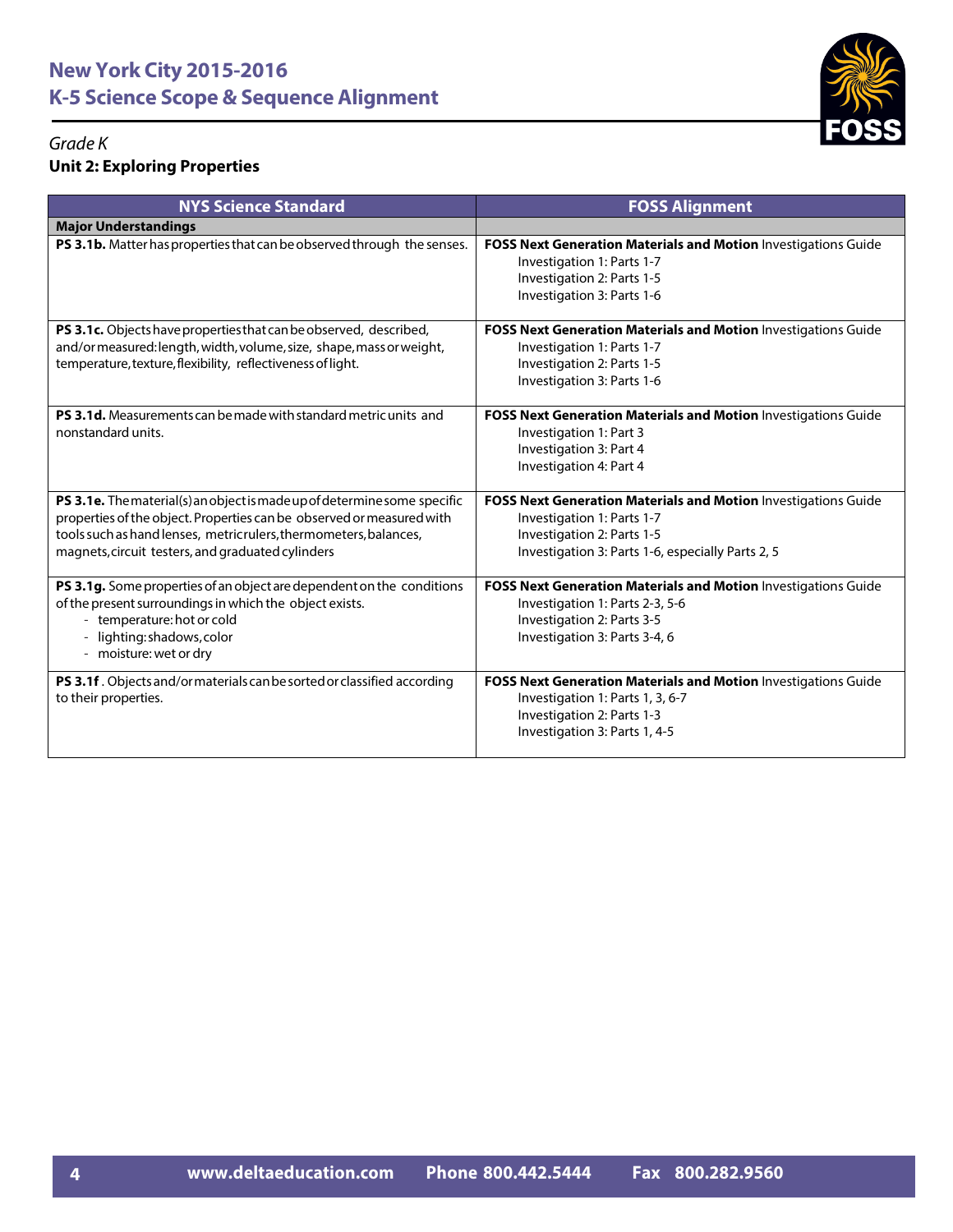# New York City 2015-2016
# K-5 Science Scope & Sequence Alignment

*Grade K*

**Unit 2: Exploring Properties**

| NYS Science Standard | FOSS Alignment |
|---|---|
| **Major Understandings** | |
| **PS 3.1b.** Matter has properties that can be observed through the senses. | **FOSS Next Generation Materials and Motion** Investigations Guide<br>Investigation 1: Parts 1-7<br>Investigation 2: Parts 1-5<br>Investigation 3: Parts 1-6 |
| **PS 3.1c.** Objects have properties that can be observed, described, and/or measured: length, width, volume, size, shape, mass or weight, temperature, texture, flexibility, reflectiveness of light. | **FOSS Next Generation Materials and Motion** Investigations Guide<br>Investigation 1: Parts 1-7<br>Investigation 2: Parts 1-5<br>Investigation 3: Parts 1-6 |
| **PS 3.1d.** Measurements can be made with standard metric units and nonstandard units. | **FOSS Next Generation Materials and Motion** Investigations Guide<br>Investigation 1: Part 3<br>Investigation 3: Part 4<br>Investigation 4: Part 4 |
| **PS 3.1e.** The material(s) an object is made up of determine some specific properties of the object. Properties can be observed or measured with tools such as hand lenses, metric rulers, thermometers, balances, magnets, circuit testers, and graduated cylinders | **FOSS Next Generation Materials and Motion** Investigations Guide<br>Investigation 1: Parts 1-7<br>Investigation 2: Parts 1-5<br>Investigation 3: Parts 1-6, especially Parts 2, 5 |
| **PS 3.1g.** Some properties of an object are dependent on the conditions of the present surroundings in which the object exists.<br>- temperature: hot or cold<br>- lighting: shadows, color<br>- moisture: wet or dry | **FOSS Next Generation Materials and Motion** Investigations Guide<br>Investigation 1: Parts 2-3, 5-6<br>Investigation 2: Parts 3-5<br>Investigation 3: Parts 3-4, 6 |
| **PS 3.1f** . Objects and/or materials can be sorted or classified according to their properties. | **FOSS Next Generation Materials and Motion** Investigations Guide<br>Investigation 1: Parts 1, 3, 6-7<br>Investigation 2: Parts 1-3<br>Investigation 3: Parts 1, 4-5 |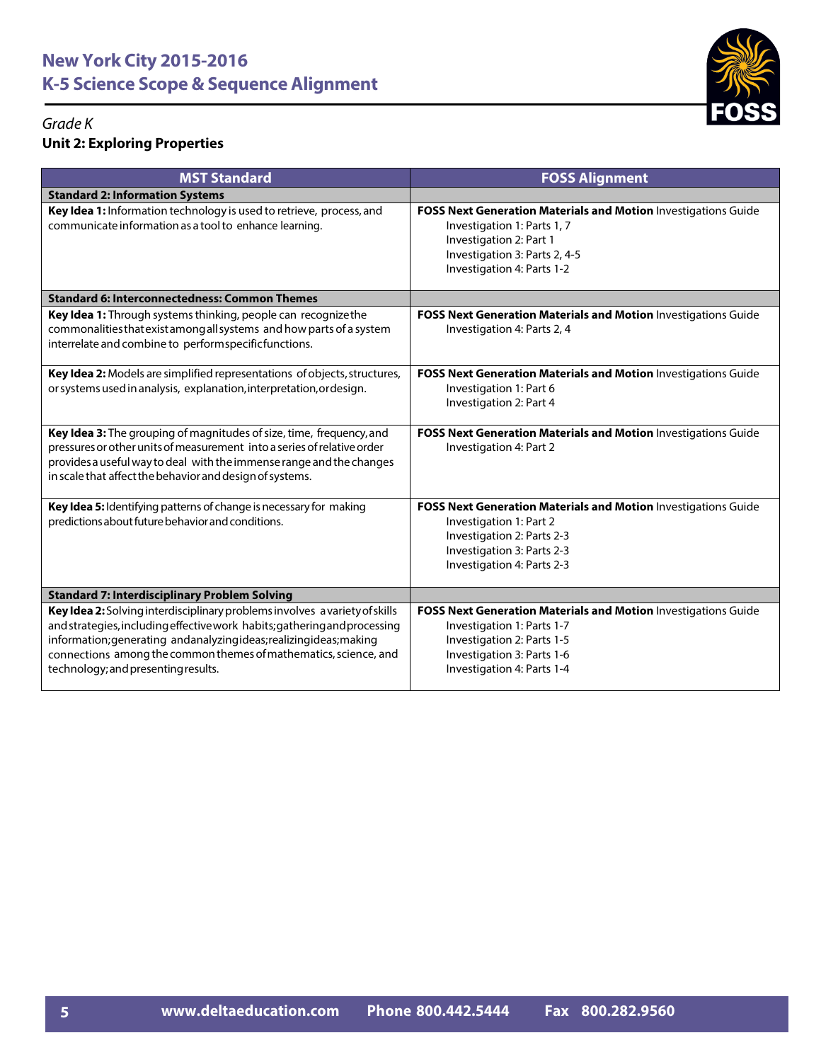# New York City 2015-2016
# K-5 Science Scope & Sequence Alignment

*Grade K*

**Unit 2: Exploring Properties**

| MST Standard | FOSS Alignment |
|---|---|
| **Standard 2: Information Systems** | |
| **Key Idea 1:** Information technology is used to retrieve, process, and communicate information as a tool to enhance learning. | **FOSS Next Generation Materials and Motion** Investigations Guide<br>Investigation 1: Parts 1, 7<br>Investigation 2: Part 1<br>Investigation 3: Parts 2, 4-5<br>Investigation 4: Parts 1-2 |
| **Standard 6: Interconnectedness: Common Themes** | |
| **Key Idea 1:** Through systems thinking, people can recognize the commonalities that exist among all systems and how parts of a system interrelate and combine to perform specific functions. | **FOSS Next Generation Materials and Motion** Investigations Guide<br>Investigation 4: Parts 2, 4 |
| **Key Idea 2:** Models are simplified representations of objects, structures, or systems used in analysis, explanation, interpretation, or design. | **FOSS Next Generation Materials and Motion** Investigations Guide<br>Investigation 1: Part 6<br>Investigation 2: Part 4 |
| **Key Idea 3:** The grouping of magnitudes of size, time, frequency, and pressures or other units of measurement into a series of relative order provides a useful way to deal with the immense range and the changes in scale that affect the behavior and design of systems. | **FOSS Next Generation Materials and Motion** Investigations Guide<br>Investigation 4: Part 2 |
| **Key Idea 5:** Identifying patterns of change is necessary for making predictions about future behavior and conditions. | **FOSS Next Generation Materials and Motion** Investigations Guide<br>Investigation 1: Part 2<br>Investigation 2: Parts 2-3<br>Investigation 3: Parts 2-3<br>Investigation 4: Parts 2-3 |
| **Standard 7: Interdisciplinary Problem Solving** | |
| **Key Idea 2:** Solving interdisciplinary problems involves a variety of skills and strategies, including effective work habits; gathering and processing information; generating and analyzing ideas; realizing ideas; making connections among the common themes of mathematics, science, and technology; and presenting results. | **FOSS Next Generation Materials and Motion** Investigations Guide<br>Investigation 1: Parts 1-7<br>Investigation 2: Parts 1-5<br>Investigation 3: Parts 1-6<br>Investigation 4: Parts 1-4 |

www.deltaeducation.com Phone 800.442.5444 Fax 800.282.9560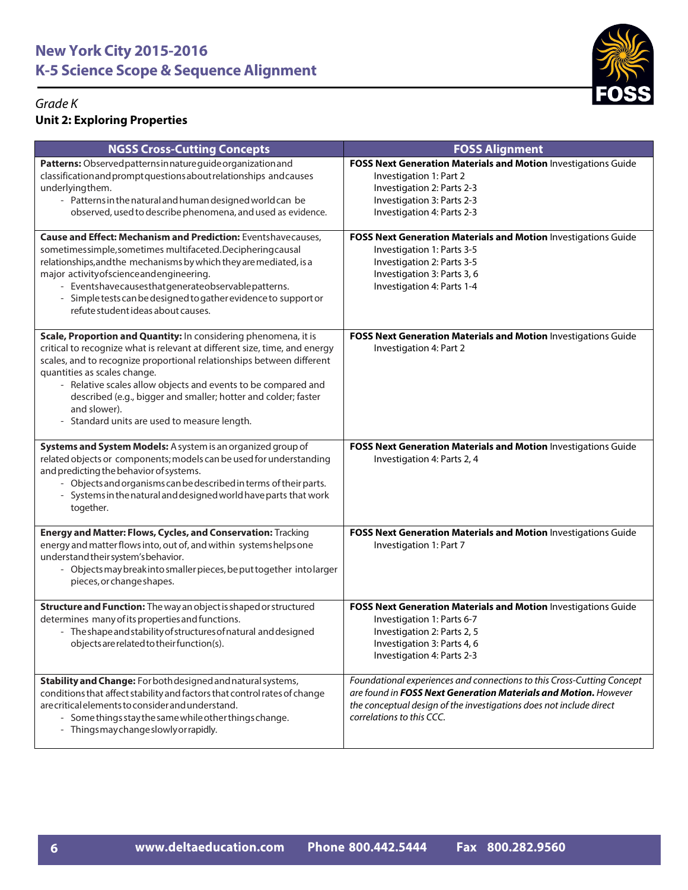# New York City 2015-2016
# K-5 Science Scope & Sequence Alignment

*Grade K*

**Unit 2: Exploring Properties**

| NGSS Cross-Cutting Concepts | FOSS Alignment |
|---|---|
| **Patterns:** Observed patterns in nature guide organization and classification and prompt questions about relationships and causes underlying them.<br>- Patterns in the natural and human designed world can be observed, used to describe phenomena, and used as evidence. | **FOSS Next Generation Materials and Motion** Investigations Guide<br>Investigation 1: Part 2<br>Investigation 2: Parts 2-3<br>Investigation 3: Parts 2-3<br>Investigation 4: Parts 2-3 |
| **Cause and Effect: Mechanism and Prediction:** Events have causes, sometimes simple, sometimes multifaceted. Deciphering causal relationships, and the mechanisms by which they are mediated, is a major activity of science and engineering.<br>- Events have causes that generate observable patterns.<br>- Simple tests can be designed to gather evidence to support or refute student ideas about causes. | **FOSS Next Generation Materials and Motion** Investigations Guide<br>Investigation 1: Parts 3-5<br>Investigation 2: Parts 3-5<br>Investigation 3: Parts 3, 6<br>Investigation 4: Parts 1-4 |
| **Scale, Proportion and Quantity:** In considering phenomena, it is critical to recognize what is relevant at different size, time, and energy scales, and to recognize proportional relationships between different quantities as scales change.<br>- Relative scales allow objects and events to be compared and described (e.g., bigger and smaller; hotter and colder; faster and slower).<br>- Standard units are used to measure length. | **FOSS Next Generation Materials and Motion** Investigations Guide<br>Investigation 4: Part 2 |
| **Systems and System Models:** A system is an organized group of related objects or components; models can be used for understanding and predicting the behavior of systems.<br>- Objects and organisms can be described in terms of their parts.<br>- Systems in the natural and designed world have parts that work together. | **FOSS Next Generation Materials and Motion** Investigations Guide<br>Investigation 4: Parts 2, 4 |
| **Energy and Matter: Flows, Cycles, and Conservation:** Tracking energy and matter flows into, out of, and within systems helps one understand their system's behavior.<br>- Objects may break into smaller pieces, be put together into larger pieces, or change shapes. | **FOSS Next Generation Materials and Motion** Investigations Guide<br>Investigation 1: Part 7 |
| **Structure and Function:** The way an object is shaped or structured determines many of its properties and functions.<br>- The shape and stability of structures of natural and designed objects are related to their function(s). | **FOSS Next Generation Materials and Motion** Investigations Guide<br>Investigation 1: Parts 6-7<br>Investigation 2: Parts 2, 5<br>Investigation 3: Parts 4, 6<br>Investigation 4: Parts 2-3 |
| **Stability and Change:** For both designed and natural systems, conditions that affect stability and factors that control rates of change are critical elements to consider and understand.<br>- Some things stay the same while other things change.<br>- Things may change slowly or rapidly. | *Foundational experiences and connections to this Cross-Cutting Concept are found in **FOSS Next Generation Materials and Motion.** However the conceptual design of the investigations does not include direct correlations to this CCC.* |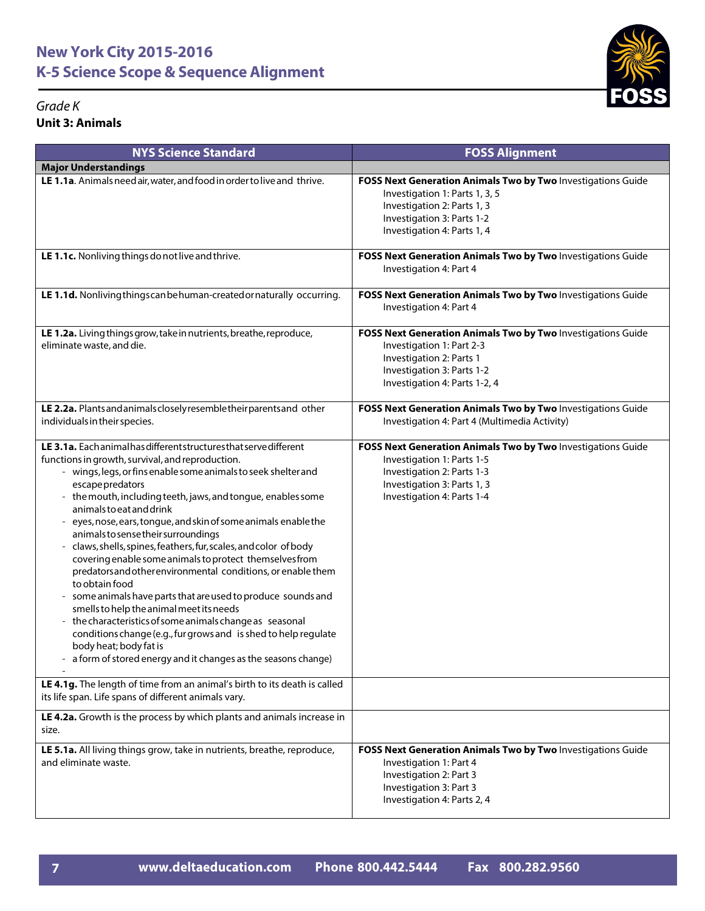## New York City 2015-2016
## K-5 Science Scope & Sequence Alignment

*Grade K*
**Unit 3: Animals**

| NYS Science Standard | FOSS Alignment |
|---|---|
| **Major Understandings** | |
| **LE 1.1a**. Animals need air, water, and food in order to live and thrive. | **FOSS Next Generation Animals Two by Two** Investigations Guide<br>Investigation 1: Parts 1, 3, 5<br>Investigation 2: Parts 1, 3<br>Investigation 3: Parts 1-2<br>Investigation 4: Parts 1, 4 |
| **LE 1.1c.** Nonliving things do not live and thrive. | **FOSS Next Generation Animals Two by Two** Investigations Guide<br>Investigation 4: Part 4 |
| **LE 1.1d.** Nonliving things can be human-created or naturally occurring. | **FOSS Next Generation Animals Two by Two** Investigations Guide<br>Investigation 4: Part 4 |
| **LE 1.2a.** Living things grow, take in nutrients, breathe, reproduce, eliminate waste, and die. | **FOSS Next Generation Animals Two by Two** Investigations Guide<br>Investigation 1: Part 2-3<br>Investigation 2: Parts 1<br>Investigation 3: Parts 1-2<br>Investigation 4: Parts 1-2, 4 |
| **LE 2.2a.** Plants and animals closely resemble their parents and other individuals in their species. | **FOSS Next Generation Animals Two by Two** Investigations Guide<br>Investigation 4: Part 4 (Multimedia Activity) |
| **LE 3.1a.** Each animal has different structures that serve different functions in growth, survival, and reproduction.<br>- wings, legs, or fins enable some animals to seek shelter and escape predators<br>- the mouth, including teeth, jaws, and tongue, enables some animals to eat and drink<br>- eyes, nose, ears, tongue, and skin of some animals enable the animals to sense their surroundings<br>- claws, shells, spines, feathers, fur, scales, and color of body covering enable some animals to protect themselves from predators and other environmental conditions, or enable them to obtain food<br>- some animals have parts that are used to produce sounds and smells to help the animal meet its needs<br>- the characteristics of some animals change as seasonal conditions change (e.g., fur grows and is shed to help regulate body heat; body fat is<br>- a form of stored energy and it changes as the seasons change)<br>- | **FOSS Next Generation Animals Two by Two** Investigations Guide<br>Investigation 1: Parts 1-5<br>Investigation 2: Parts 1-3<br>Investigation 3: Parts 1, 3<br>Investigation 4: Parts 1-4 |
| **LE 4.1g.** The length of time from an animal's birth to its death is called its life span. Life spans of different animals vary. | |
| **LE 4.2a.** Growth is the process by which plants and animals increase in size. | |
| **LE 5.1a.** All living things grow, take in nutrients, breathe, reproduce, and eliminate waste. | **FOSS Next Generation Animals Two by Two** Investigations Guide<br>Investigation 1: Part 4<br>Investigation 2: Part 3<br>Investigation 3: Part 3<br>Investigation 4: Parts 2, 4 |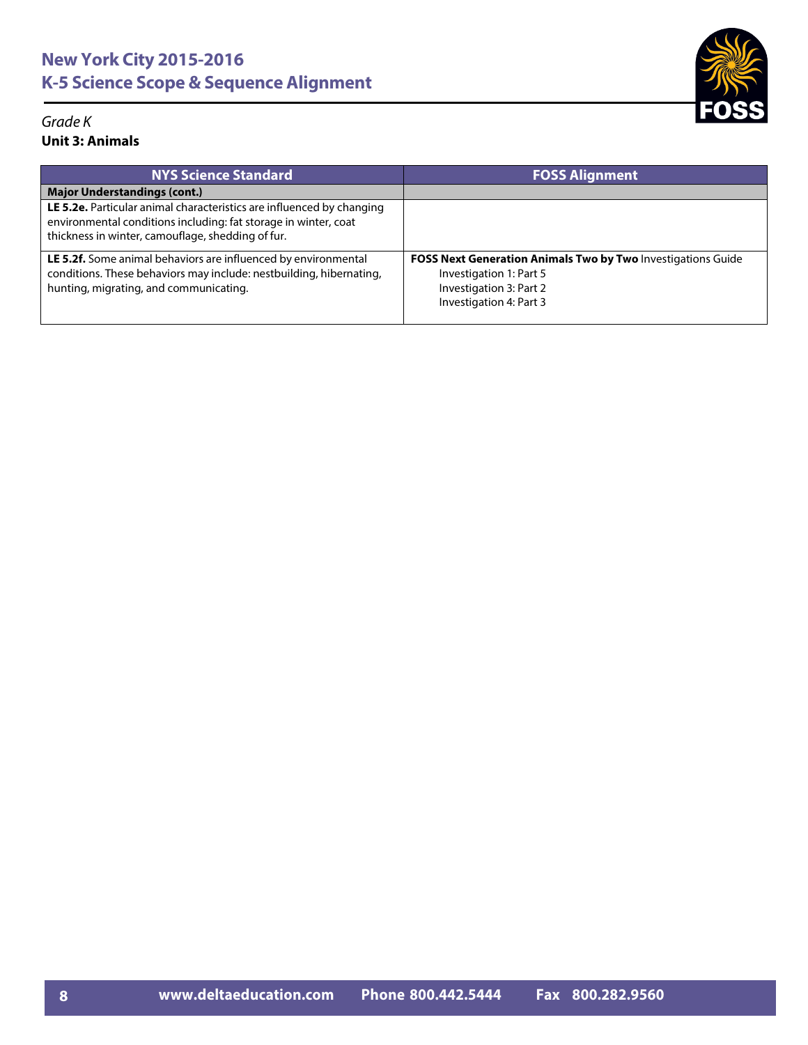*Grade K*

**Unit 3: Animals**

| NYS Science Standard | FOSS Alignment |
|---|---|
| **Major Understandings (cont.)** | |
| **LE 5.2e.** Particular animal characteristics are influenced by changing environmental conditions including: fat storage in winter, coat thickness in winter, camouflage, shedding of fur. | |
| **LE 5.2f.** Some animal behaviors are influenced by environmental conditions. These behaviors may include: nestbuilding, hibernating, hunting, migrating, and communicating. | **FOSS Next Generation Animals Two by Two** Investigations Guide<br>Investigation 1: Part 5<br>Investigation 3: Part 2<br>Investigation 4: Part 3 |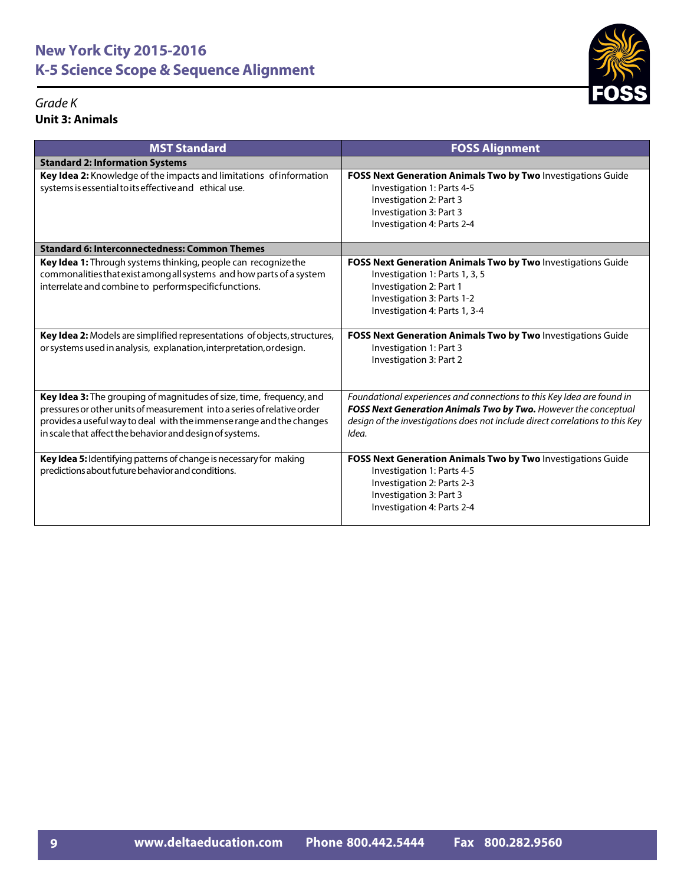# New York City 2015-2016
# K-5 Science Scope & Sequence Alignment

*Grade K*

**Unit 3: Animals**

| MST Standard | FOSS Alignment |
|---|---|
| **Standard 2: Information Systems** | |
| **Key Idea 2:** Knowledge of the impacts and limitations of information systems is essential to its effective and ethical use. | **FOSS Next Generation Animals Two by Two** Investigations Guide<br>Investigation 1: Parts 4-5<br>Investigation 2: Part 3<br>Investigation 3: Part 3<br>Investigation 4: Parts 2-4 |
| **Standard 6: Interconnectedness: Common Themes** | |
| **Key Idea 1:** Through systems thinking, people can recognize the commonalities that exist among all systems and how parts of a system interrelate and combine to perform specific functions. | **FOSS Next Generation Animals Two by Two** Investigations Guide<br>Investigation 1: Parts 1, 3, 5<br>Investigation 2: Part 1<br>Investigation 3: Parts 1-2<br>Investigation 4: Parts 1, 3-4 |
| **Key Idea 2:** Models are simplified representations of objects, structures, or systems used in analysis, explanation, interpretation, or design. | **FOSS Next Generation Animals Two by Two** Investigations Guide<br>Investigation 1: Part 3<br>Investigation 3: Part 2 |
| **Key Idea 3:** The grouping of magnitudes of size, time, frequency, and pressures or other units of measurement into a series of relative order provides a useful way to deal with the immense range and the changes in scale that affect the behavior and design of systems. | *Foundational experiences and connections to this Key Idea are found in* ***FOSS Next Generation Animals Two by Two.*** *However the conceptual design of the investigations does not include direct correlations to this Key Idea.* |
| **Key Idea 5:** Identifying patterns of change is necessary for making predictions about future behavior and conditions. | **FOSS Next Generation Animals Two by Two** Investigations Guide<br>Investigation 1: Parts 4-5<br>Investigation 2: Parts 2-3<br>Investigation 3: Part 3<br>Investigation 4: Parts 2-4 |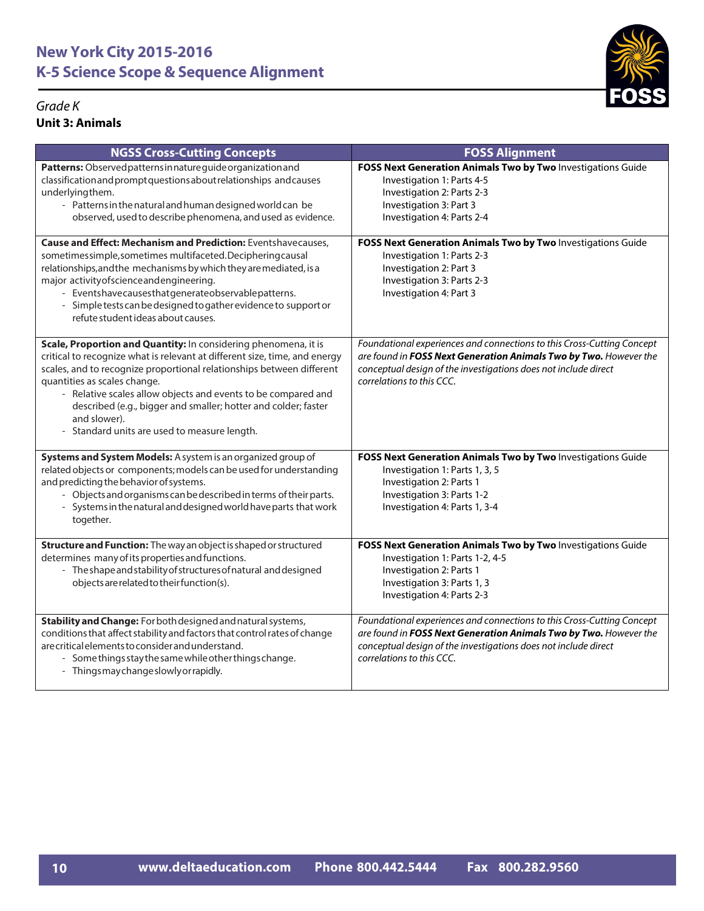## New York City 2015-2016
## K-5 Science Scope & Sequence Alignment

*Grade K*

**Unit 3: Animals**

| NGSS Cross-Cutting Concepts | FOSS Alignment |
|---|---|
| **Patterns:** Observed patterns in nature guide organization and classification and prompt questions about relationships and causes underlying them.<br>- Patterns in the natural and human designed world can be observed, used to describe phenomena, and used as evidence. | **FOSS Next Generation Animals Two by Two** Investigations Guide<br>Investigation 1: Parts 4-5<br>Investigation 2: Parts 2-3<br>Investigation 3: Part 3<br>Investigation 4: Parts 2-4 |
| **Cause and Effect: Mechanism and Prediction:** Events have causes, sometimes simple, sometimes multifaceted. Deciphering causal relationships, and the mechanisms by which they are mediated, is a major activity of science and engineering.<br>- Events have causes that generate observable patterns.<br>- Simple tests can be designed to gather evidence to support or refute student ideas about causes. | **FOSS Next Generation Animals Two by Two** Investigations Guide<br>Investigation 1: Parts 2-3<br>Investigation 2: Part 3<br>Investigation 3: Parts 2-3<br>Investigation 4: Part 3 |
| **Scale, Proportion and Quantity:** In considering phenomena, it is critical to recognize what is relevant at different size, time, and energy scales, and to recognize proportional relationships between different quantities as scales change.<br>- Relative scales allow objects and events to be compared and described (e.g., bigger and smaller; hotter and colder; faster and slower).<br>- Standard units are used to measure length. | *Foundational experiences and connections to this Cross-Cutting Concept are found in **FOSS Next Generation Animals Two by Two.** However the conceptual design of the investigations does not include direct correlations to this CCC.* |
| **Systems and System Models:** A system is an organized group of related objects or components; models can be used for understanding and predicting the behavior of systems.<br>- Objects and organisms can be described in terms of their parts.<br>- Systems in the natural and designed world have parts that work together. | **FOSS Next Generation Animals Two by Two** Investigations Guide<br>Investigation 1: Parts 1, 3, 5<br>Investigation 2: Parts 1<br>Investigation 3: Parts 1-2<br>Investigation 4: Parts 1, 3-4 |
| **Structure and Function:** The way an object is shaped or structured determines many of its properties and functions.<br>- The shape and stability of structures of natural and designed objects are related to their function(s). | **FOSS Next Generation Animals Two by Two** Investigations Guide<br>Investigation 1: Parts 1-2, 4-5<br>Investigation 2: Parts 1<br>Investigation 3: Parts 1, 3<br>Investigation 4: Parts 2-3 |
| **Stability and Change:** For both designed and natural systems, conditions that affect stability and factors that control rates of change are critical elements to consider and understand.<br>- Some things stay the same while other things change.<br>- Things may change slowly or rapidly. | *Foundational experiences and connections to this Cross-Cutting Concept are found in **FOSS Next Generation Animals Two by Two.** However the conceptual design of the investigations does not include direct correlations to this CCC.* |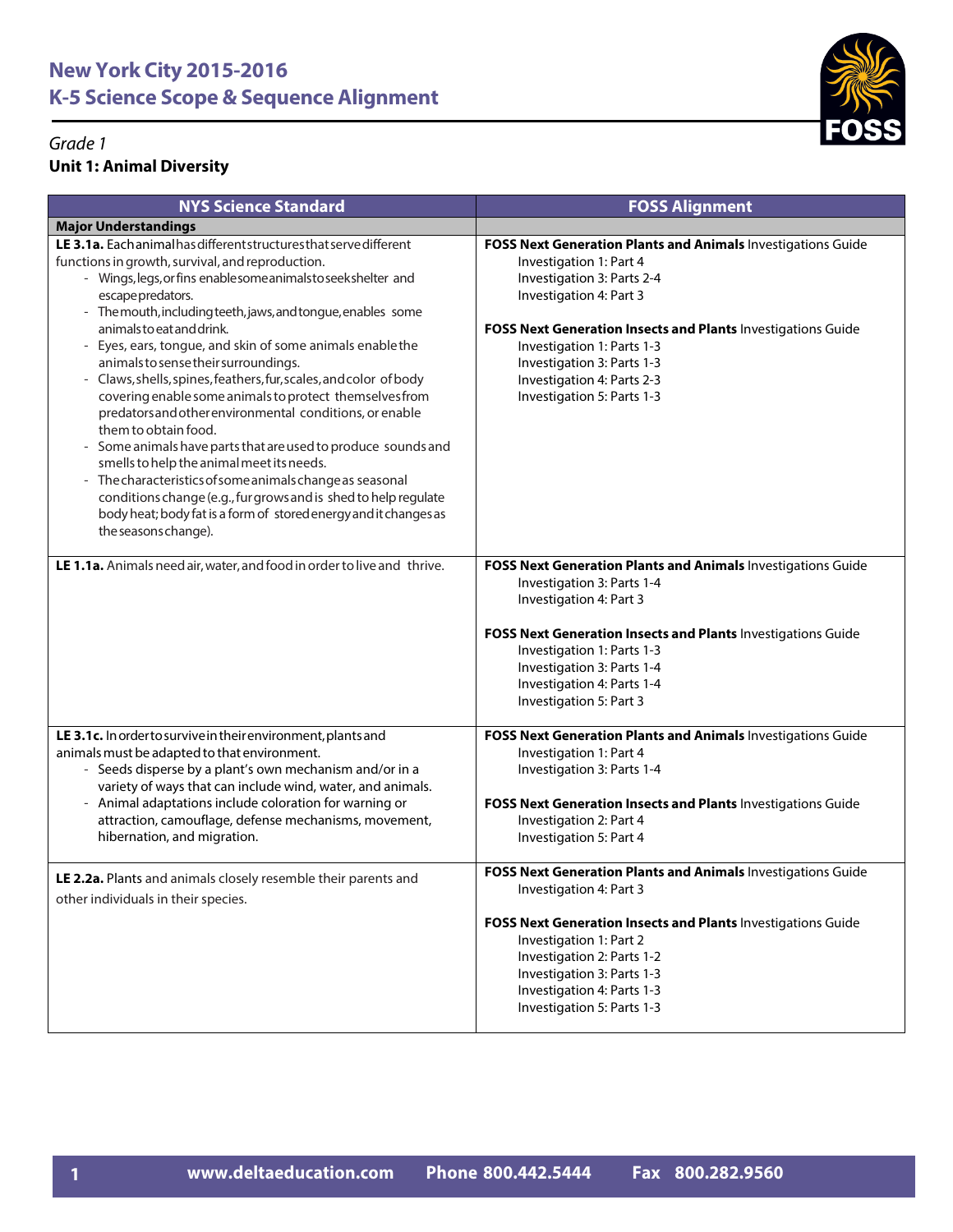# New York City 2015-2016
# K-5 Science Scope & Sequence Alignment

*Grade 1*

**Unit 1: Animal Diversity**

| NYS Science Standard | FOSS Alignment |
|---|---|
| **Major Understandings** | |
| **LE 3.1a.** Each animal has different structures that serve different functions in growth, survival, and reproduction.<br>- Wings, legs, or fins enable some animals to seek shelter and escape predators.<br>- The mouth, including teeth, jaws, and tongue, enables some animals to eat and drink.<br>- Eyes, ears, tongue, and skin of some animals enable the animals to sense their surroundings.<br>- Claws, shells, spines, feathers, fur, scales, and color of body covering enable some animals to protect themselves from predators and other environmental conditions, or enable them to obtain food.<br>- Some animals have parts that are used to produce sounds and smells to help the animal meet its needs.<br>- The characteristics of some animals change as seasonal conditions change (e.g., fur grows and is shed to help regulate body heat; body fat is a form of stored energy and it changes as the seasons change). | **FOSS Next Generation Plants and Animals** Investigations Guide<br>Investigation 1: Part 4<br>Investigation 3: Parts 2-4<br>Investigation 4: Part 3<br><br>**FOSS Next Generation Insects and Plants** Investigations Guide<br>Investigation 1: Parts 1-3<br>Investigation 3: Parts 1-3<br>Investigation 4: Parts 2-3<br>Investigation 5: Parts 1-3 |
| **LE 1.1a.** Animals need air, water, and food in order to live and thrive. | **FOSS Next Generation Plants and Animals** Investigations Guide<br>Investigation 3: Parts 1-4<br>Investigation 4: Part 3<br><br>**FOSS Next Generation Insects and Plants** Investigations Guide<br>Investigation 1: Parts 1-3<br>Investigation 3: Parts 1-4<br>Investigation 4: Parts 1-4<br>Investigation 5: Part 3 |
| **LE 3.1c.** In order to survive in their environment, plants and animals must be adapted to that environment.<br>- Seeds disperse by a plant's own mechanism and/or in a variety of ways that can include wind, water, and animals.<br>- Animal adaptations include coloration for warning or attraction, camouflage, defense mechanisms, movement, hibernation, and migration. | **FOSS Next Generation Plants and Animals** Investigations Guide<br>Investigation 1: Part 4<br>Investigation 3: Parts 1-4<br><br>**FOSS Next Generation Insects and Plants** Investigations Guide<br>Investigation 2: Part 4<br>Investigation 5: Part 4 |
| **LE 2.2a.** Plants and animals closely resemble their parents and other individuals in their species. | **FOSS Next Generation Plants and Animals** Investigations Guide<br>Investigation 4: Part 3<br><br>**FOSS Next Generation Insects and Plants** Investigations Guide<br>Investigation 1: Part 2<br>Investigation 2: Parts 1-2<br>Investigation 3: Parts 1-3<br>Investigation 4: Parts 1-3<br>Investigation 5: Parts 1-3 |

www.deltaeducation.com Phone 800.442.5444 Fax 800.282.9560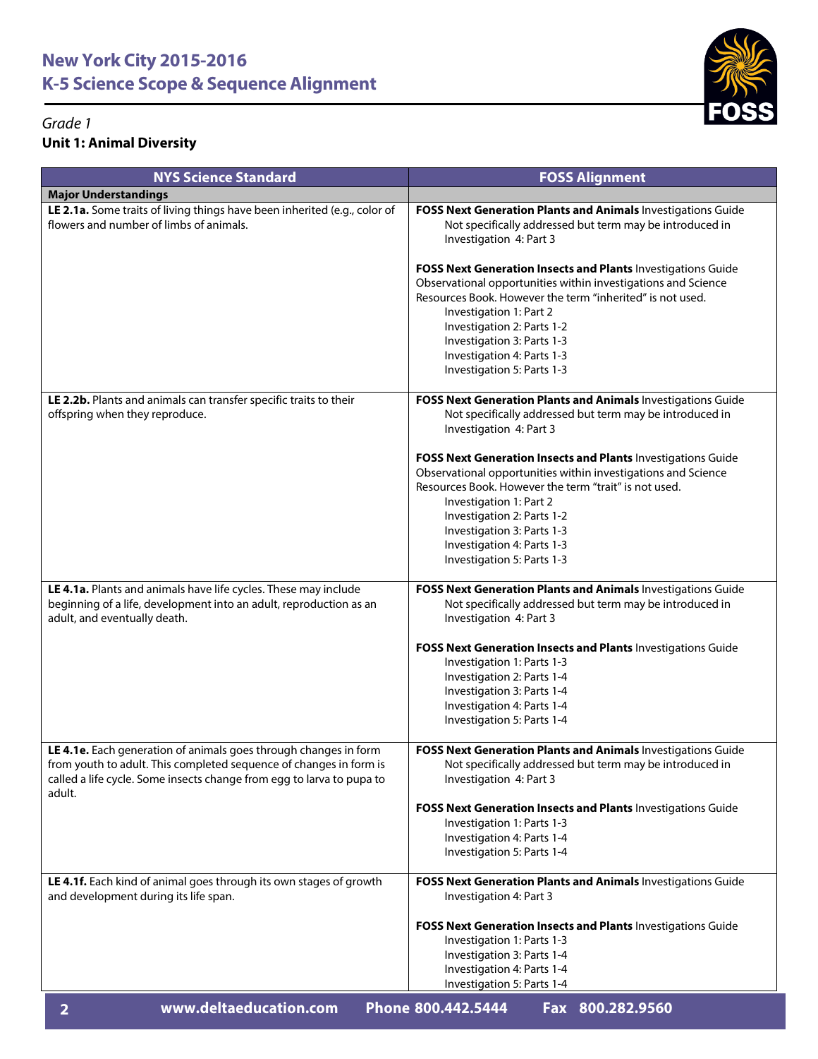# New York City 2015-2016
# K-5 Science Scope & Sequence Alignment

*Grade 1*

**Unit 1: Animal Diversity**

| NYS Science Standard | FOSS Alignment |
|---|---|
| **Major Understandings** | |
| **LE 2.1a.** Some traits of living things have been inherited (e.g., color of flowers and number of limbs of animals. | **FOSS Next Generation Plants and Animals** Investigations Guide<br>Not specifically addressed but term may be introduced in Investigation 4: Part 3<br><br>**FOSS Next Generation Insects and Plants** Investigations Guide<br>Observational opportunities within investigations and Science Resources Book. However the term "inherited" is not used.<br>Investigation 1: Part 2<br>Investigation 2: Parts 1-2<br>Investigation 3: Parts 1-3<br>Investigation 4: Parts 1-3<br>Investigation 5: Parts 1-3 |
| **LE 2.2b.** Plants and animals can transfer specific traits to their offspring when they reproduce. | **FOSS Next Generation Plants and Animals** Investigations Guide<br>Not specifically addressed but term may be introduced in Investigation 4: Part 3<br><br>**FOSS Next Generation Insects and Plants** Investigations Guide<br>Observational opportunities within investigations and Science Resources Book. However the term "trait" is not used.<br>Investigation 1: Part 2<br>Investigation 2: Parts 1-2<br>Investigation 3: Parts 1-3<br>Investigation 4: Parts 1-3<br>Investigation 5: Parts 1-3 |
| **LE 4.1a.** Plants and animals have life cycles. These may include beginning of a life, development into an adult, reproduction as an adult, and eventually death. | **FOSS Next Generation Plants and Animals** Investigations Guide<br>Not specifically addressed but term may be introduced in Investigation 4: Part 3<br><br>**FOSS Next Generation Insects and Plants** Investigations Guide<br>Investigation 1: Parts 1-3<br>Investigation 2: Parts 1-4<br>Investigation 3: Parts 1-4<br>Investigation 4: Parts 1-4<br>Investigation 5: Parts 1-4 |
| **LE 4.1e.** Each generation of animals goes through changes in form from youth to adult. This completed sequence of changes in form is called a life cycle. Some insects change from egg to larva to pupa to adult. | **FOSS Next Generation Plants and Animals** Investigations Guide<br>Not specifically addressed but term may be introduced in Investigation 4: Part 3<br><br>**FOSS Next Generation Insects and Plants** Investigations Guide<br>Investigation 1: Parts 1-3<br>Investigation 4: Parts 1-4<br>Investigation 5: Parts 1-4 |
| **LE 4.1f.** Each kind of animal goes through its own stages of growth and development during its life span. | **FOSS Next Generation Plants and Animals** Investigations Guide<br>Investigation 4: Part 3<br><br>**FOSS Next Generation Insects and Plants** Investigations Guide<br>Investigation 1: Parts 1-3<br>Investigation 3: Parts 1-4<br>Investigation 4: Parts 1-4<br>Investigation 5: Parts 1-4 |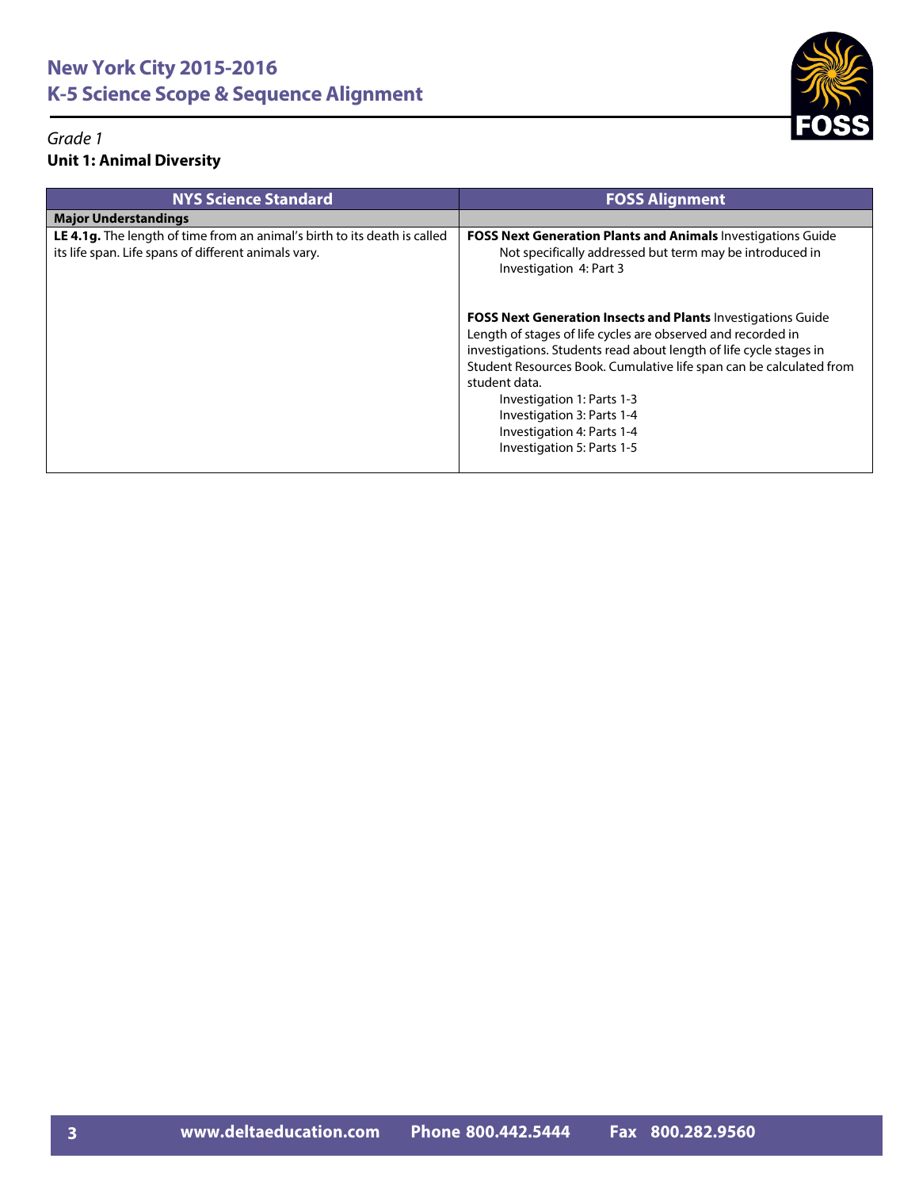## New York City 2015-2016
## K-5 Science Scope & Sequence Alignment

*Grade 1*

**Unit 1: Animal Diversity**

| NYS Science Standard | FOSS Alignment |
|---|---|
| **Major Understandings** | |
| **LE 4.1g.** The length of time from an animal's birth to its death is called its life span. Life spans of different animals vary. | **FOSS Next Generation Plants and Animals** Investigations Guide<br>Not specifically addressed but term may be introduced in Investigation 4: Part 3<br><br>**FOSS Next Generation Insects and Plants** Investigations Guide<br>Length of stages of life cycles are observed and recorded in investigations. Students read about length of life cycle stages in Student Resources Book. Cumulative life span can be calculated from student data.<br>Investigation 1: Parts 1-3<br>Investigation 3: Parts 1-4<br>Investigation 4: Parts 1-4<br>Investigation 5: Parts 1-5 |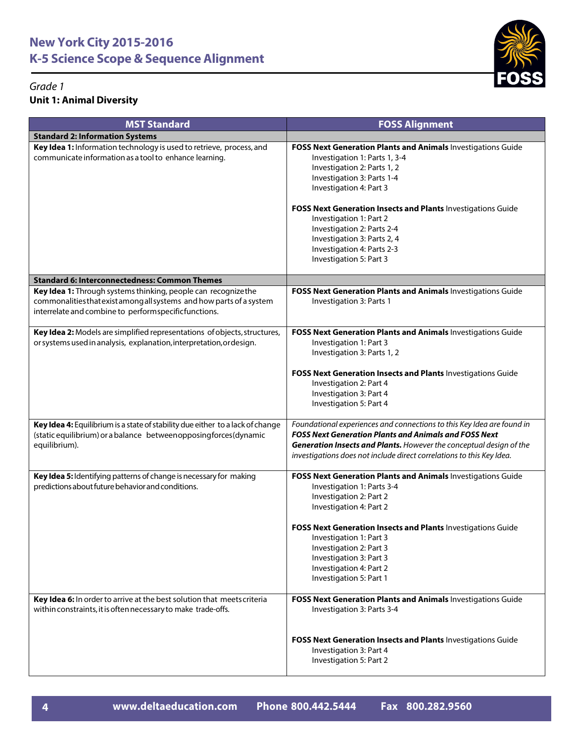# New York City 2015-2016
# K-5 Science Scope & Sequence Alignment

*Grade 1*

**Unit 1: Animal Diversity**

| MST Standard | FOSS Alignment |
|---|---|
| **Standard 2: Information Systems** | |
| **Key Idea 1:** Information technology is used to retrieve, process, and communicate information as a tool to enhance learning. | **FOSS Next Generation Plants and Animals** Investigations Guide<br>Investigation 1: Parts 1, 3-4<br>Investigation 2: Parts 1, 2<br>Investigation 3: Parts 1-4<br>Investigation 4: Part 3<br><br>**FOSS Next Generation Insects and Plants** Investigations Guide<br>Investigation 1: Part 2<br>Investigation 2: Parts 2-4<br>Investigation 3: Parts 2, 4<br>Investigation 4: Parts 2-3<br>Investigation 5: Part 3 |
| **Standard 6: Interconnectedness: Common Themes** | |
| **Key Idea 1:** Through systems thinking, people can recognize the commonalities that exist among all systems and how parts of a system interrelate and combine to perform specific functions. | **FOSS Next Generation Plants and Animals** Investigations Guide<br>Investigation 3: Parts 1 |
| **Key Idea 2:** Models are simplified representations of objects, structures, or systems used in analysis, explanation, interpretation, or design. | **FOSS Next Generation Plants and Animals** Investigations Guide<br>Investigation 1: Part 3<br>Investigation 3: Parts 1, 2<br><br>**FOSS Next Generation Insects and Plants** Investigations Guide<br>Investigation 2: Part 4<br>Investigation 3: Part 4<br>Investigation 5: Part 4 |
| **Key Idea 4:** Equilibrium is a state of stability due either to a lack of change (static equilibrium) or a balance between opposing forces (dynamic equilibrium). | *Foundational experiences and connections to this Key Idea are found in **FOSS Next Generation Plants and Animals and FOSS Next Generation Insects and Plants.** However the conceptual design of the investigations does not include direct correlations to this Key Idea.* |
| **Key Idea 5:** Identifying patterns of change is necessary for making predictions about future behavior and conditions. | **FOSS Next Generation Plants and Animals** Investigations Guide<br>Investigation 1: Parts 3-4<br>Investigation 2: Part 2<br>Investigation 4: Part 2<br><br>**FOSS Next Generation Insects and Plants** Investigations Guide<br>Investigation 1: Part 3<br>Investigation 2: Part 3<br>Investigation 3: Part 3<br>Investigation 4: Part 2<br>Investigation 5: Part 1 |
| **Key Idea 6:** In order to arrive at the best solution that meets criteria within constraints, it is often necessary to make trade-offs. | **FOSS Next Generation Plants and Animals** Investigations Guide<br>Investigation 3: Parts 3-4<br><br>**FOSS Next Generation Insects and Plants** Investigations Guide<br>Investigation 3: Part 4<br>Investigation 5: Part 2 |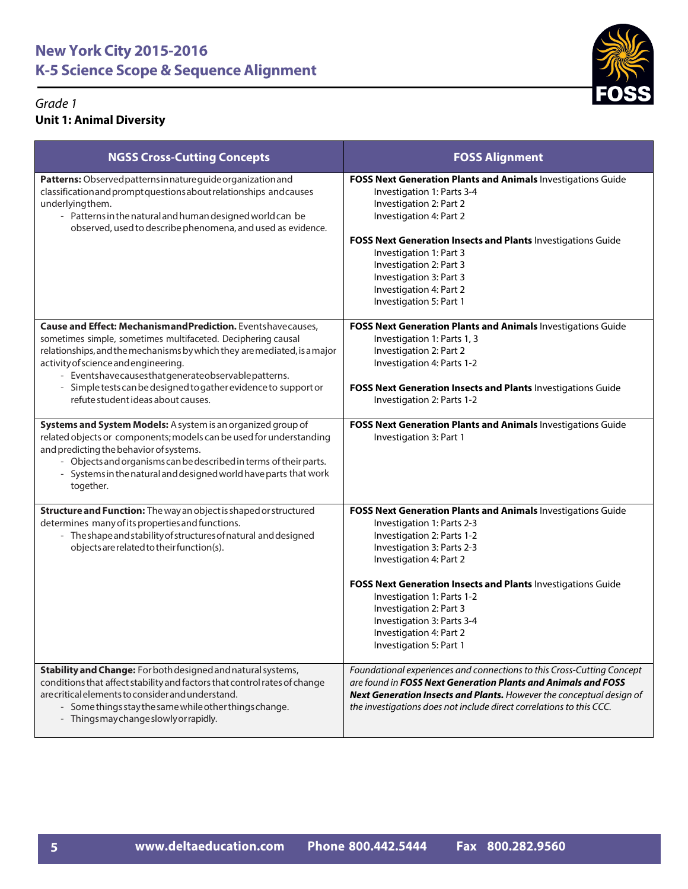# New York City 2015-2016
# K-5 Science Scope & Sequence Alignment

*Grade 1*

**Unit 1: Animal Diversity**

| NGSS Cross-Cutting Concepts | FOSS Alignment |
|---|---|
| **Patterns:** Observed patterns in nature guide organization and classification and prompt questions about relationships and causes underlying them.<br>- Patterns in the natural and human designed world can be observed, used to describe phenomena, and used as evidence. | **FOSS Next Generation Plants and Animals** Investigations Guide<br>Investigation 1: Parts 3-4<br>Investigation 2: Part 2<br>Investigation 4: Part 2<br><br>**FOSS Next Generation Insects and Plants** Investigations Guide<br>Investigation 1: Part 3<br>Investigation 2: Part 3<br>Investigation 3: Part 3<br>Investigation 4: Part 2<br>Investigation 5: Part 1 |
| **Cause and Effect: Mechanism and Prediction.** Events have causes, sometimes simple, sometimes multifaceted. Deciphering causal relationships, and the mechanisms by which they are mediated, is a major activity of science and engineering.<br>- Events have causes that generate observable patterns.<br>- Simple tests can be designed to gather evidence to support or refute student ideas about causes. | **FOSS Next Generation Plants and Animals** Investigations Guide<br>Investigation 1: Parts 1, 3<br>Investigation 2: Part 2<br>Investigation 4: Parts 1-2<br><br>**FOSS Next Generation Insects and Plants** Investigations Guide<br>Investigation 2: Parts 1-2 |
| **Systems and System Models:** A system is an organized group of related objects or components; models can be used for understanding and predicting the behavior of systems.<br>- Objects and organisms can be described in terms of their parts.<br>- Systems in the natural and designed world have parts that work together. | **FOSS Next Generation Plants and Animals** Investigations Guide<br>Investigation 3: Part 1 |
| **Structure and Function:** The way an object is shaped or structured determines many of its properties and functions.<br>- The shape and stability of structures of natural and designed objects are related to their function(s). | **FOSS Next Generation Plants and Animals** Investigations Guide<br>Investigation 1: Parts 2-3<br>Investigation 2: Parts 1-2<br>Investigation 3: Parts 2-3<br>Investigation 4: Part 2<br><br>**FOSS Next Generation Insects and Plants** Investigations Guide<br>Investigation 1: Parts 1-2<br>Investigation 2: Part 3<br>Investigation 3: Parts 3-4<br>Investigation 4: Part 2<br>Investigation 5: Part 1 |
| **Stability and Change:** For both designed and natural systems, conditions that affect stability and factors that control rates of change are critical elements to consider and understand.<br>- Some things stay the same while other things change.<br>- Things may change slowly or rapidly. | *Foundational experiences and connections to this Cross-Cutting Concept are found in* ***FOSS Next Generation Plants and Animals and FOSS Next Generation Insects and Plants.*** *However the conceptual design of the investigations does not include direct correlations to this CCC.* |

www.deltaeducation.com Phone 800.442.5444 Fax 800.282.9560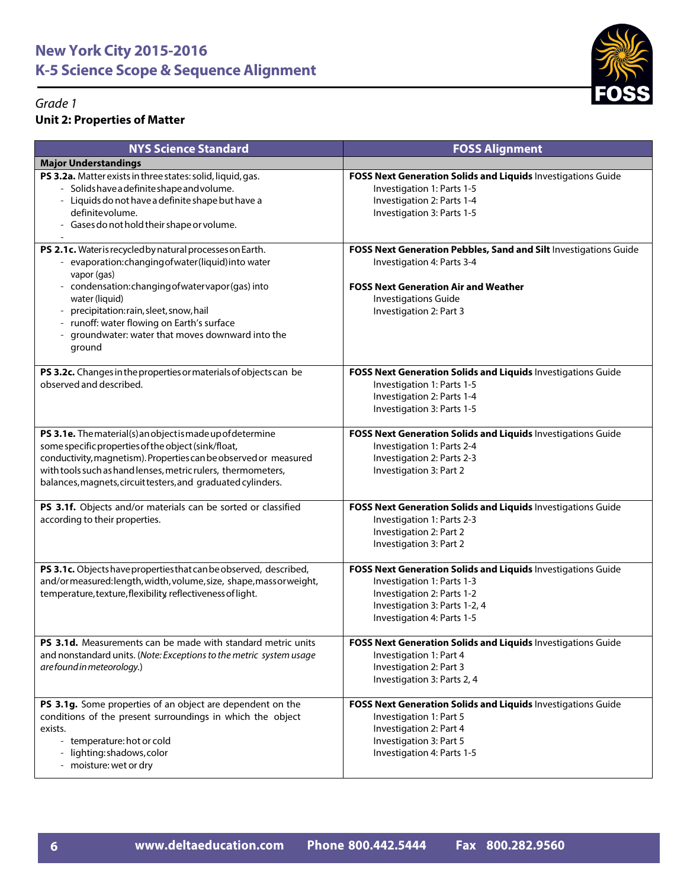# New York City 2015-2016
# K-5 Science Scope & Sequence Alignment

*Grade 1*

**Unit 2: Properties of Matter**

| NYS Science Standard | FOSS Alignment |
|---|---|
| **Major Understandings** | |
| **PS 3.2a.** Matter exists in three states: solid, liquid, gas.<br>- Solids have a definite shape and volume.<br>- Liquids do not have a definite shape but have a definite volume.<br>- Gases do not hold their shape or volume.<br>- | **FOSS Next Generation Solids and Liquids** Investigations Guide<br>Investigation 1: Parts 1-5<br>Investigation 2: Parts 1-4<br>Investigation 3: Parts 1-5 |
| **PS 2.1c.** Water is recycled by natural processes on Earth.<br>- evaporation: changing of water (liquid) into water vapor (gas)<br>- condensation: changing of water vapor (gas) into water (liquid)<br>- precipitation: rain, sleet, snow, hail<br>- runoff: water flowing on Earth's surface<br>- groundwater: water that moves downward into the ground | **FOSS Next Generation Pebbles, Sand and Silt** Investigations Guide<br>Investigation 4: Parts 3-4<br><br>**FOSS Next Generation Air and Weather** Investigations Guide<br>Investigation 2: Part 3 |
| **PS 3.2c.** Changes in the properties or materials of objects can be observed and described. | **FOSS Next Generation Solids and Liquids** Investigations Guide<br>Investigation 1: Parts 1-5<br>Investigation 2: Parts 1-4<br>Investigation 3: Parts 1-5 |
| **PS 3.1e.** The material(s) an object is made up of determine some specific properties of the object (sink/float, conductivity, magnetism). Properties can be observed or measured with tools such as hand lenses, metric rulers, thermometers, balances, magnets, circuit testers, and graduated cylinders. | **FOSS Next Generation Solids and Liquids** Investigations Guide<br>Investigation 1: Parts 2-4<br>Investigation 2: Parts 2-3<br>Investigation 3: Part 2 |
| **PS 3.1f.** Objects and/or materials can be sorted or classified according to their properties. | **FOSS Next Generation Solids and Liquids** Investigations Guide<br>Investigation 1: Parts 2-3<br>Investigation 2: Part 2<br>Investigation 3: Part 2 |
| **PS 3.1c.** Objects have properties that can be observed, described, and/or measured: length, width, volume, size, shape, mass or weight, temperature, texture, flexibility, reflectiveness of light. | **FOSS Next Generation Solids and Liquids** Investigations Guide<br>Investigation 1: Parts 1-3<br>Investigation 2: Parts 1-2<br>Investigation 3: Parts 1-2, 4<br>Investigation 4: Parts 1-5 |
| **PS 3.1d.** Measurements can be made with standard metric units and nonstandard units. (*Note: Exceptions to the metric system usage are found in meteorology.*) | **FOSS Next Generation Solids and Liquids** Investigations Guide<br>Investigation 1: Part 4<br>Investigation 2: Part 3<br>Investigation 3: Parts 2, 4 |
| **PS 3.1g.** Some properties of an object are dependent on the conditions of the present surroundings in which the object exists.<br>- temperature: hot or cold<br>- lighting: shadows, color<br>- moisture: wet or dry | **FOSS Next Generation Solids and Liquids** Investigations Guide<br>Investigation 1: Part 5<br>Investigation 2: Part 4<br>Investigation 3: Part 5<br>Investigation 4: Parts 1-5 |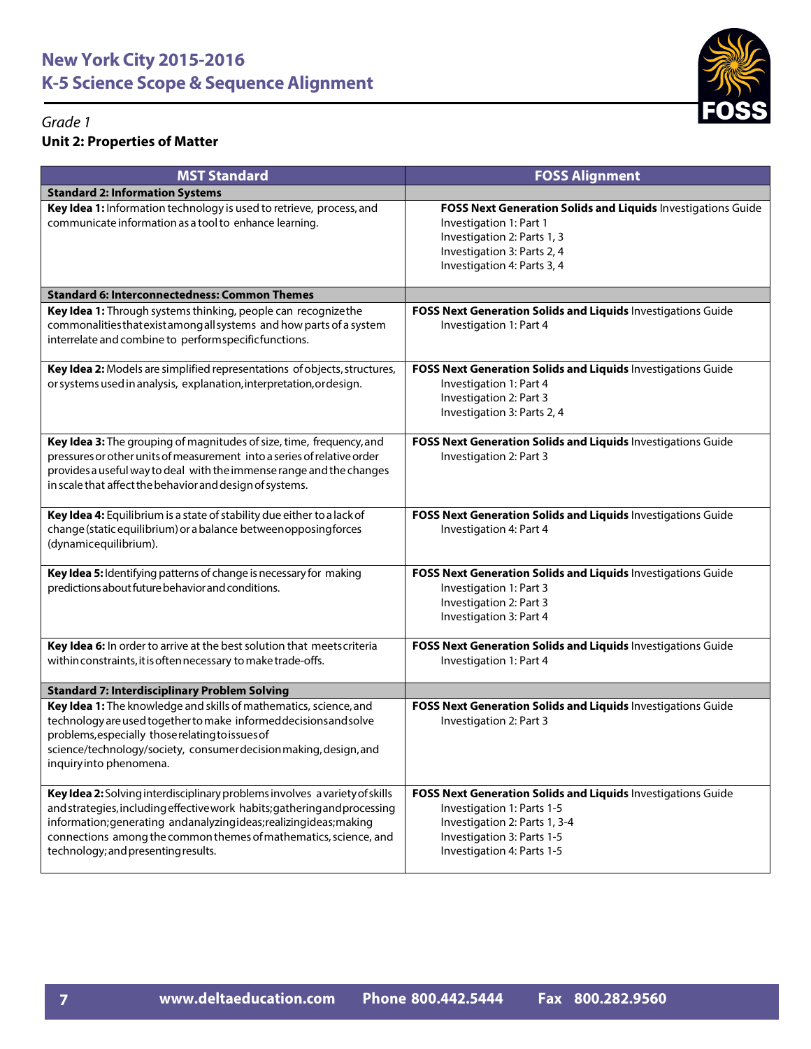# New York City 2015-2016
# K-5 Science Scope & Sequence Alignment

*Grade 1*

**Unit 2: Properties of Matter**

| MST Standard | FOSS Alignment |
|---|---|
| **Standard 2: Information Systems** | |
| **Key Idea 1:** Information technology is used to retrieve, process, and communicate information as a tool to enhance learning. | **FOSS Next Generation Solids and Liquids** Investigations Guide<br>Investigation 1: Part 1<br>Investigation 2: Parts 1, 3<br>Investigation 3: Parts 2, 4<br>Investigation 4: Parts 3, 4 |
| **Standard 6: Interconnectedness: Common Themes** | |
| **Key Idea 1:** Through systems thinking, people can recognize the commonalities that exist among all systems and how parts of a system interrelate and combine to perform specific functions. | **FOSS Next Generation Solids and Liquids** Investigations Guide<br>Investigation 1: Part 4 |
| **Key Idea 2:** Models are simplified representations of objects, structures, or systems used in analysis, explanation, interpretation, or design. | **FOSS Next Generation Solids and Liquids** Investigations Guide<br>Investigation 1: Part 4<br>Investigation 2: Part 3<br>Investigation 3: Parts 2, 4 |
| **Key Idea 3:** The grouping of magnitudes of size, time, frequency, and pressures or other units of measurement into a series of relative order provides a useful way to deal with the immense range and the changes in scale that affect the behavior and design of systems. | **FOSS Next Generation Solids and Liquids** Investigations Guide<br>Investigation 2: Part 3 |
| **Key Idea 4:** Equilibrium is a state of stability due either to a lack of change (static equilibrium) or a balance between opposing forces (dynamic equilibrium). | **FOSS Next Generation Solids and Liquids** Investigations Guide<br>Investigation 4: Part 4 |
| **Key Idea 5:** Identifying patterns of change is necessary for making predictions about future behavior and conditions. | **FOSS Next Generation Solids and Liquids** Investigations Guide<br>Investigation 1: Part 3<br>Investigation 2: Part 3<br>Investigation 3: Part 4 |
| **Key Idea 6:** In order to arrive at the best solution that meets criteria within constraints, it is often necessary to make trade-offs. | **FOSS Next Generation Solids and Liquids** Investigations Guide<br>Investigation 1: Part 4 |
| **Standard 7: Interdisciplinary Problem Solving** | |
| **Key Idea 1:** The knowledge and skills of mathematics, science, and technology are used together to make informed decisions and solve problems, especially those relating to issues of science/technology/society, consumer decision making, design, and inquiry into phenomena. | **FOSS Next Generation Solids and Liquids** Investigations Guide<br>Investigation 2: Part 3 |
| **Key Idea 2:** Solving interdisciplinary problems involves a variety of skills and strategies, including effective work habits; gathering and processing information; generating and analyzing ideas; realizing ideas; making connections among the common themes of mathematics, science, and technology; and presenting results. | **FOSS Next Generation Solids and Liquids** Investigations Guide<br>Investigation 1: Parts 1-5<br>Investigation 2: Parts 1, 3-4<br>Investigation 3: Parts 1-5<br>Investigation 4: Parts 1-5 |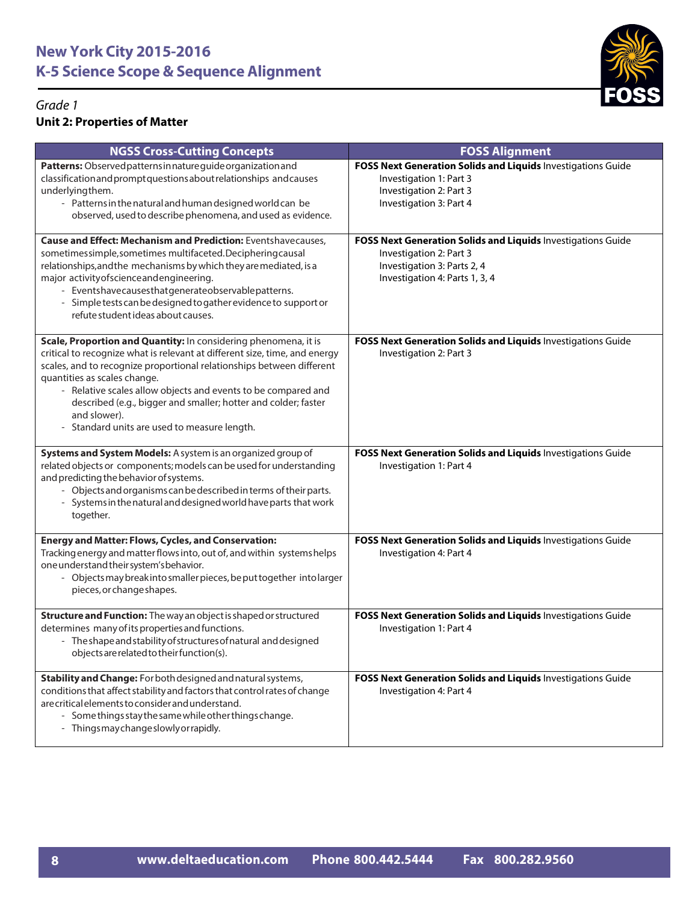# New York City 2015-2016
# K-5 Science Scope & Sequence Alignment

*Grade 1*

**Unit 2: Properties of Matter**

| NGSS Cross-Cutting Concepts | FOSS Alignment |
|---|---|
| **Patterns:** Observed patterns in nature guide organization and classification and prompt questions about relationships and causes underlying them.<br>- Patterns in the natural and human designed world can be observed, used to describe phenomena, and used as evidence. | **FOSS Next Generation Solids and Liquids** Investigations Guide<br>Investigation 1: Part 3<br>Investigation 2: Part 3<br>Investigation 3: Part 4 |
| **Cause and Effect: Mechanism and Prediction:** Events have causes, sometimes simple, sometimes multifaceted. Deciphering causal relationships, and the mechanisms by which they are mediated, is a major activity of science and engineering.<br>- Events have causes that generate observable patterns.<br>- Simple tests can be designed to gather evidence to support or refute student ideas about causes. | **FOSS Next Generation Solids and Liquids** Investigations Guide<br>Investigation 2: Part 3<br>Investigation 3: Parts 2, 4<br>Investigation 4: Parts 1, 3, 4 |
| **Scale, Proportion and Quantity:** In considering phenomena, it is critical to recognize what is relevant at different size, time, and energy scales, and to recognize proportional relationships between different quantities as scales change.<br>- Relative scales allow objects and events to be compared and described (e.g., bigger and smaller; hotter and colder; faster and slower).<br>- Standard units are used to measure length. | **FOSS Next Generation Solids and Liquids** Investigations Guide<br>Investigation 2: Part 3 |
| **Systems and System Models:** A system is an organized group of related objects or components; models can be used for understanding and predicting the behavior of systems.<br>- Objects and organisms can be described in terms of their parts.<br>- Systems in the natural and designed world have parts that work together. | **FOSS Next Generation Solids and Liquids** Investigations Guide<br>Investigation 1: Part 4 |
| **Energy and Matter: Flows, Cycles, and Conservation:** Tracking energy and matter flows into, out of, and within systems helps one understand their system's behavior.<br>- Objects may break into smaller pieces, be put together into larger pieces, or change shapes. | **FOSS Next Generation Solids and Liquids** Investigations Guide<br>Investigation 4: Part 4 |
| **Structure and Function:** The way an object is shaped or structured determines many of its properties and functions.<br>- The shape and stability of structures of natural and designed objects are related to their function(s). | **FOSS Next Generation Solids and Liquids** Investigations Guide<br>Investigation 1: Part 4 |
| **Stability and Change:** For both designed and natural systems, conditions that affect stability and factors that control rates of change are critical elements to consider and understand.<br>- Some things stay the same while other things change.<br>- Things may change slowly or rapidly. | **FOSS Next Generation Solids and Liquids** Investigations Guide<br>Investigation 4: Part 4 |

www.deltaeducation.com Phone 800.442.5444 Fax 800.282.9560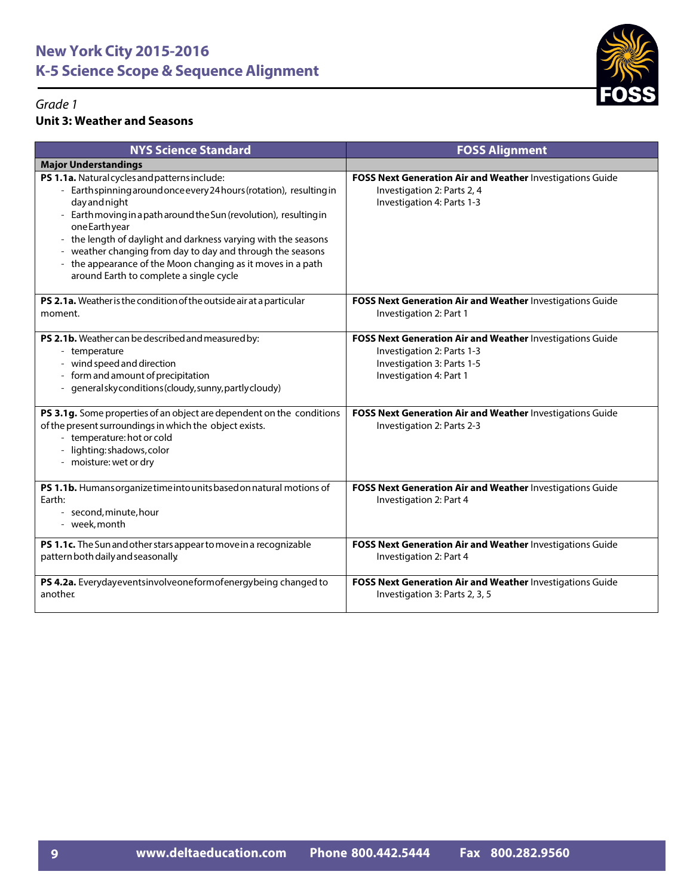## New York City 2015-2016
## K-5 Science Scope & Sequence Alignment

*Grade 1*

**Unit 3: Weather and Seasons**

| NYS Science Standard | FOSS Alignment |
|---|---|
| **Major Understandings** | |
| **PS 1.1a.** Natural cycles and patterns include:<br>- Earth spinning around once every 24 hours (rotation), resulting in day and night<br>- Earth moving in a path around the Sun (revolution), resulting in one Earth year<br>- the length of daylight and darkness varying with the seasons<br>- weather changing from day to day and through the seasons<br>- the appearance of the Moon changing as it moves in a path around Earth to complete a single cycle | **FOSS Next Generation Air and Weather** Investigations Guide<br>Investigation 2: Parts 2, 4<br>Investigation 4: Parts 1-3 |
| **PS 2.1a.** Weather is the condition of the outside air at a particular moment. | **FOSS Next Generation Air and Weather** Investigations Guide<br>Investigation 2: Part 1 |
| **PS 2.1b.** Weather can be described and measured by:<br>- temperature<br>- wind speed and direction<br>- form and amount of precipitation<br>- general sky conditions (cloudy, sunny, partly cloudy) | **FOSS Next Generation Air and Weather** Investigations Guide<br>Investigation 2: Parts 1-3<br>Investigation 3: Parts 1-5<br>Investigation 4: Part 1 |
| **PS 3.1g.** Some properties of an object are dependent on the conditions of the present surroundings in which the object exists.<br>- temperature: hot or cold<br>- lighting: shadows, color<br>- moisture: wet or dry | **FOSS Next Generation Air and Weather** Investigations Guide<br>Investigation 2: Parts 2-3 |
| **PS 1.1b.** Humans organize time into units based on natural motions of Earth:<br>- second, minute, hour<br>- week, month | **FOSS Next Generation Air and Weather** Investigations Guide<br>Investigation 2: Part 4 |
| **PS 1.1c.** The Sun and other stars appear to move in a recognizable pattern both daily and seasonally. | **FOSS Next Generation Air and Weather** Investigations Guide<br>Investigation 2: Part 4 |
| **PS 4.2a.** Everyday events involve one form of energy being changed to another. | **FOSS Next Generation Air and Weather** Investigations Guide<br>Investigation 3: Parts 2, 3, 5 |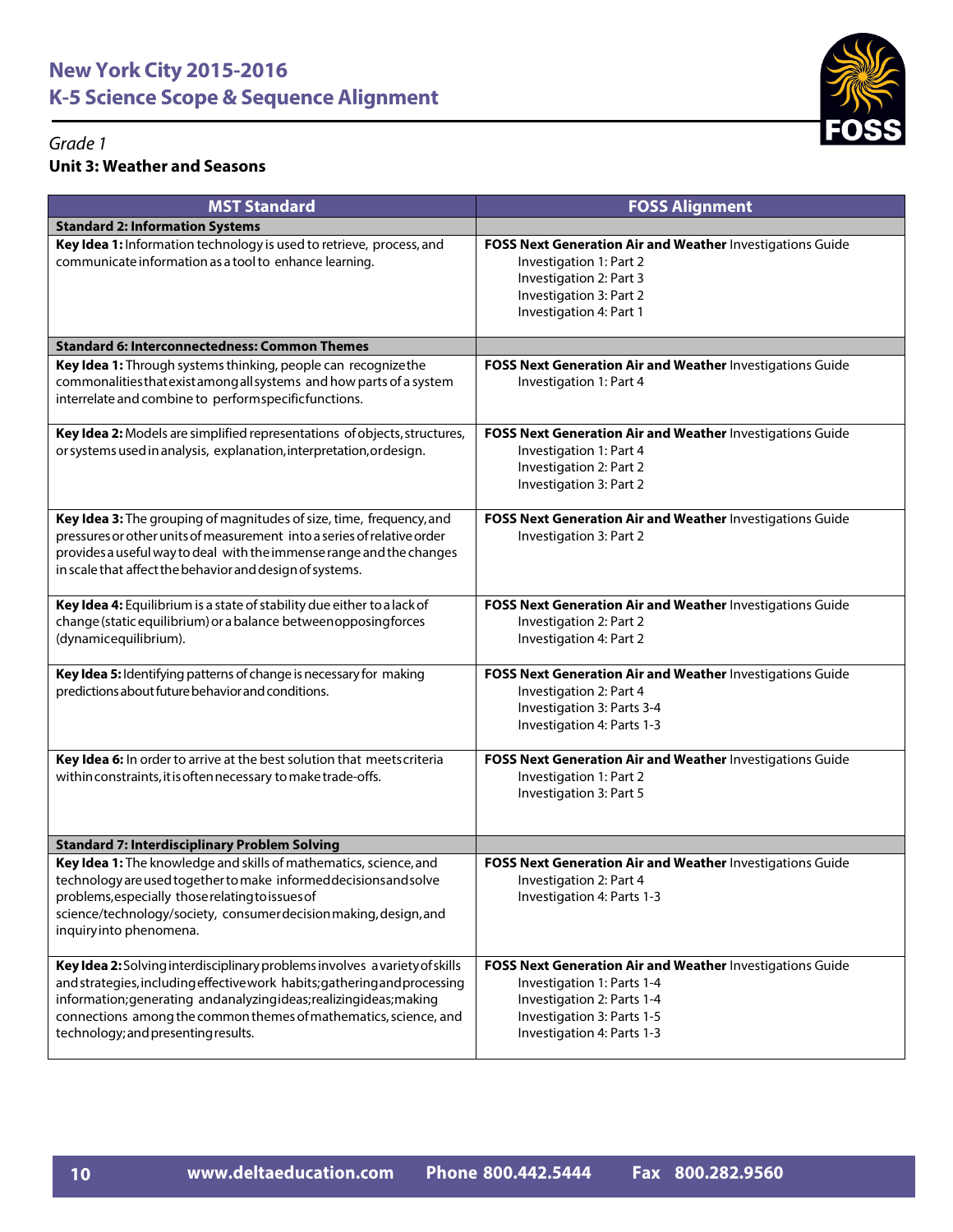# New York City 2015-2016
# K-5 Science Scope & Sequence Alignment

*Grade 1*

**Unit 3: Weather and Seasons**

| MST Standard | FOSS Alignment |
|---|---|
| **Standard 2: Information Systems** | |
| **Key Idea 1:** Information technology is used to retrieve, process, and communicate information as a tool to enhance learning. | **FOSS Next Generation Air and Weather** Investigations Guide<br>Investigation 1: Part 2<br>Investigation 2: Part 3<br>Investigation 3: Part 2<br>Investigation 4: Part 1 |
| **Standard 6: Interconnectedness: Common Themes** | |
| **Key Idea 1:** Through systems thinking, people can recognize the commonalities that exist among all systems and how parts of a system interrelate and combine to perform specific functions. | **FOSS Next Generation Air and Weather** Investigations Guide<br>Investigation 1: Part 4 |
| **Key Idea 2:** Models are simplified representations of objects, structures, or systems used in analysis, explanation, interpretation, or design. | **FOSS Next Generation Air and Weather** Investigations Guide<br>Investigation 1: Part 4<br>Investigation 2: Part 2<br>Investigation 3: Part 2 |
| **Key Idea 3:** The grouping of magnitudes of size, time, frequency, and pressures or other units of measurement into a series of relative order provides a useful way to deal with the immense range and the changes in scale that affect the behavior and design of systems. | **FOSS Next Generation Air and Weather** Investigations Guide<br>Investigation 3: Part 2 |
| **Key Idea 4:** Equilibrium is a state of stability due either to a lack of change (static equilibrium) or a balance between opposing forces (dynamic equilibrium). | **FOSS Next Generation Air and Weather** Investigations Guide<br>Investigation 2: Part 2<br>Investigation 4: Part 2 |
| **Key Idea 5:** Identifying patterns of change is necessary for making predictions about future behavior and conditions. | **FOSS Next Generation Air and Weather** Investigations Guide<br>Investigation 2: Part 4<br>Investigation 3: Parts 3-4<br>Investigation 4: Parts 1-3 |
| **Key Idea 6:** In order to arrive at the best solution that meets criteria within constraints, it is often necessary to make trade-offs. | **FOSS Next Generation Air and Weather** Investigations Guide<br>Investigation 1: Part 2<br>Investigation 3: Part 5 |
| **Standard 7: Interdisciplinary Problem Solving** | |
| **Key Idea 1:** The knowledge and skills of mathematics, science, and technology are used together to make informed decisions and solve problems, especially those relating to issues of science/technology/society, consumer decision making, design, and inquiry into phenomena. | **FOSS Next Generation Air and Weather** Investigations Guide<br>Investigation 2: Part 4<br>Investigation 4: Parts 1-3 |
| **Key Idea 2:** Solving interdisciplinary problems involves a variety of skills and strategies, including effective work habits; gathering and processing information; generating and analyzing ideas; realizing ideas; making connections among the common themes of mathematics, science, and technology; and presenting results. | **FOSS Next Generation Air and Weather** Investigations Guide<br>Investigation 1: Parts 1-4<br>Investigation 2: Parts 1-4<br>Investigation 3: Parts 1-5<br>Investigation 4: Parts 1-3 |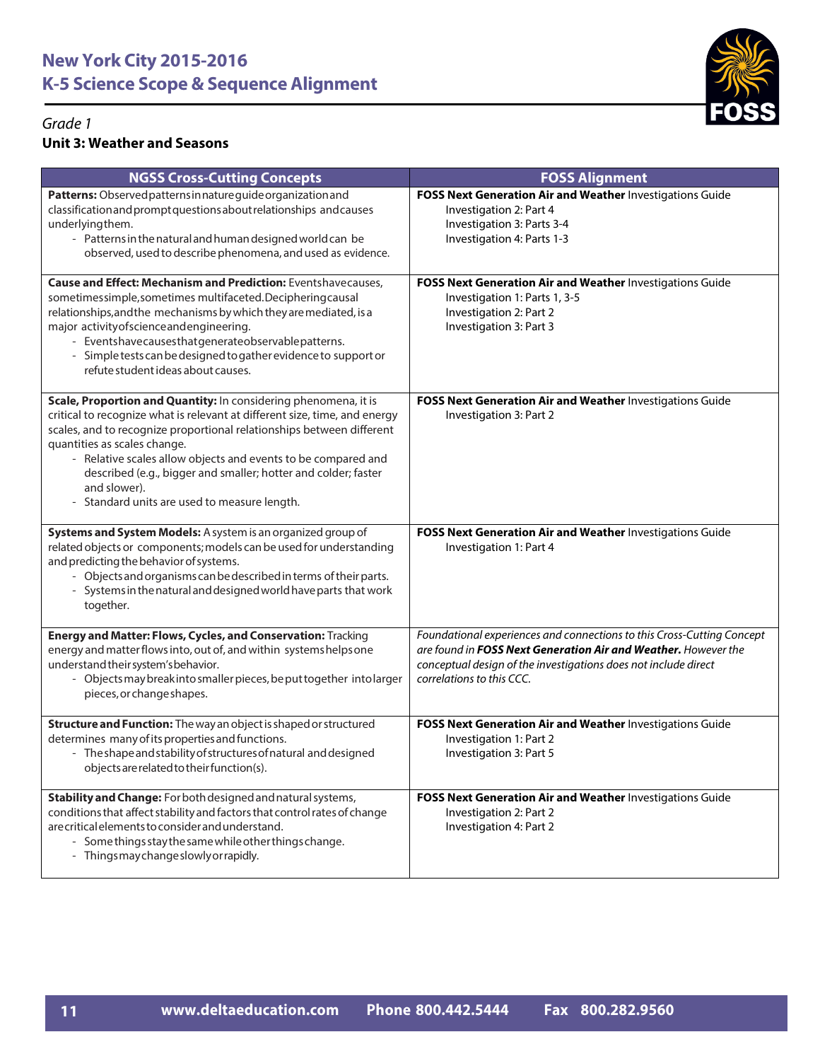# New York City 2015-2016
# K-5 Science Scope & Sequence Alignment

*Grade 1*

**Unit 3: Weather and Seasons**

| NGSS Cross-Cutting Concepts | FOSS Alignment |
|---|---|
| **Patterns:** Observed patterns in nature guide organization and classification and prompt questions about relationships and causes underlying them.<br>- Patterns in the natural and human designed world can be observed, used to describe phenomena, and used as evidence. | **FOSS Next Generation Air and Weather** Investigations Guide<br>Investigation 2: Part 4<br>Investigation 3: Parts 3-4<br>Investigation 4: Parts 1-3 |
| **Cause and Effect: Mechanism and Prediction:** Events have causes, sometimes simple, sometimes multifaceted. Deciphering causal relationships, and the mechanisms by which they are mediated, is a major activity of science and engineering.<br>- Events have causes that generate observable patterns.<br>- Simple tests can be designed to gather evidence to support or refute student ideas about causes. | **FOSS Next Generation Air and Weather** Investigations Guide<br>Investigation 1: Parts 1, 3-5<br>Investigation 2: Part 2<br>Investigation 3: Part 3 |
| **Scale, Proportion and Quantity:** In considering phenomena, it is critical to recognize what is relevant at different size, time, and energy scales, and to recognize proportional relationships between different quantities as scales change.<br>- Relative scales allow objects and events to be compared and described (e.g., bigger and smaller; hotter and colder; faster and slower).<br>- Standard units are used to measure length. | **FOSS Next Generation Air and Weather** Investigations Guide<br>Investigation 3: Part 2 |
| **Systems and System Models:** A system is an organized group of related objects or components; models can be used for understanding and predicting the behavior of systems.<br>- Objects and organisms can be described in terms of their parts.<br>- Systems in the natural and designed world have parts that work together. | **FOSS Next Generation Air and Weather** Investigations Guide<br>Investigation 1: Part 4 |
| **Energy and Matter: Flows, Cycles, and Conservation:** Tracking energy and matter flows into, out of, and within systems helps one understand their system's behavior.<br>- Objects may break into smaller pieces, be put together into larger pieces, or change shapes. | *Foundational experiences and connections to this Cross-Cutting Concept are found in* ***FOSS Next Generation Air and Weather.*** *However the conceptual design of the investigations does not include direct correlations to this CCC.* |
| **Structure and Function:** The way an object is shaped or structured determines many of its properties and functions.<br>- The shape and stability of structures of natural and designed objects are related to their function(s). | **FOSS Next Generation Air and Weather** Investigations Guide<br>Investigation 1: Part 2<br>Investigation 3: Part 5 |
| **Stability and Change:** For both designed and natural systems, conditions that affect stability and factors that control rates of change are critical elements to consider and understand.<br>- Some things stay the same while other things change.<br>- Things may change slowly or rapidly. | **FOSS Next Generation Air and Weather** Investigations Guide<br>Investigation 2: Part 2<br>Investigation 4: Part 2 |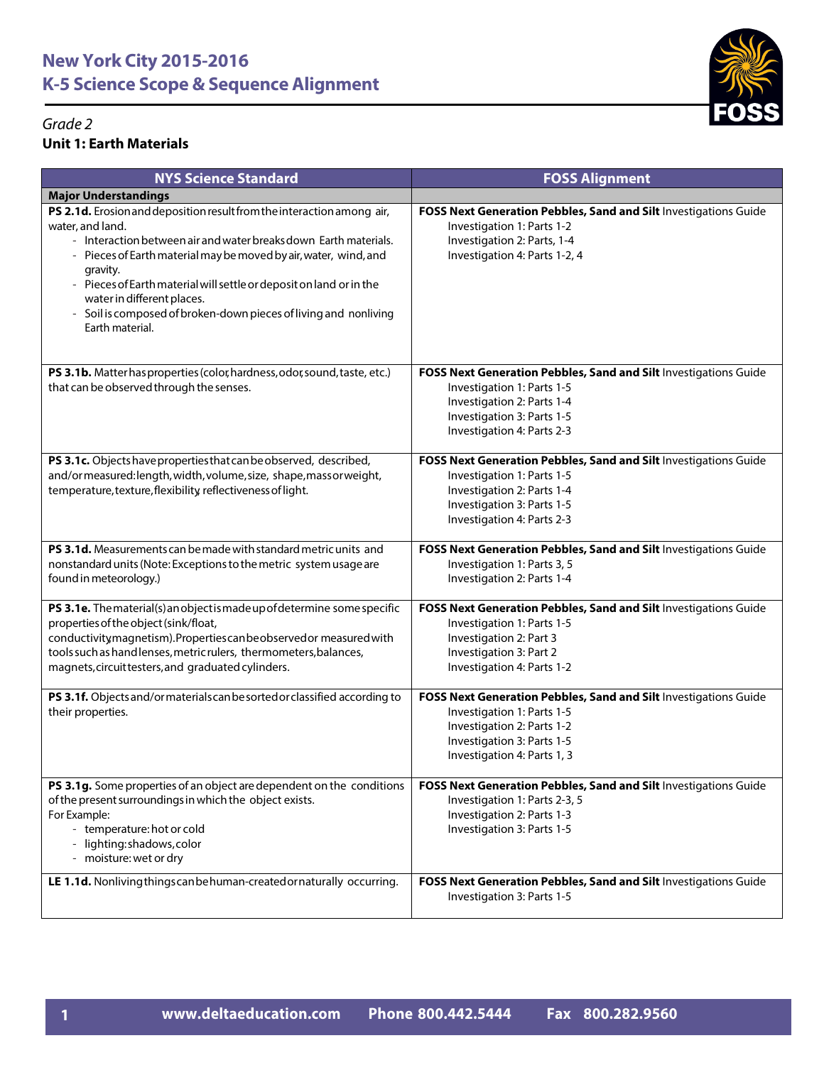# New York City 2015-2016
# K-5 Science Scope & Sequence Alignment

*Grade 2*

**Unit 1: Earth Materials**

| NYS Science Standard | FOSS Alignment |
|---|---|
| **Major Understandings** | |
| **PS 2.1d.** Erosion and deposition result from the interaction among air, water, and land.<br>- Interaction between air and water breaks down Earth materials.<br>- Pieces of Earth material may be moved by air, water, wind, and gravity.<br>- Pieces of Earth material will settle or deposit on land or in the water in different places.<br>- Soil is composed of broken-down pieces of living and nonliving Earth material. | **FOSS Next Generation Pebbles, Sand and Silt** Investigations Guide<br>Investigation 1: Parts 1-2<br>Investigation 2: Parts, 1-4<br>Investigation 4: Parts 1-2, 4 |
| **PS 3.1b.** Matter has properties (color, hardness, odor, sound, taste, etc.) that can be observed through the senses. | **FOSS Next Generation Pebbles, Sand and Silt** Investigations Guide<br>Investigation 1: Parts 1-5<br>Investigation 2: Parts 1-4<br>Investigation 3: Parts 1-5<br>Investigation 4: Parts 2-3 |
| **PS 3.1c.** Objects have properties that can be observed, described, and/or measured: length, width, volume, size, shape, mass or weight, temperature, texture, flexibility, reflectiveness of light. | **FOSS Next Generation Pebbles, Sand and Silt** Investigations Guide<br>Investigation 1: Parts 1-5<br>Investigation 2: Parts 1-4<br>Investigation 3: Parts 1-5<br>Investigation 4: Parts 2-3 |
| **PS 3.1d.** Measurements can be made with standard metric units and nonstandard units (Note: Exceptions to the metric system usage are found in meteorology.) | **FOSS Next Generation Pebbles, Sand and Silt** Investigations Guide<br>Investigation 1: Parts 3, 5<br>Investigation 2: Parts 1-4 |
| **PS 3.1e.** The material(s) an object is made up of determine some specific properties of the object (sink/float, conductivity, magnetism). Properties can be observed or measured with tools such as hand lenses, metric rulers, thermometers, balances, magnets, circuit testers, and graduated cylinders. | **FOSS Next Generation Pebbles, Sand and Silt** Investigations Guide<br>Investigation 1: Parts 1-5<br>Investigation 2: Part 3<br>Investigation 3: Part 2<br>Investigation 4: Parts 1-2 |
| **PS 3.1f.** Objects and/or materials can be sorted or classified according to their properties. | **FOSS Next Generation Pebbles, Sand and Silt** Investigations Guide<br>Investigation 1: Parts 1-5<br>Investigation 2: Parts 1-2<br>Investigation 3: Parts 1-5<br>Investigation 4: Parts 1, 3 |
| **PS 3.1g.** Some properties of an object are dependent on the conditions of the present surroundings in which the object exists.<br>For Example:<br>- temperature: hot or cold<br>- lighting: shadows, color<br>- moisture: wet or dry | **FOSS Next Generation Pebbles, Sand and Silt** Investigations Guide<br>Investigation 1: Parts 2-3, 5<br>Investigation 2: Parts 1-3<br>Investigation 3: Parts 1-5 |
| **LE 1.1d.** Nonliving things can be human-created or naturally occurring. | **FOSS Next Generation Pebbles, Sand and Silt** Investigations Guide<br>Investigation 3: Parts 1-5 |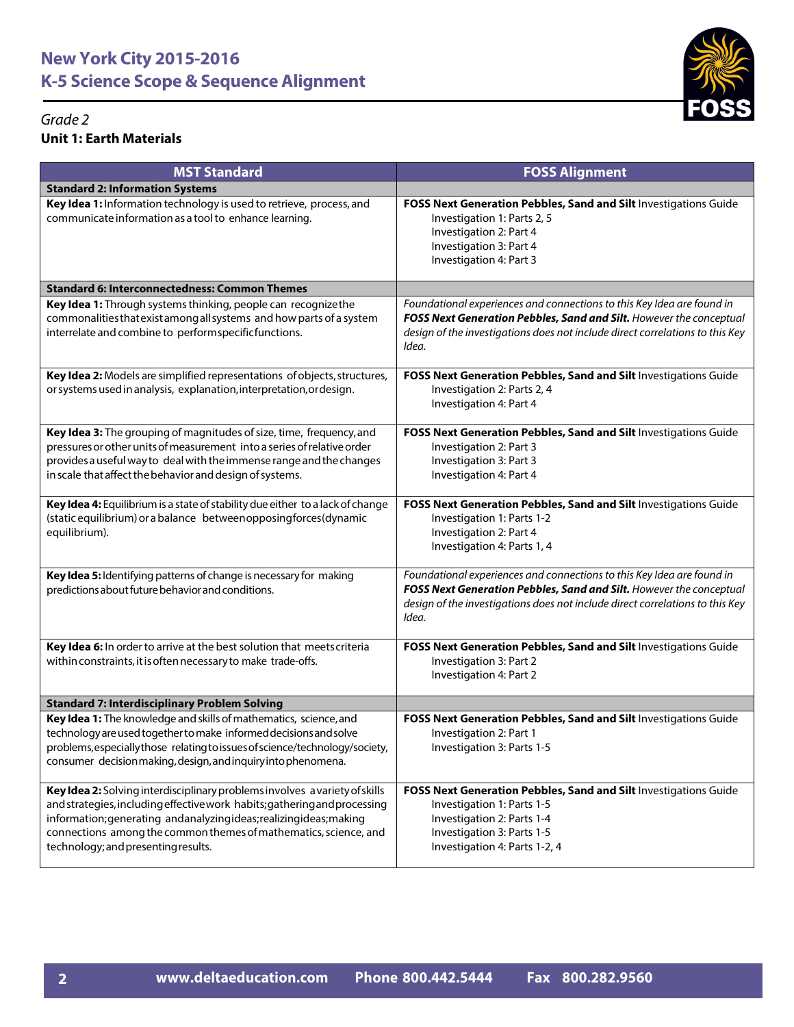# New York City 2015-2016
# K-5 Science Scope & Sequence Alignment

*Grade 2*

**Unit 1: Earth Materials**

| MST Standard | FOSS Alignment |
|---|---|
| **Standard 2: Information Systems** | |
| **Key Idea 1:** Information technology is used to retrieve, process, and communicate information as a tool to enhance learning. | **FOSS Next Generation Pebbles, Sand and Silt** Investigations Guide<br>Investigation 1: Parts 2, 5<br>Investigation 2: Part 4<br>Investigation 3: Part 4<br>Investigation 4: Part 3 |
| **Standard 6: Interconnectedness: Common Themes** | |
| **Key Idea 1:** Through systems thinking, people can recognize the commonalities that exist among all systems and how parts of a system interrelate and combine to perform specific functions. | *Foundational experiences and connections to this Key Idea are found in **FOSS Next Generation Pebbles, Sand and Silt.** However the conceptual design of the investigations does not include direct correlations to this Key Idea.* |
| **Key Idea 2:** Models are simplified representations of objects, structures, or systems used in analysis, explanation, interpretation, or design. | **FOSS Next Generation Pebbles, Sand and Silt** Investigations Guide<br>Investigation 2: Parts 2, 4<br>Investigation 4: Part 4 |
| **Key Idea 3:** The grouping of magnitudes of size, time, frequency, and pressures or other units of measurement into a series of relative order provides a useful way to deal with the immense range and the changes in scale that affect the behavior and design of systems. | **FOSS Next Generation Pebbles, Sand and Silt** Investigations Guide<br>Investigation 2: Part 3<br>Investigation 3: Part 3<br>Investigation 4: Part 4 |
| **Key Idea 4:** Equilibrium is a state of stability due either to a lack of change (static equilibrium) or a balance between opposing forces (dynamic equilibrium). | **FOSS Next Generation Pebbles, Sand and Silt** Investigations Guide<br>Investigation 1: Parts 1-2<br>Investigation 2: Part 4<br>Investigation 4: Parts 1, 4 |
| **Key Idea 5:** Identifying patterns of change is necessary for making predictions about future behavior and conditions. | *Foundational experiences and connections to this Key Idea are found in **FOSS Next Generation Pebbles, Sand and Silt.** However the conceptual design of the investigations does not include direct correlations to this Key Idea.* |
| **Key Idea 6:** In order to arrive at the best solution that meets criteria within constraints, it is often necessary to make trade-offs. | **FOSS Next Generation Pebbles, Sand and Silt** Investigations Guide<br>Investigation 3: Part 2<br>Investigation 4: Part 2 |
| **Standard 7: Interdisciplinary Problem Solving** | |
| **Key Idea 1:** The knowledge and skills of mathematics, science, and technology are used together to make informed decisions and solve problems, especially those relating to issues of science/technology/society, consumer decision making, design, and inquiry into phenomena. | **FOSS Next Generation Pebbles, Sand and Silt** Investigations Guide<br>Investigation 2: Part 1<br>Investigation 3: Parts 1-5 |
| **Key Idea 2:** Solving interdisciplinary problems involves a variety of skills and strategies, including effective work habits; gathering and processing information; generating and analyzing ideas; realizing ideas; making connections among the common themes of mathematics, science, and technology; and presenting results. | **FOSS Next Generation Pebbles, Sand and Silt** Investigations Guide<br>Investigation 1: Parts 1-5<br>Investigation 2: Parts 1-4<br>Investigation 3: Parts 1-5<br>Investigation 4: Parts 1-2, 4 |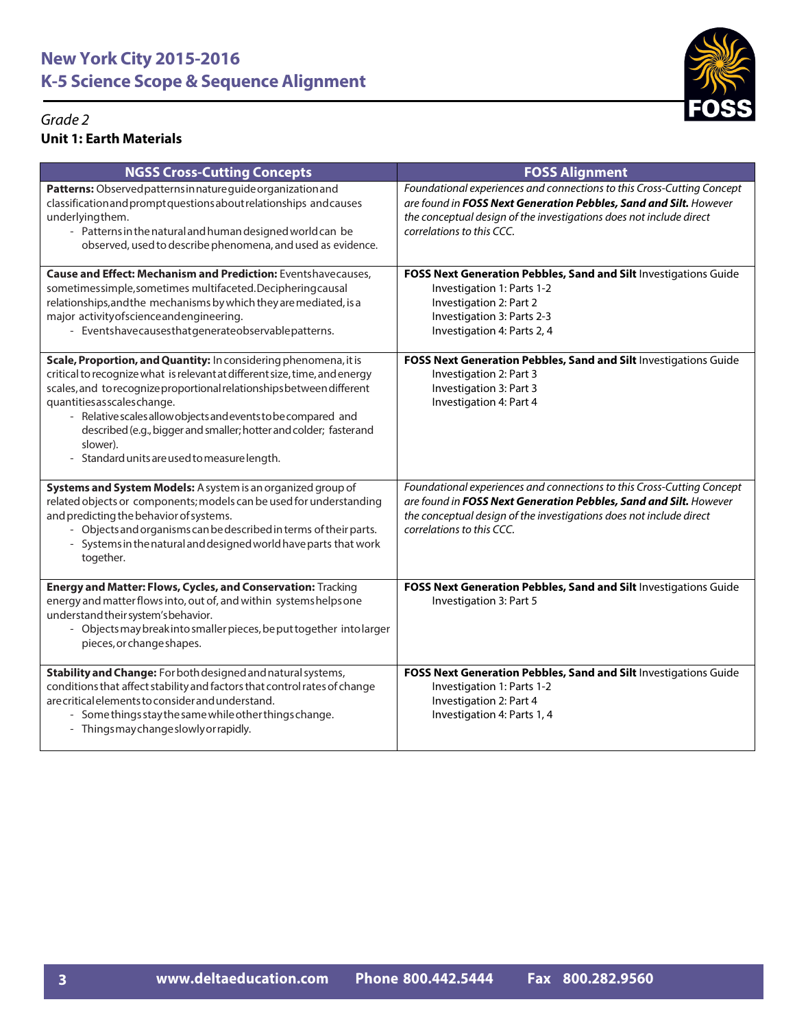# New York City 2015-2016
# K-5 Science Scope & Sequence Alignment

*Grade 2*

**Unit 1: Earth Materials**

| NGSS Cross-Cutting Concepts | FOSS Alignment |
|---|---|
| **Patterns:** Observed patterns in nature guide organization and classification and prompt questions about relationships and causes underlying them.<br>- Patterns in the natural and human designed world can be observed, used to describe phenomena, and used as evidence. | *Foundational experiences and connections to this Cross-Cutting Concept are found in* ***FOSS Next Generation Pebbles, Sand and Silt.*** *However the conceptual design of the investigations does not include direct correlations to this CCC.* |
| **Cause and Effect: Mechanism and Prediction:** Events have causes, sometimes simple, sometimes multifaceted. Deciphering causal relationships, and the mechanisms by which they are mediated, is a major activity of science and engineering.<br>- Events have causes that generate observable patterns. | **FOSS Next Generation Pebbles, Sand and Silt** Investigations Guide<br>Investigation 1: Parts 1-2<br>Investigation 2: Part 2<br>Investigation 3: Parts 2-3<br>Investigation 4: Parts 2, 4 |
| **Scale, Proportion, and Quantity:** In considering phenomena, it is critical to recognize what is relevant at different size, time, and energy scales, and to recognize proportional relationships between different quantities as scales change.<br>- Relative scales allow objects and events to be compared and described (e.g., bigger and smaller; hotter and colder; faster and slower).<br>- Standard units are used to measure length. | **FOSS Next Generation Pebbles, Sand and Silt** Investigations Guide<br>Investigation 2: Part 3<br>Investigation 3: Part 3<br>Investigation 4: Part 4 |
| **Systems and System Models:** A system is an organized group of related objects or components; models can be used for understanding and predicting the behavior of systems.<br>- Objects and organisms can be described in terms of their parts.<br>- Systems in the natural and designed world have parts that work together. | *Foundational experiences and connections to this Cross-Cutting Concept are found in* ***FOSS Next Generation Pebbles, Sand and Silt.*** *However the conceptual design of the investigations does not include direct correlations to this CCC.* |
| **Energy and Matter: Flows, Cycles, and Conservation:** Tracking energy and matter flows into, out of, and within systems helps one understand their system's behavior.<br>- Objects may break into smaller pieces, be put together into larger pieces, or change shapes. | **FOSS Next Generation Pebbles, Sand and Silt** Investigations Guide<br>Investigation 3: Part 5 |
| **Stability and Change:** For both designed and natural systems, conditions that affect stability and factors that control rates of change are critical elements to consider and understand.<br>- Some things stay the same while other things change.<br>- Things may change slowly or rapidly. | **FOSS Next Generation Pebbles, Sand and Silt** Investigations Guide<br>Investigation 1: Parts 1-2<br>Investigation 2: Part 4<br>Investigation 4: Parts 1, 4 |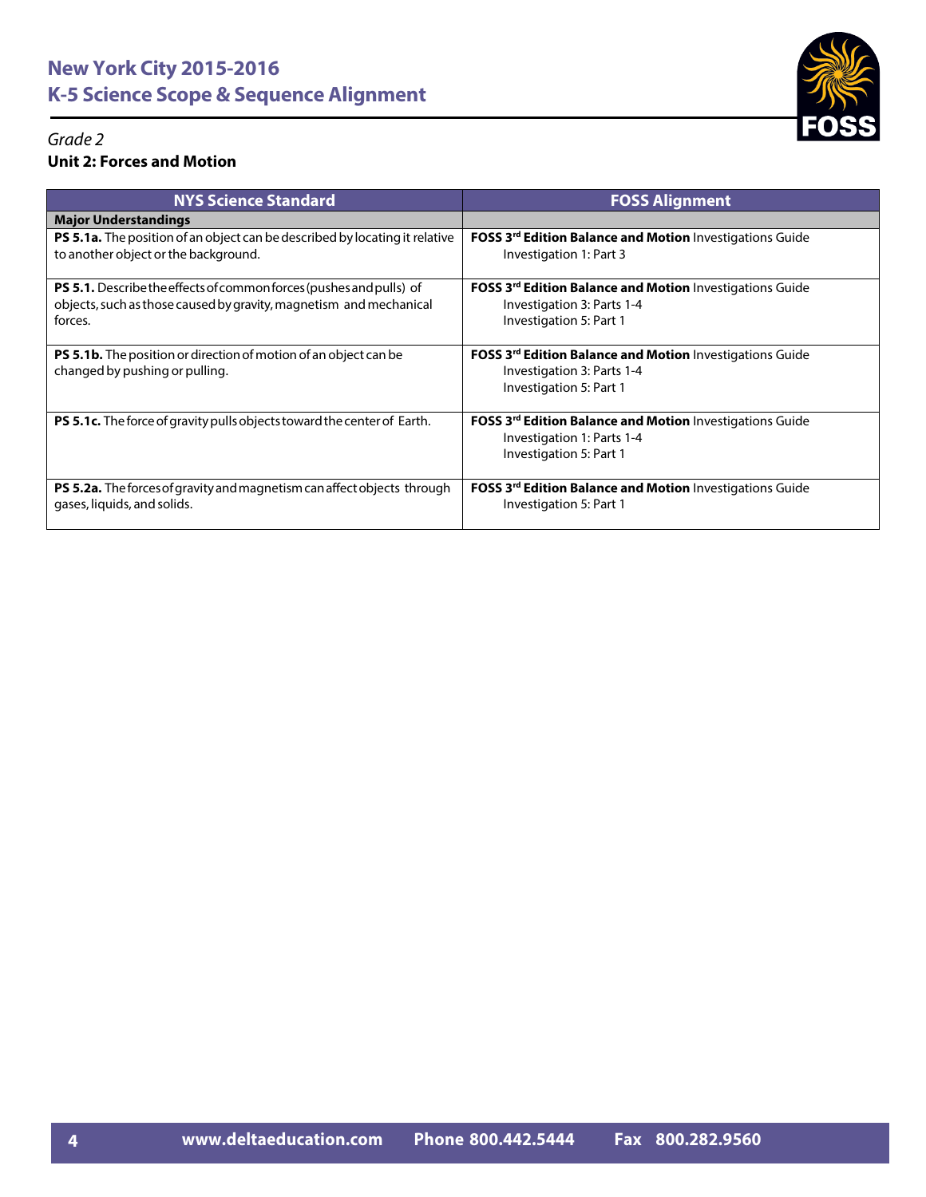# New York City 2015-2016
# K-5 Science Scope & Sequence Alignment

*Grade 2*

**Unit 2: Forces and Motion**

| NYS Science Standard | FOSS Alignment |
|---|---|
| **Major Understandings** | |
| **PS 5.1a.** The position of an object can be described by locating it relative to another object or the background. | **FOSS 3rd Edition Balance and Motion** Investigations Guide<br>Investigation 1: Part 3 |
| **PS 5.1.** Describe the effects of common forces (pushes and pulls) of objects, such as those caused by gravity, magnetism and mechanical forces. | **FOSS 3rd Edition Balance and Motion** Investigations Guide<br>Investigation 3: Parts 1-4<br>Investigation 5: Part 1 |
| **PS 5.1b.** The position or direction of motion of an object can be changed by pushing or pulling. | **FOSS 3rd Edition Balance and Motion** Investigations Guide<br>Investigation 3: Parts 1-4<br>Investigation 5: Part 1 |
| **PS 5.1c.** The force of gravity pulls objects toward the center of Earth. | **FOSS 3rd Edition Balance and Motion** Investigations Guide<br>Investigation 1: Parts 1-4<br>Investigation 5: Part 1 |
| **PS 5.2a.** The forces of gravity and magnetism can affect objects through gases, liquids, and solids. | **FOSS 3rd Edition Balance and Motion** Investigations Guide<br>Investigation 5: Part 1 |

www.deltaeducation.com Phone 800.442.5444 Fax 800.282.9560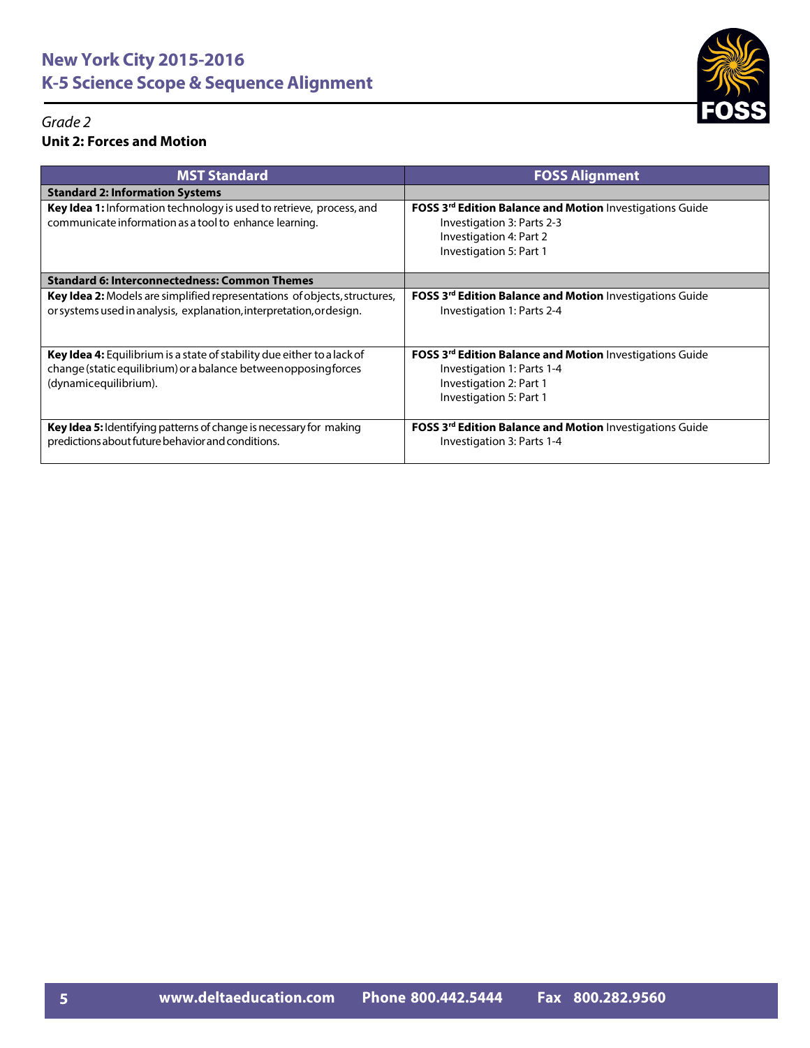# New York City 2015-2016
# K-5 Science Scope & Sequence Alignment

*Grade 2*

**Unit 2: Forces and Motion**

| MST Standard | FOSS Alignment |
|---|---|
| **Standard 2: Information Systems** | |
| **Key Idea 1:** Information technology is used to retrieve, process, and communicate information as a tool to enhance learning. | **FOSS 3rd Edition Balance and Motion** Investigations Guide<br>Investigation 3: Parts 2-3<br>Investigation 4: Part 2<br>Investigation 5: Part 1 |
| **Standard 6: Interconnectedness: Common Themes** | |
| **Key Idea 2:** Models are simplified representations of objects, structures, or systems used in analysis, explanation, interpretation, or design. | **FOSS 3rd Edition Balance and Motion** Investigations Guide<br>Investigation 1: Parts 2-4 |
| **Key Idea 4:** Equilibrium is a state of stability due either to a lack of change (static equilibrium) or a balance between opposing forces (dynamic equilibrium). | **FOSS 3rd Edition Balance and Motion** Investigations Guide<br>Investigation 1: Parts 1-4<br>Investigation 2: Part 1<br>Investigation 5: Part 1 |
| **Key Idea 5:** Identifying patterns of change is necessary for making predictions about future behavior and conditions. | **FOSS 3rd Edition Balance and Motion** Investigations Guide<br>Investigation 3: Parts 1-4 |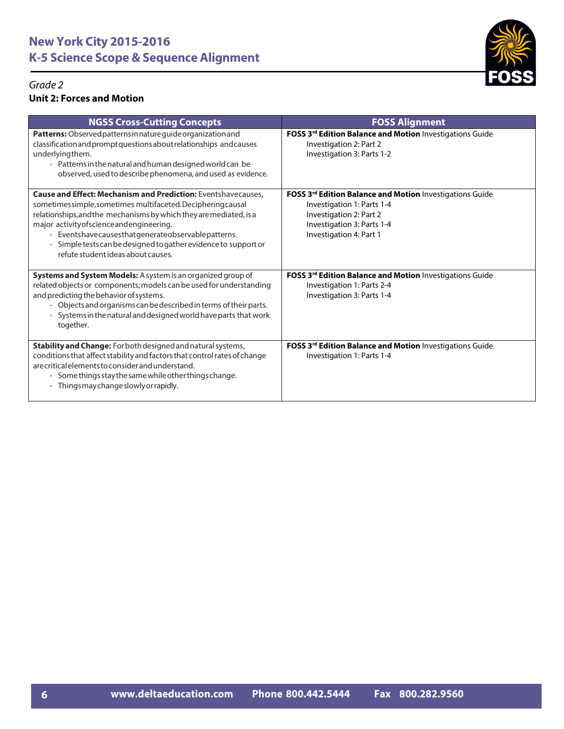# New York City 2015-2016
# K-5 Science Scope & Sequence Alignment

*Grade 2*

**Unit 2: Forces and Motion**

| NGSS Cross-Cutting Concepts | FOSS Alignment |
|---|---|
| **Patterns:** Observed patterns in nature guide organization and classification and prompt questions about relationships and causes underlying them.<br>- Patterns in the natural and human designed world can be observed, used to describe phenomena, and used as evidence. | **FOSS 3rd Edition Balance and Motion** Investigations Guide<br>Investigation 2: Part 2<br>Investigation 3: Parts 1-2 |
| **Cause and Effect: Mechanism and Prediction:** Events have causes, sometimes simple, sometimes multifaceted. Deciphering causal relationships, and the mechanisms by which they are mediated, is a major activity of science and engineering.<br>- Events have causes that generate observable patterns.<br>- Simple tests can be designed to gather evidence to support or refute student ideas about causes. | **FOSS 3rd Edition Balance and Motion** Investigations Guide<br>Investigation 1: Parts 1-4<br>Investigation 2: Part 2<br>Investigation 3: Parts 1-4<br>Investigation 4: Part 1 |
| **Systems and System Models:** A system is an organized group of related objects or components; models can be used for understanding and predicting the behavior of systems.<br>- Objects and organisms can be described in terms of their parts.<br>- Systems in the natural and designed world have parts that work together. | **FOSS 3rd Edition Balance and Motion** Investigations Guide<br>Investigation 1: Parts 2-4<br>Investigation 3: Parts 1-4 |
| **Stability and Change:** For both designed and natural systems, conditions that affect stability and factors that control rates of change are critical elements to consider and understand.<br>- Some things stay the same while other things change.<br>- Things may change slowly or rapidly. | **FOSS 3rd Edition Balance and Motion** Investigations Guide<br>Investigation 1: Parts 1-4 |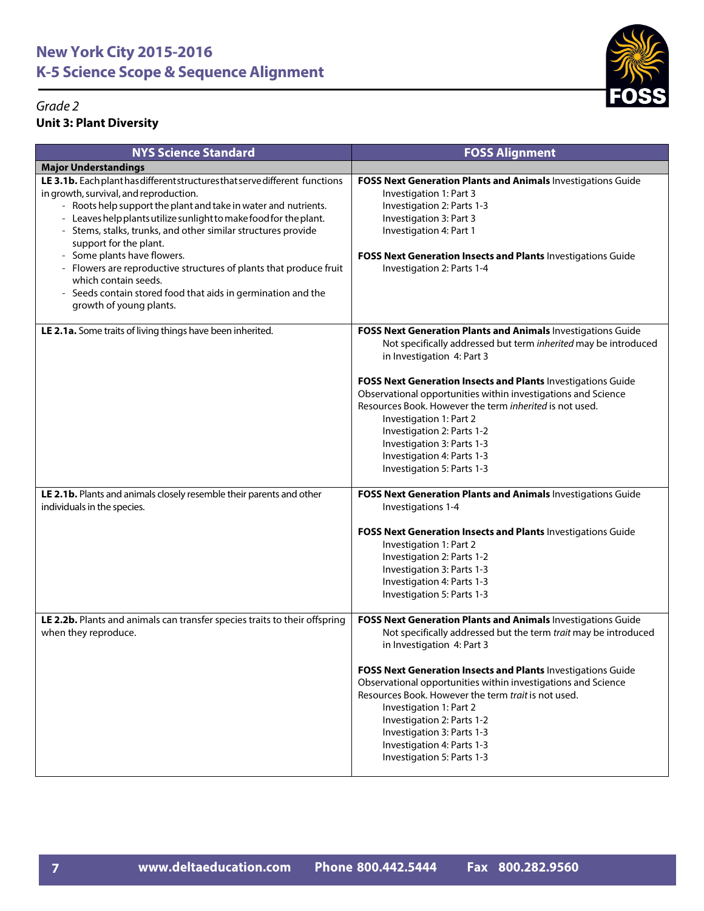# New York City 2015-2016
# K-5 Science Scope & Sequence Alignment

*Grade 2*

**Unit 3: Plant Diversity**

| NYS Science Standard | FOSS Alignment |
|---|---|
| **Major Understandings** | |
| **LE 3.1b.** Each plant has different structures that serve different functions in growth, survival, and reproduction.<br>- Roots help support the plant and take in water and nutrients.<br>- Leaves help plants utilize sunlight to make food for the plant.<br>- Stems, stalks, trunks, and other similar structures provide support for the plant.<br>- Some plants have flowers.<br>- Flowers are reproductive structures of plants that produce fruit which contain seeds.<br>- Seeds contain stored food that aids in germination and the growth of young plants. | **FOSS Next Generation Plants and Animals** Investigations Guide<br>Investigation 1: Part 3<br>Investigation 2: Parts 1-3<br>Investigation 3: Part 3<br>Investigation 4: Part 1<br><br>**FOSS Next Generation Insects and Plants** Investigations Guide<br>Investigation 2: Parts 1-4 |
| **LE 2.1a.** Some traits of living things have been inherited. | **FOSS Next Generation Plants and Animals** Investigations Guide<br>Not specifically addressed but term *inherited* may be introduced in Investigation 4: Part 3<br><br>**FOSS Next Generation Insects and Plants** Investigations Guide<br>Observational opportunities within investigations and Science Resources Book. However the term *inherited* is not used.<br>Investigation 1: Part 2<br>Investigation 2: Parts 1-2<br>Investigation 3: Parts 1-3<br>Investigation 4: Parts 1-3<br>Investigation 5: Parts 1-3 |
| **LE 2.1b.** Plants and animals closely resemble their parents and other individuals in the species. | **FOSS Next Generation Plants and Animals** Investigations Guide<br>Investigations 1-4<br><br>**FOSS Next Generation Insects and Plants** Investigations Guide<br>Investigation 1: Part 2<br>Investigation 2: Parts 1-2<br>Investigation 3: Parts 1-3<br>Investigation 4: Parts 1-3<br>Investigation 5: Parts 1-3 |
| **LE 2.2b.** Plants and animals can transfer species traits to their offspring when they reproduce. | **FOSS Next Generation Plants and Animals** Investigations Guide<br>Not specifically addressed but the term *trait* may be introduced in Investigation 4: Part 3<br><br>**FOSS Next Generation Insects and Plants** Investigations Guide<br>Observational opportunities within investigations and Science Resources Book. However the term *trait* is not used.<br>Investigation 1: Part 2<br>Investigation 2: Parts 1-2<br>Investigation 3: Parts 1-3<br>Investigation 4: Parts 1-3<br>Investigation 5: Parts 1-3 |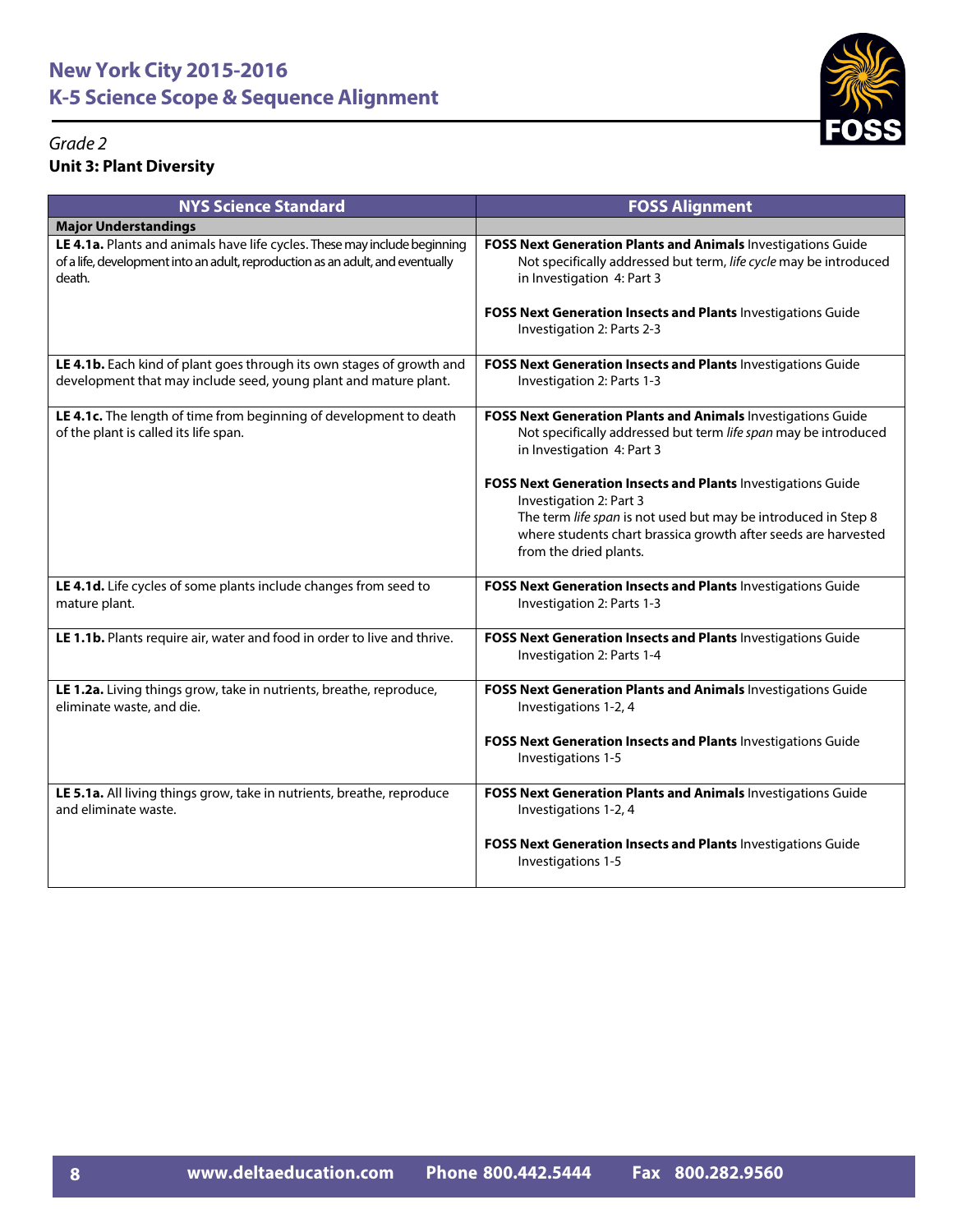# New York City 2015-2016
# K-5 Science Scope & Sequence Alignment

*Grade 2*

**Unit 3: Plant Diversity**

| NYS Science Standard | FOSS Alignment |
| --- | --- |
| **Major Understandings** | |
| **LE 4.1a.** Plants and animals have life cycles. These may include beginning of a life, development into an adult, reproduction as an adult, and eventually death. | **FOSS Next Generation Plants and Animals** Investigations Guide<br>Not specifically addressed but term, *life cycle* may be introduced in Investigation 4: Part 3<br><br>**FOSS Next Generation Insects and Plants** Investigations Guide<br>Investigation 2: Parts 2-3 |
| **LE 4.1b.** Each kind of plant goes through its own stages of growth and development that may include seed, young plant and mature plant. | **FOSS Next Generation Insects and Plants** Investigations Guide<br>Investigation 2: Parts 1-3 |
| **LE 4.1c.** The length of time from beginning of development to death of the plant is called its life span. | **FOSS Next Generation Plants and Animals** Investigations Guide<br>Not specifically addressed but term *life span* may be introduced in Investigation 4: Part 3<br><br>**FOSS Next Generation Insects and Plants** Investigations Guide<br>Investigation 2: Part 3<br>The term *life span* is not used but may be introduced in Step 8 where students chart brassica growth after seeds are harvested from the dried plants. |
| **LE 4.1d.** Life cycles of some plants include changes from seed to mature plant. | **FOSS Next Generation Insects and Plants** Investigations Guide<br>Investigation 2: Parts 1-3 |
| **LE 1.1b.** Plants require air, water and food in order to live and thrive. | **FOSS Next Generation Insects and Plants** Investigations Guide<br>Investigation 2: Parts 1-4 |
| **LE 1.2a.** Living things grow, take in nutrients, breathe, reproduce, eliminate waste, and die. | **FOSS Next Generation Plants and Animals** Investigations Guide<br>Investigations 1-2, 4<br><br>**FOSS Next Generation Insects and Plants** Investigations Guide<br>Investigations 1-5 |
| **LE 5.1a.** All living things grow, take in nutrients, breathe, reproduce and eliminate waste. | **FOSS Next Generation Plants and Animals** Investigations Guide<br>Investigations 1-2, 4<br><br>**FOSS Next Generation Insects and Plants** Investigations Guide<br>Investigations 1-5 |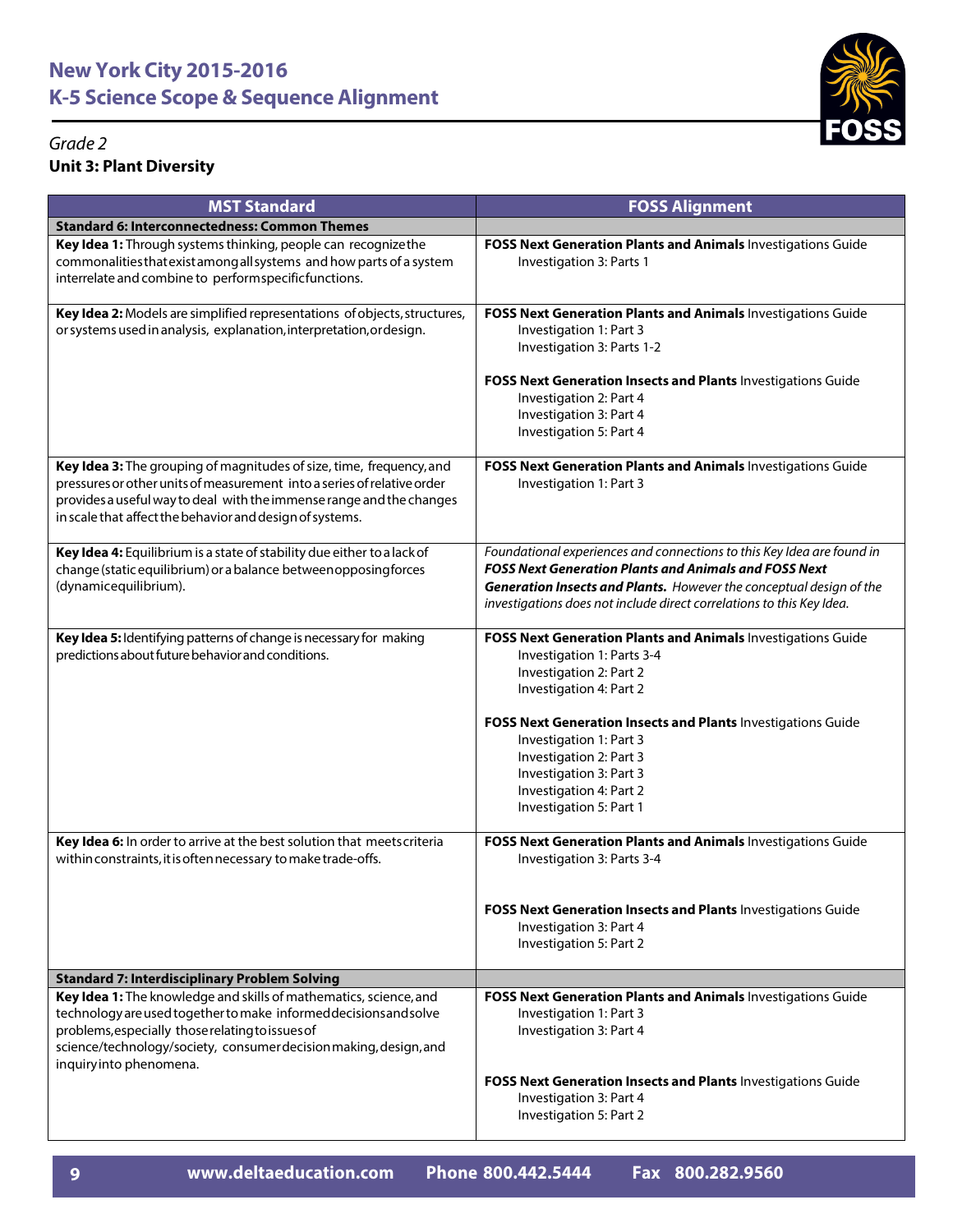# New York City 2015-2016
# K-5 Science Scope & Sequence Alignment

*Grade 2*

**Unit 3: Plant Diversity**

| MST Standard | FOSS Alignment |
|---|---|
| **Standard 6: Interconnectedness: Common Themes** | |
| **Key Idea 1:** Through systems thinking, people can recognize the commonalities that exist among all systems and how parts of a system interrelate and combine to perform specific functions. | **FOSS Next Generation Plants and Animals** Investigations Guide<br>Investigation 3: Parts 1 |
| **Key Idea 2:** Models are simplified representations of objects, structures, or systems used in analysis, explanation, interpretation, or design. | **FOSS Next Generation Plants and Animals** Investigations Guide<br>Investigation 1: Part 3<br>Investigation 3: Parts 1-2<br><br>**FOSS Next Generation Insects and Plants** Investigations Guide<br>Investigation 2: Part 4<br>Investigation 3: Part 4<br>Investigation 5: Part 4 |
| **Key Idea 3:** The grouping of magnitudes of size, time, frequency, and pressures or other units of measurement into a series of relative order provides a useful way to deal with the immense range and the changes in scale that affect the behavior and design of systems. | **FOSS Next Generation Plants and Animals** Investigations Guide<br>Investigation 1: Part 3 |
| **Key Idea 4:** Equilibrium is a state of stability due either to a lack of change (static equilibrium) or a balance between opposing forces (dynamic equilibrium). | *Foundational experiences and connections to this Key Idea are found in **FOSS Next Generation Plants and Animals and FOSS Next Generation Insects and Plants.** However the conceptual design of the investigations does not include direct correlations to this Key Idea.* |
| **Key Idea 5:** Identifying patterns of change is necessary for making predictions about future behavior and conditions. | **FOSS Next Generation Plants and Animals** Investigations Guide<br>Investigation 1: Parts 3-4<br>Investigation 2: Part 2<br>Investigation 4: Part 2<br><br>**FOSS Next Generation Insects and Plants** Investigations Guide<br>Investigation 1: Part 3<br>Investigation 2: Part 3<br>Investigation 3: Part 3<br>Investigation 4: Part 2<br>Investigation 5: Part 1 |
| **Key Idea 6:** In order to arrive at the best solution that meets criteria within constraints, it is often necessary to make trade-offs. | **FOSS Next Generation Plants and Animals** Investigations Guide<br>Investigation 3: Parts 3-4<br><br>**FOSS Next Generation Insects and Plants** Investigations Guide<br>Investigation 3: Part 4<br>Investigation 5: Part 2 |
| **Standard 7: Interdisciplinary Problem Solving** | |
| **Key Idea 1:** The knowledge and skills of mathematics, science, and technology are used together to make informed decisions and solve problems, especially those relating to issues of science/technology/society, consumer decision making, design, and inquiry into phenomena. | **FOSS Next Generation Plants and Animals** Investigations Guide<br>Investigation 1: Part 3<br>Investigation 3: Part 4<br><br>**FOSS Next Generation Insects and Plants** Investigations Guide<br>Investigation 3: Part 4<br>Investigation 5: Part 2 |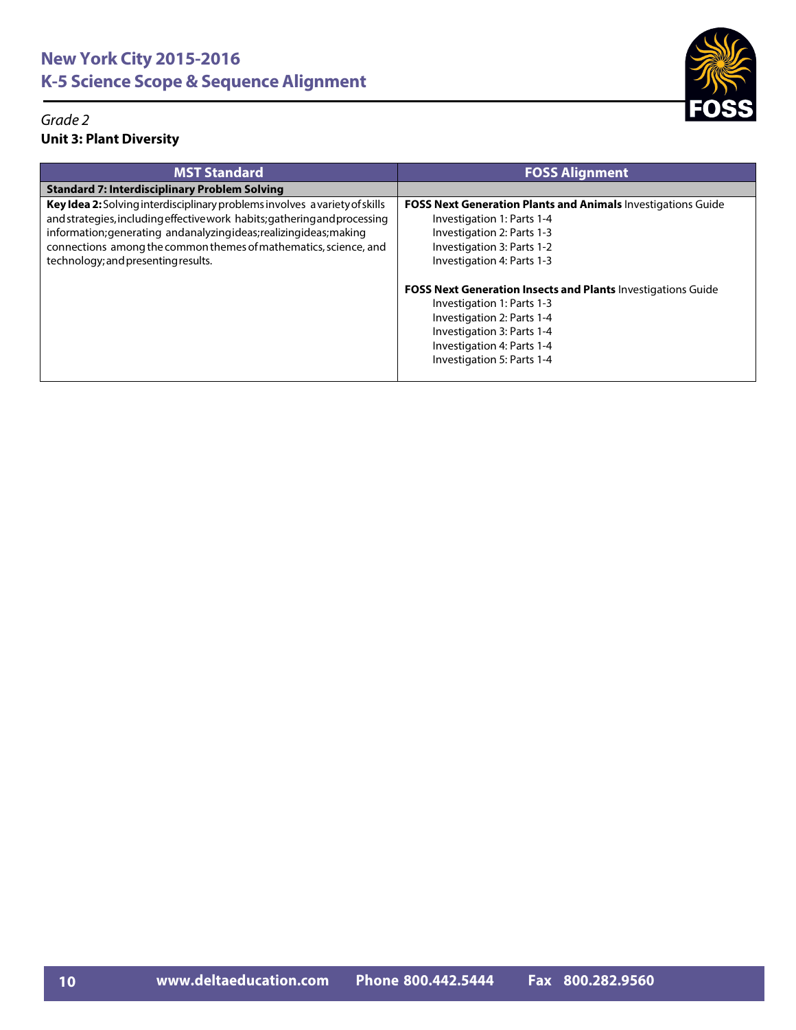# New York City 2015-2016
# K-5 Science Scope & Sequence Alignment

*Grade 2*

**Unit 3: Plant Diversity**

| MST Standard | FOSS Alignment |
|---|---|
| **Standard 7: Interdisciplinary Problem Solving** | |
| **Key Idea 2:** Solving interdisciplinary problems involves a variety of skills and strategies, including effective work habits; gathering and processing information; generating and analyzing ideas; realizing ideas; making connections among the common themes of mathematics, science, and technology; and presenting results. | **FOSS Next Generation Plants and Animals** Investigations Guide<br>Investigation 1: Parts 1-4<br>Investigation 2: Parts 1-3<br>Investigation 3: Parts 1-2<br>Investigation 4: Parts 1-3<br><br>**FOSS Next Generation Insects and Plants** Investigations Guide<br>Investigation 1: Parts 1-3<br>Investigation 2: Parts 1-4<br>Investigation 3: Parts 1-4<br>Investigation 4: Parts 1-4<br>Investigation 5: Parts 1-4 |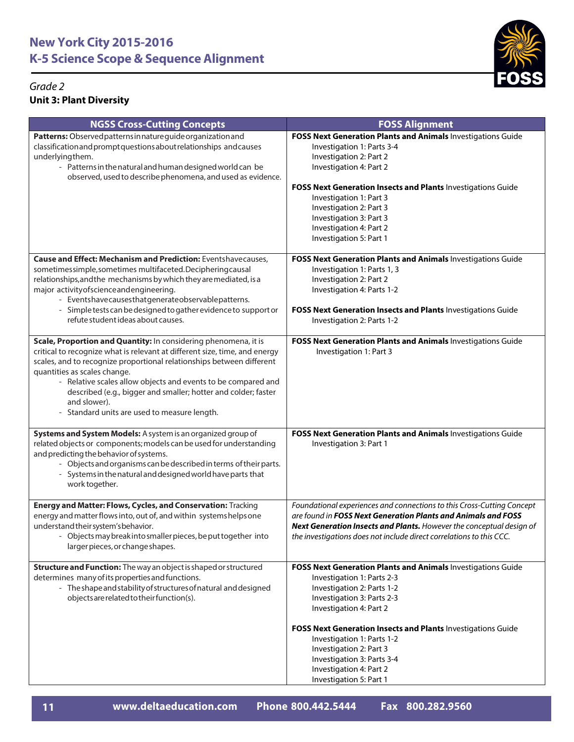# New York City 2015-2016
# K-5 Science Scope & Sequence Alignment

*Grade 2*

**Unit 3: Plant Diversity**

| NGSS Cross-Cutting Concepts | FOSS Alignment |
|---|---|
| **Patterns:** Observed patterns in nature guide organization and classification and prompt questions about relationships and causes underlying them.<br>- Patterns in the natural and human designed world can be observed, used to describe phenomena, and used as evidence. | **FOSS Next Generation Plants and Animals** Investigations Guide<br>Investigation 1: Parts 3-4<br>Investigation 2: Part 2<br>Investigation 4: Part 2<br><br>**FOSS Next Generation Insects and Plants** Investigations Guide<br>Investigation 1: Part 3<br>Investigation 2: Part 3<br>Investigation 3: Part 3<br>Investigation 4: Part 2<br>Investigation 5: Part 1 |
| **Cause and Effect: Mechanism and Prediction:** Events have causes, sometimes simple, sometimes multifaceted. Deciphering causal relationships, and the mechanisms by which they are mediated, is a major activity of science and engineering.<br>- Events have causes that generate observable patterns.<br>- Simple tests can be designed to gather evidence to support or refute student ideas about causes. | **FOSS Next Generation Plants and Animals** Investigations Guide<br>Investigation 1: Parts 1, 3<br>Investigation 2: Part 2<br>Investigation 4: Parts 1-2<br><br>**FOSS Next Generation Insects and Plants** Investigations Guide<br>Investigation 2: Parts 1-2 |
| **Scale, Proportion and Quantity:** In considering phenomena, it is critical to recognize what is relevant at different size, time, and energy scales, and to recognize proportional relationships between different quantities as scales change.<br>- Relative scales allow objects and events to be compared and described (e.g., bigger and smaller; hotter and colder; faster and slower).<br>- Standard units are used to measure length. | **FOSS Next Generation Plants and Animals** Investigations Guide<br>Investigation 1: Part 3 |
| **Systems and System Models:** A system is an organized group of related objects or components; models can be used for understanding and predicting the behavior of systems.<br>- Objects and organisms can be described in terms of their parts.<br>- Systems in the natural and designed world have parts that work together. | **FOSS Next Generation Plants and Animals** Investigations Guide<br>Investigation 3: Part 1 |
| **Energy and Matter: Flows, Cycles, and Conservation:** Tracking energy and matter flows into, out of, and within systems helps one understand their system's behavior.<br>- Objects may break into smaller pieces, be put together into larger pieces, or change shapes. | *Foundational experiences and connections to this Cross-Cutting Concept are found in **FOSS Next Generation Plants and Animals and FOSS Next Generation Insects and Plants.** However the conceptual design of the investigations does not include direct correlations to this CCC.* |
| **Structure and Function:** The way an object is shaped or structured determines many of its properties and functions.<br>- The shape and stability of structures of natural and designed objects are related to their function(s). | **FOSS Next Generation Plants and Animals** Investigations Guide<br>Investigation 1: Parts 2-3<br>Investigation 2: Parts 1-2<br>Investigation 3: Parts 2-3<br>Investigation 4: Part 2<br><br>**FOSS Next Generation Insects and Plants** Investigations Guide<br>Investigation 1: Parts 1-2<br>Investigation 2: Part 3<br>Investigation 3: Parts 3-4<br>Investigation 4: Part 2<br>Investigation 5: Part 1 |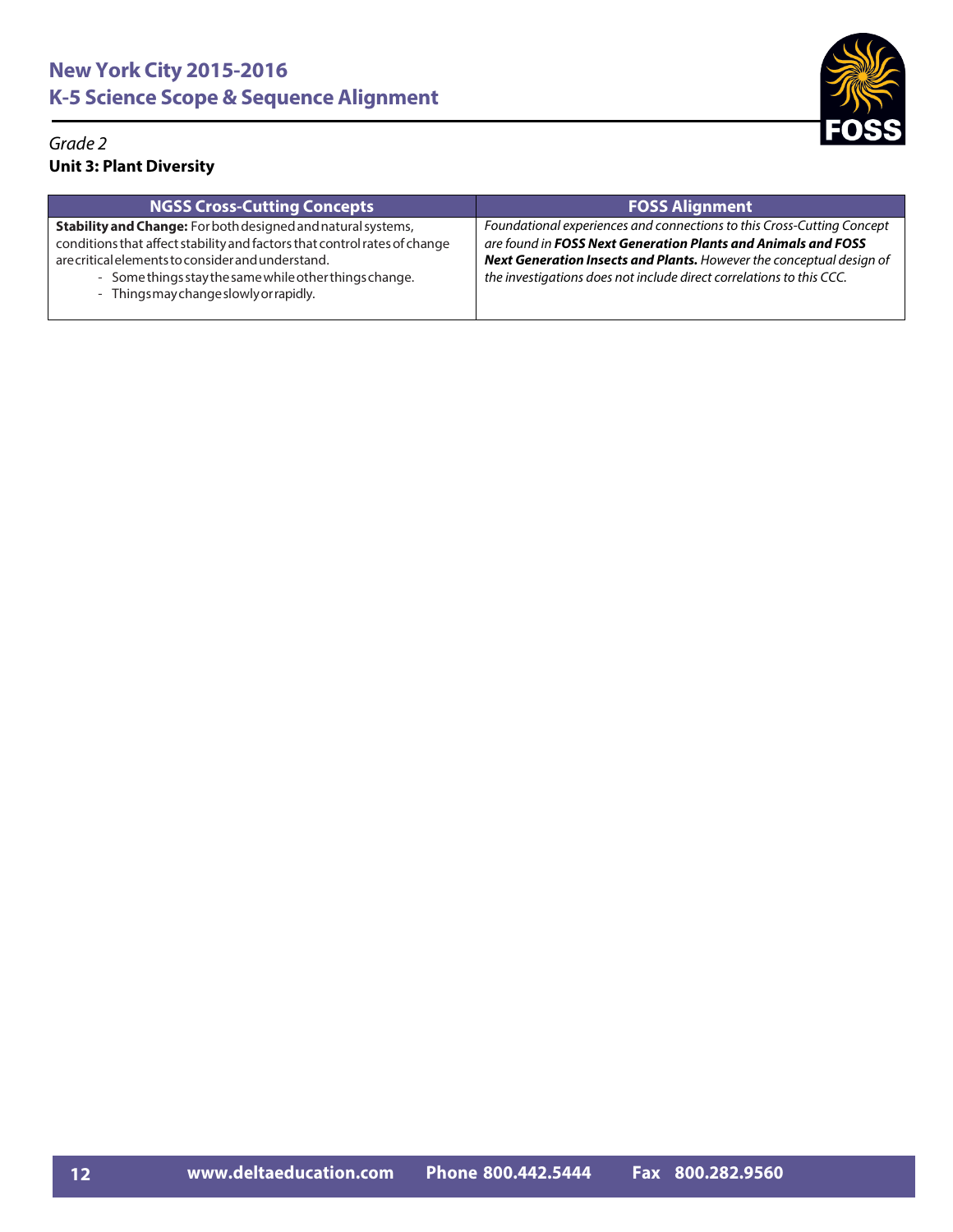# New York City 2015-2016
# K-5 Science Scope & Sequence Alignment

*Grade 2*

**Unit 3: Plant Diversity**

| NGSS Cross-Cutting Concepts | FOSS Alignment |
|---|---|
| **Stability and Change:** For both designed and natural systems, conditions that affect stability and factors that control rates of change are critical elements to consider and understand.<br>- Some things stay the same while other things change.<br>- Things may change slowly or rapidly. | *Foundational experiences and connections to this Cross-Cutting Concept are found in **FOSS Next Generation Plants and Animals and FOSS Next Generation Insects and Plants.** However the conceptual design of the investigations does not include direct correlations to this CCC.* |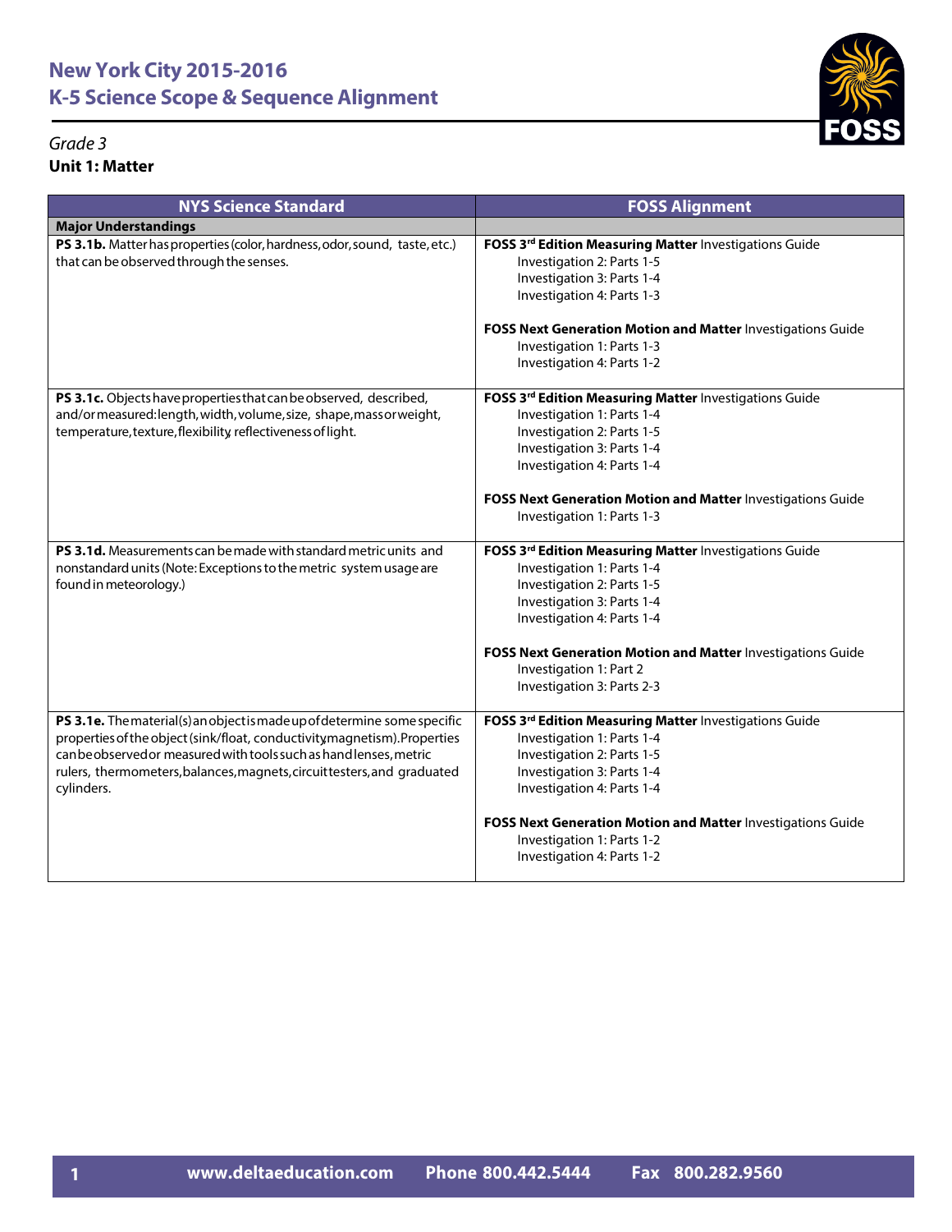# New York City 2015-2016
# K-5 Science Scope & Sequence Alignment

*Grade 3*

**Unit 1: Matter**

| NYS Science Standard | FOSS Alignment |
|---|---|
| **Major Understandings** | |
| **PS 3.1b.** Matter has properties (color, hardness, odor, sound, taste, etc.) that can be observed through the senses. | **FOSS 3rd Edition Measuring Matter** Investigations Guide<br>Investigation 2: Parts 1-5<br>Investigation 3: Parts 1-4<br>Investigation 4: Parts 1-3<br><br>**FOSS Next Generation Motion and Matter** Investigations Guide<br>Investigation 1: Parts 1-3<br>Investigation 4: Parts 1-2 |
| **PS 3.1c.** Objects have properties that can be observed, described, and/or measured: length, width, volume, size, shape, mass or weight, temperature, texture, flexibility, reflectiveness of light. | **FOSS 3rd Edition Measuring Matter** Investigations Guide<br>Investigation 1: Parts 1-4<br>Investigation 2: Parts 1-5<br>Investigation 3: Parts 1-4<br>Investigation 4: Parts 1-4<br><br>**FOSS Next Generation Motion and Matter** Investigations Guide<br>Investigation 1: Parts 1-3 |
| **PS 3.1d.** Measurements can be made with standard metric units and nonstandard units (Note: Exceptions to the metric system usage are found in meteorology.) | **FOSS 3rd Edition Measuring Matter** Investigations Guide<br>Investigation 1: Parts 1-4<br>Investigation 2: Parts 1-5<br>Investigation 3: Parts 1-4<br>Investigation 4: Parts 1-4<br><br>**FOSS Next Generation Motion and Matter** Investigations Guide<br>Investigation 1: Part 2<br>Investigation 3: Parts 2-3 |
| **PS 3.1e.** The material(s) an object is made up of determine some specific properties of the object (sink/float, conductivity, magnetism). Properties can be observed or measured with tools such as hand lenses, metric rulers, thermometers, balances, magnets, circuit testers, and graduated cylinders. | **FOSS 3rd Edition Measuring Matter** Investigations Guide<br>Investigation 1: Parts 1-4<br>Investigation 2: Parts 1-5<br>Investigation 3: Parts 1-4<br>Investigation 4: Parts 1-4<br><br>**FOSS Next Generation Motion and Matter** Investigations Guide<br>Investigation 1: Parts 1-2<br>Investigation 4: Parts 1-2 |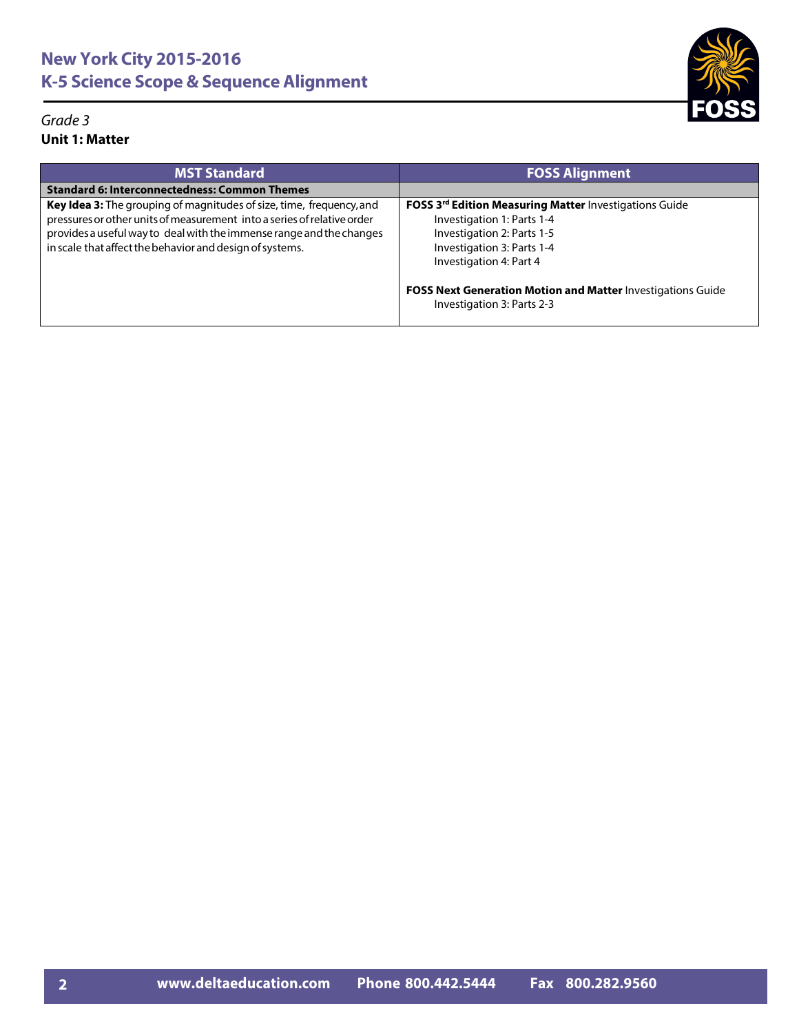# New York City 2015-2016
# K-5 Science Scope & Sequence Alignment

*Grade 3*

**Unit 1: Matter**

| MST Standard | FOSS Alignment |
|---|---|
| **Standard 6: Interconnectedness: Common Themes** | |
| **Key Idea 3:** The grouping of magnitudes of size, time, frequency, and pressures or other units of measurement into a series of relative order provides a useful way to deal with the immense range and the changes in scale that affect the behavior and design of systems. | **FOSS 3rd Edition Measuring Matter** Investigations Guide<br>Investigation 1: Parts 1-4<br>Investigation 2: Parts 1-5<br>Investigation 3: Parts 1-4<br>Investigation 4: Part 4<br><br>**FOSS Next Generation Motion and Matter** Investigations Guide<br>Investigation 3: Parts 2-3 |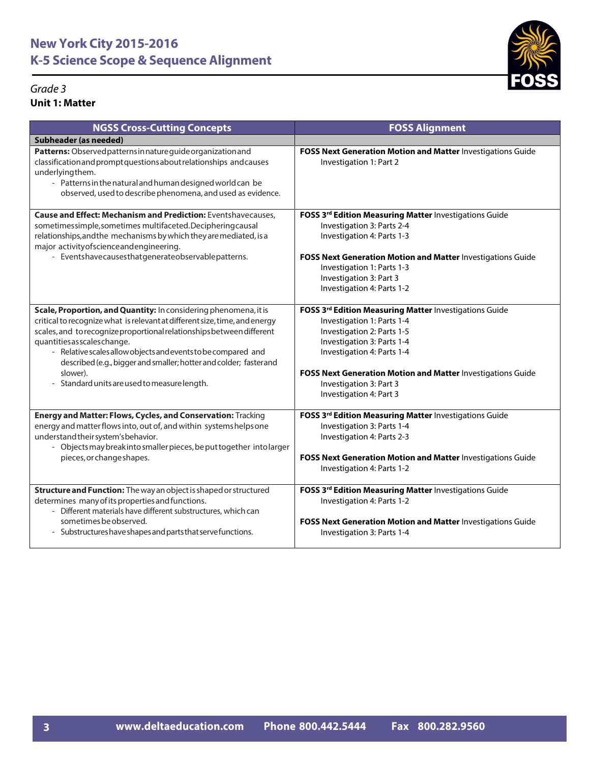# New York City 2015-2016
# K-5 Science Scope & Sequence Alignment

*Grade 3*

**Unit 1: Matter**

| NGSS Cross-Cutting Concepts | FOSS Alignment |
|---|---|
| **Subheader (as needed)** | |
| **Patterns:** Observed patterns in nature guide organization and classification and prompt questions about relationships and causes underlying them.<br>- Patterns in the natural and human designed world can be observed, used to describe phenomena, and used as evidence. | **FOSS Next Generation Motion and Matter** Investigations Guide<br>Investigation 1: Part 2 |
| **Cause and Effect: Mechanism and Prediction:** Events have causes, sometimes simple, sometimes multifaceted. Deciphering causal relationships, and the mechanisms by which they are mediated, is a major activity of science and engineering.<br>- Events have causes that generate observable patterns. | **FOSS 3rd Edition Measuring Matter** Investigations Guide<br>Investigation 3: Parts 2-4<br>Investigation 4: Parts 1-3<br><br>**FOSS Next Generation Motion and Matter** Investigations Guide<br>Investigation 1: Parts 1-3<br>Investigation 3: Part 3<br>Investigation 4: Parts 1-2 |
| **Scale, Proportion, and Quantity:** In considering phenomena, it is critical to recognize what is relevant at different size, time, and energy scales, and to recognize proportional relationships between different quantities as scales change.<br>- Relative scales allow objects and events to be compared and described (e.g., bigger and smaller; hotter and colder; faster and slower).<br>- Standard units are used to measure length. | **FOSS 3rd Edition Measuring Matter** Investigations Guide<br>Investigation 1: Parts 1-4<br>Investigation 2: Parts 1-5<br>Investigation 3: Parts 1-4<br>Investigation 4: Parts 1-4<br><br>**FOSS Next Generation Motion and Matter** Investigations Guide<br>Investigation 3: Part 3<br>Investigation 4: Part 3 |
| **Energy and Matter: Flows, Cycles, and Conservation:** Tracking energy and matter flows into, out of, and within systems helps one understand their system's behavior.<br>- Objects may break into smaller pieces, be put together into larger pieces, or change shapes. | **FOSS 3rd Edition Measuring Matter** Investigations Guide<br>Investigation 3: Parts 1-4<br>Investigation 4: Parts 2-3<br><br>**FOSS Next Generation Motion and Matter** Investigations Guide<br>Investigation 4: Parts 1-2 |
| **Structure and Function:** The way an object is shaped or structured determines many of its properties and functions.<br>- Different materials have different substructures, which can sometimes be observed.<br>- Substructures have shapes and parts that serve functions. | **FOSS 3rd Edition Measuring Matter** Investigations Guide<br>Investigation 4: Parts 1-2<br><br>**FOSS Next Generation Motion and Matter** Investigations Guide<br>Investigation 3: Parts 1-4 |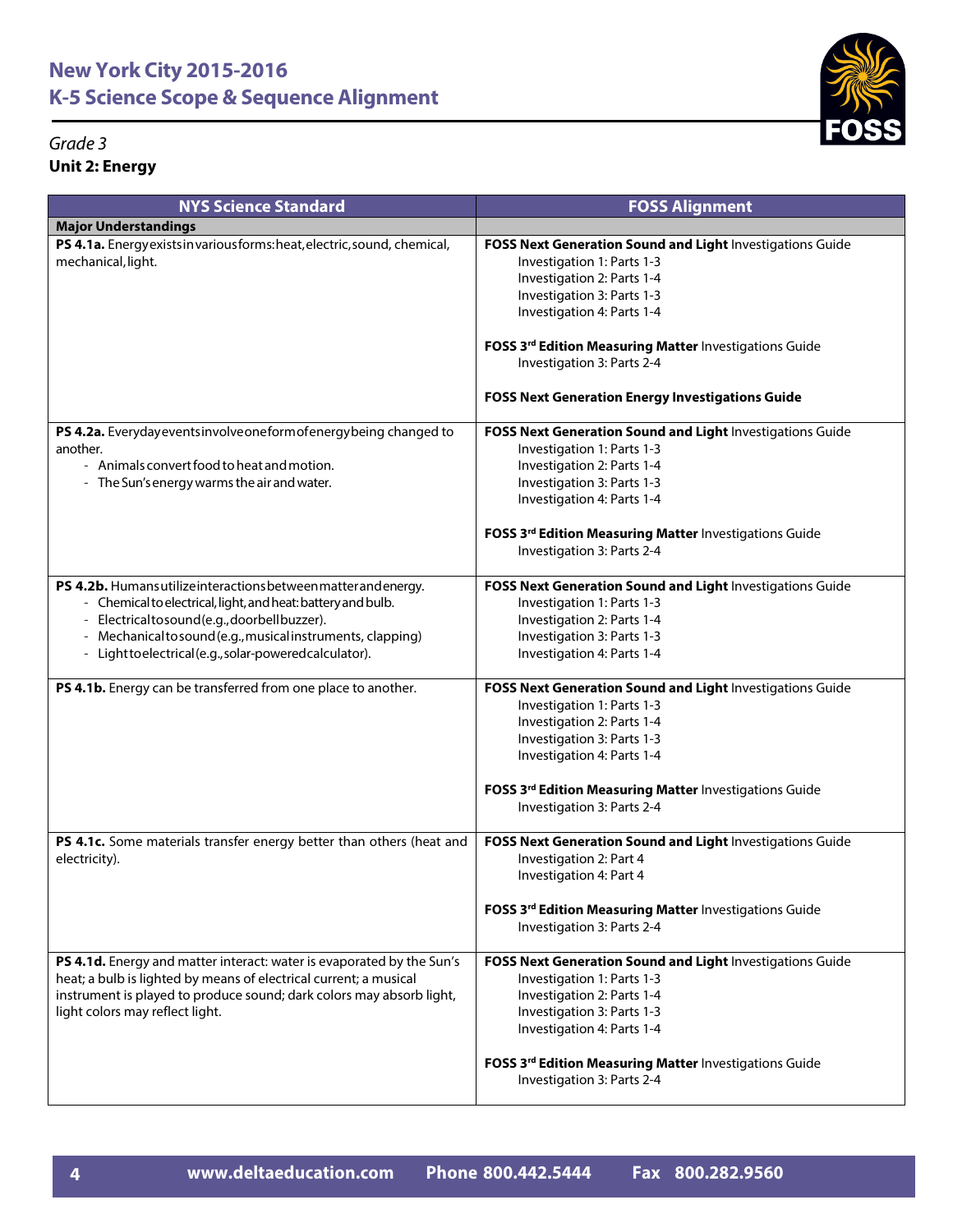# New York City 2015-2016
# K-5 Science Scope & Sequence Alignment

*Grade 3*

**Unit 2: Energy**

| NYS Science Standard | FOSS Alignment |
|---|---|
| **Major Understandings** | |
| **PS 4.1a.** Energy exists in various forms: heat, electric, sound, chemical, mechanical, light. | **FOSS Next Generation Sound and Light** Investigations Guide<br>Investigation 1: Parts 1-3<br>Investigation 2: Parts 1-4<br>Investigation 3: Parts 1-3<br>Investigation 4: Parts 1-4<br><br>**FOSS 3rd Edition Measuring Matter** Investigations Guide<br>Investigation 3: Parts 2-4<br><br>**FOSS Next Generation Energy Investigations Guide** |
| **PS 4.2a.** Everyday events involve one form of energy being changed to another.<br>- Animals convert food to heat and motion.<br>- The Sun's energy warms the air and water. | **FOSS Next Generation Sound and Light** Investigations Guide<br>Investigation 1: Parts 1-3<br>Investigation 2: Parts 1-4<br>Investigation 3: Parts 1-3<br>Investigation 4: Parts 1-4<br><br>**FOSS 3rd Edition Measuring Matter** Investigations Guide<br>Investigation 3: Parts 2-4 |
| **PS 4.2b.** Humans utilize interactions between matter and energy.<br>- Chemical to electrical, light, and heat: battery and bulb.<br>- Electrical to sound (e.g., doorbell buzzer).<br>- Mechanical to sound (e.g., musical instruments, clapping)<br>- Light to electrical (e.g., solar-powered calculator). | **FOSS Next Generation Sound and Light** Investigations Guide<br>Investigation 1: Parts 1-3<br>Investigation 2: Parts 1-4<br>Investigation 3: Parts 1-3<br>Investigation 4: Parts 1-4 |
| **PS 4.1b.** Energy can be transferred from one place to another. | **FOSS Next Generation Sound and Light** Investigations Guide<br>Investigation 1: Parts 1-3<br>Investigation 2: Parts 1-4<br>Investigation 3: Parts 1-3<br>Investigation 4: Parts 1-4<br><br>**FOSS 3rd Edition Measuring Matter** Investigations Guide<br>Investigation 3: Parts 2-4 |
| **PS 4.1c.** Some materials transfer energy better than others (heat and electricity). | **FOSS Next Generation Sound and Light** Investigations Guide<br>Investigation 2: Part 4<br>Investigation 4: Part 4<br><br>**FOSS 3rd Edition Measuring Matter** Investigations Guide<br>Investigation 3: Parts 2-4 |
| **PS 4.1d.** Energy and matter interact: water is evaporated by the Sun's heat; a bulb is lighted by means of electrical current; a musical instrument is played to produce sound; dark colors may absorb light, light colors may reflect light. | **FOSS Next Generation Sound and Light** Investigations Guide<br>Investigation 1: Parts 1-3<br>Investigation 2: Parts 1-4<br>Investigation 3: Parts 1-3<br>Investigation 4: Parts 1-4<br><br>**FOSS 3rd Edition Measuring Matter** Investigations Guide<br>Investigation 3: Parts 2-4 |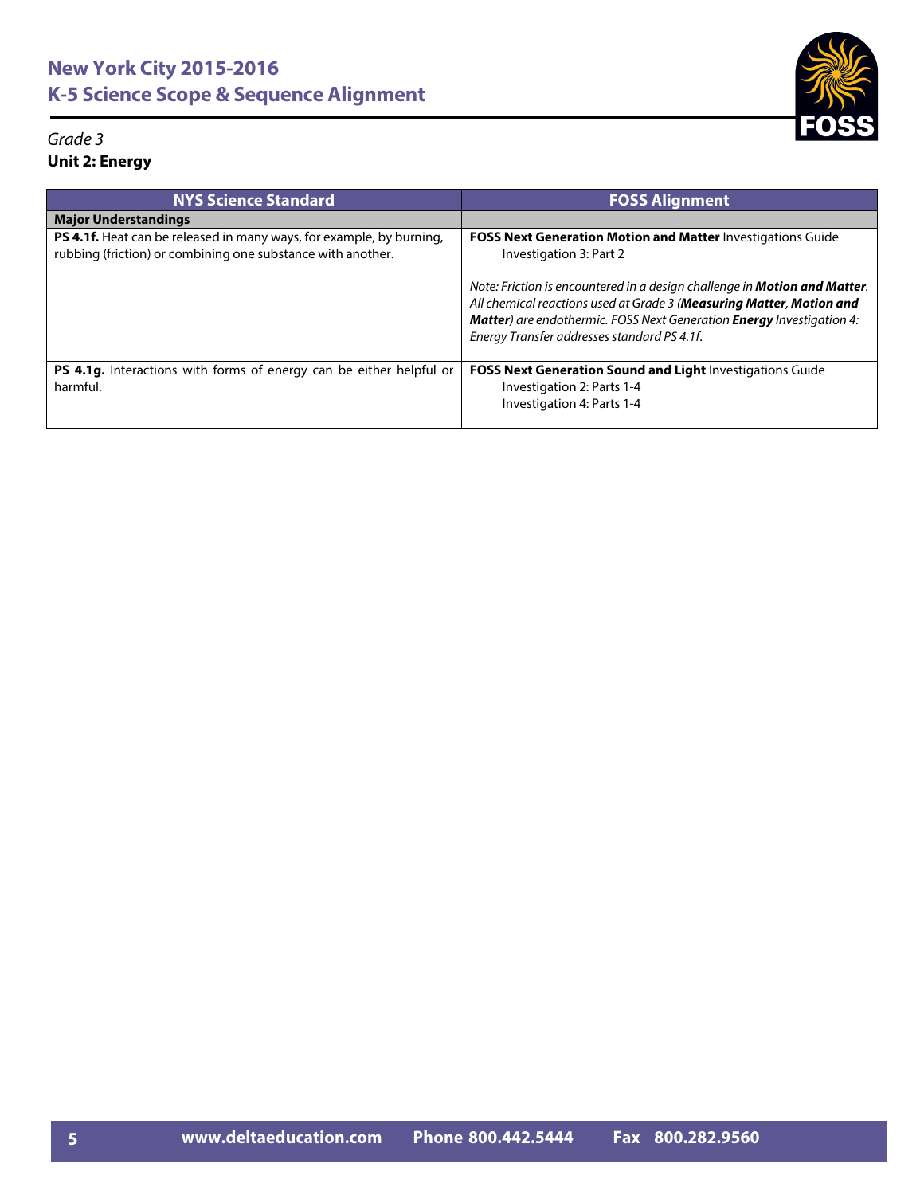# New York City 2015-2016
# K-5 Science Scope & Sequence Alignment

*Grade 3*

**Unit 2: Energy**

| NYS Science Standard | FOSS Alignment |
|---|---|
| **Major Understandings** | |
| **PS 4.1f.** Heat can be released in many ways, for example, by burning, rubbing (friction) or combining one substance with another. | **FOSS Next Generation Motion and Matter** Investigations Guide<br>Investigation 3: Part 2<br><br>*Note: Friction is encountered in a design challenge in **Motion and Matter**. All chemical reactions used at Grade 3 (**Measuring Matter**, **Motion and Matter**) are endothermic. FOSS Next Generation **Energy** Investigation 4: Energy Transfer addresses standard PS 4.1f.* |
| **PS 4.1g.** Interactions with forms of energy can be either helpful or harmful. | **FOSS Next Generation Sound and Light** Investigations Guide<br>Investigation 2: Parts 1-4<br>Investigation 4: Parts 1-4 |

www.deltaeducation.com Phone 800.442.5444 Fax 800.282.9560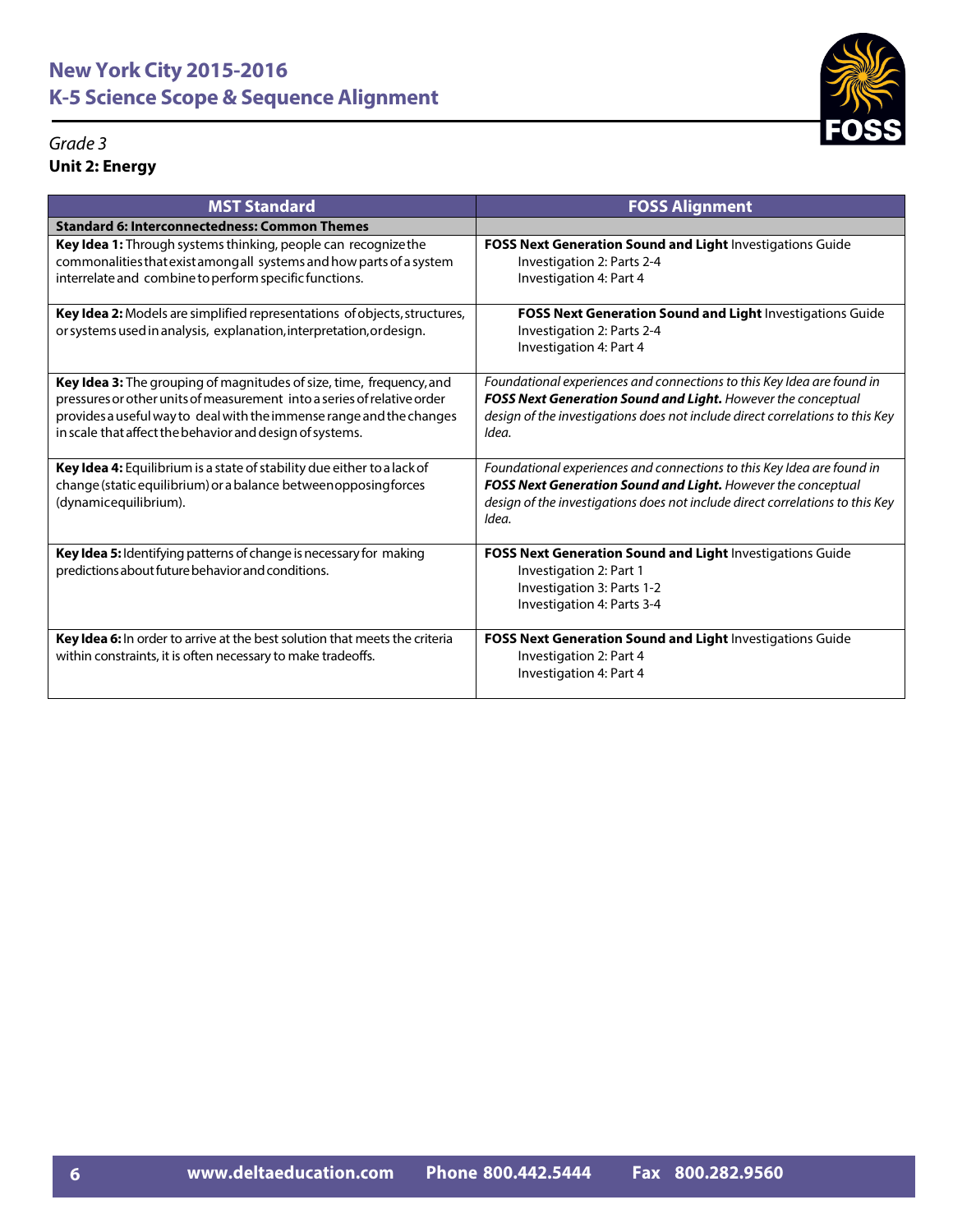# New York City 2015-2016
# K-5 Science Scope & Sequence Alignment

*Grade 3*

**Unit 2: Energy**

| MST Standard | FOSS Alignment |
|---|---|
| **Standard 6: Interconnectedness: Common Themes** | |
| **Key Idea 1:** Through systems thinking, people can recognize the commonalities that exist among all systems and how parts of a system interrelate and combine to perform specific functions. | **FOSS Next Generation Sound and Light** Investigations Guide<br>Investigation 2: Parts 2-4<br>Investigation 4: Part 4 |
| **Key Idea 2:** Models are simplified representations of objects, structures, or systems used in analysis, explanation, interpretation, or design. | **FOSS Next Generation Sound and Light** Investigations Guide<br>Investigation 2: Parts 2-4<br>Investigation 4: Part 4 |
| **Key Idea 3:** The grouping of magnitudes of size, time, frequency, and pressures or other units of measurement into a series of relative order provides a useful way to deal with the immense range and the changes in scale that affect the behavior and design of systems. | *Foundational experiences and connections to this Key Idea are found in **FOSS Next Generation Sound and Light.** However the conceptual design of the investigations does not include direct correlations to this Key Idea.* |
| **Key Idea 4:** Equilibrium is a state of stability due either to a lack of change (static equilibrium) or a balance between opposing forces (dynamic equilibrium). | *Foundational experiences and connections to this Key Idea are found in **FOSS Next Generation Sound and Light.** However the conceptual design of the investigations does not include direct correlations to this Key Idea.* |
| **Key Idea 5:** Identifying patterns of change is necessary for making predictions about future behavior and conditions. | **FOSS Next Generation Sound and Light** Investigations Guide<br>Investigation 2: Part 1<br>Investigation 3: Parts 1-2<br>Investigation 4: Parts 3-4 |
| **Key Idea 6:** In order to arrive at the best solution that meets the criteria within constraints, it is often necessary to make tradeoffs. | **FOSS Next Generation Sound and Light** Investigations Guide<br>Investigation 2: Part 4<br>Investigation 4: Part 4 |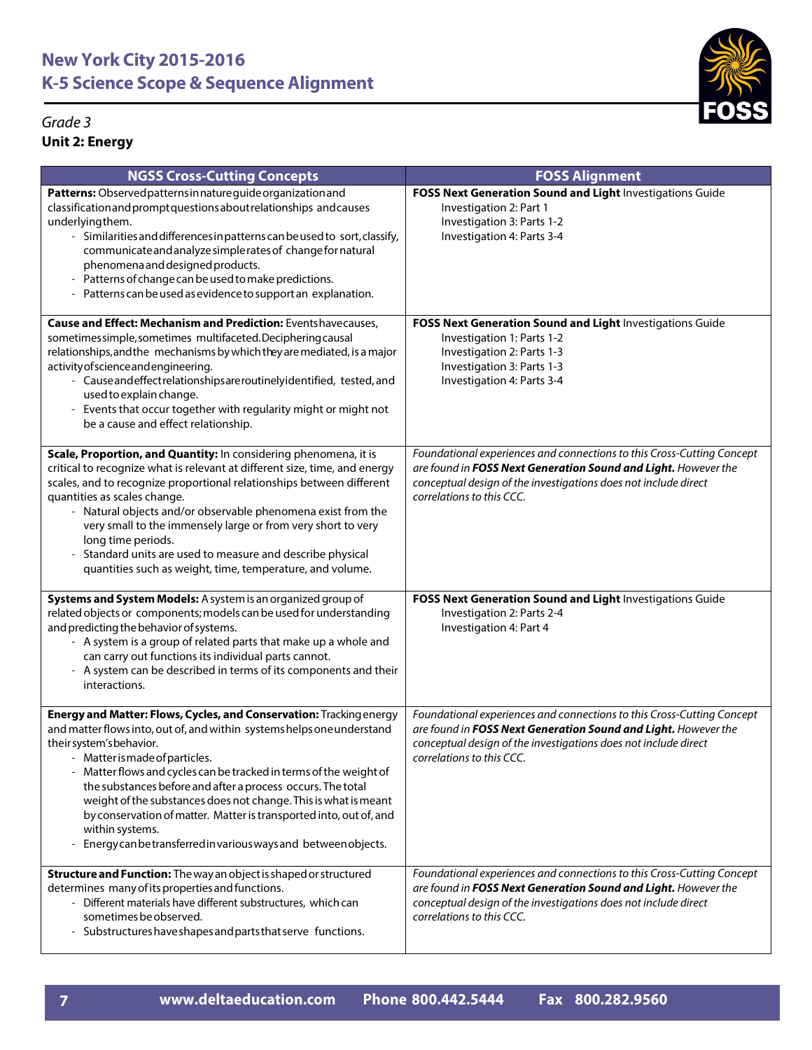# New York City 2015-2016
# K-5 Science Scope & Sequence Alignment

*Grade 3*

**Unit 2: Energy**

| NGSS Cross-Cutting Concepts | FOSS Alignment |
|---|---|
| **Patterns:** Observed patterns in nature guide organization and classification and prompt questions about relationships and causes underlying them.<br>- Similarities and differences in patterns can be used to sort, classify, communicate and analyze simple rates of change for natural phenomena and designed products.<br>- Patterns of change can be used to make predictions.<br>- Patterns can be used as evidence to support an explanation. | **FOSS Next Generation Sound and Light** Investigations Guide<br>Investigation 2: Part 1<br>Investigation 3: Parts 1-2<br>Investigation 4: Parts 3-4 |
| **Cause and Effect: Mechanism and Prediction:** Events have causes, sometimes simple, sometimes multifaceted. Deciphering causal relationships, and the mechanisms by which they are mediated, is a major activity of science and engineering.<br>- Cause and effect relationships are routinely identified, tested, and used to explain change.<br>- Events that occur together with regularity might or might not be a cause and effect relationship. | **FOSS Next Generation Sound and Light** Investigations Guide<br>Investigation 1: Parts 1-2<br>Investigation 2: Parts 1-3<br>Investigation 3: Parts 1-3<br>Investigation 4: Parts 3-4 |
| **Scale, Proportion, and Quantity:** In considering phenomena, it is critical to recognize what is relevant at different size, time, and energy scales, and to recognize proportional relationships between different quantities as scales change.<br>- Natural objects and/or observable phenomena exist from the very small to the immensely large or from very short to very long time periods.<br>- Standard units are used to measure and describe physical quantities such as weight, time, temperature, and volume. | *Foundational experiences and connections to this Cross-Cutting Concept are found in **FOSS Next Generation Sound and Light.** However the conceptual design of the investigations does not include direct correlations to this CCC.* |
| **Systems and System Models:** A system is an organized group of related objects or components; models can be used for understanding and predicting the behavior of systems.<br>- A system is a group of related parts that make up a whole and can carry out functions its individual parts cannot.<br>- A system can be described in terms of its components and their interactions. | **FOSS Next Generation Sound and Light** Investigations Guide<br>Investigation 2: Parts 2-4<br>Investigation 4: Part 4 |
| **Energy and Matter: Flows, Cycles, and Conservation:** Tracking energy and matter flows into, out of, and within systems helps one understand their system's behavior.<br>- Matter is made of particles.<br>- Matter flows and cycles can be tracked in terms of the weight of the substances before and after a process occurs. The total weight of the substances does not change. This is what is meant by conservation of matter. Matter is transported into, out of, and within systems.<br>- Energy can be transferred in various ways and between objects. | *Foundational experiences and connections to this Cross-Cutting Concept are found in **FOSS Next Generation Sound and Light.** However the conceptual design of the investigations does not include direct correlations to this CCC.* |
| **Structure and Function:** The way an object is shaped or structured determines many of its properties and functions.<br>- Different materials have different substructures, which can sometimes be observed.<br>- Substructures have shapes and parts that serve functions. | *Foundational experiences and connections to this Cross-Cutting Concept are found in **FOSS Next Generation Sound and Light.** However the conceptual design of the investigations does not include direct correlations to this CCC.* |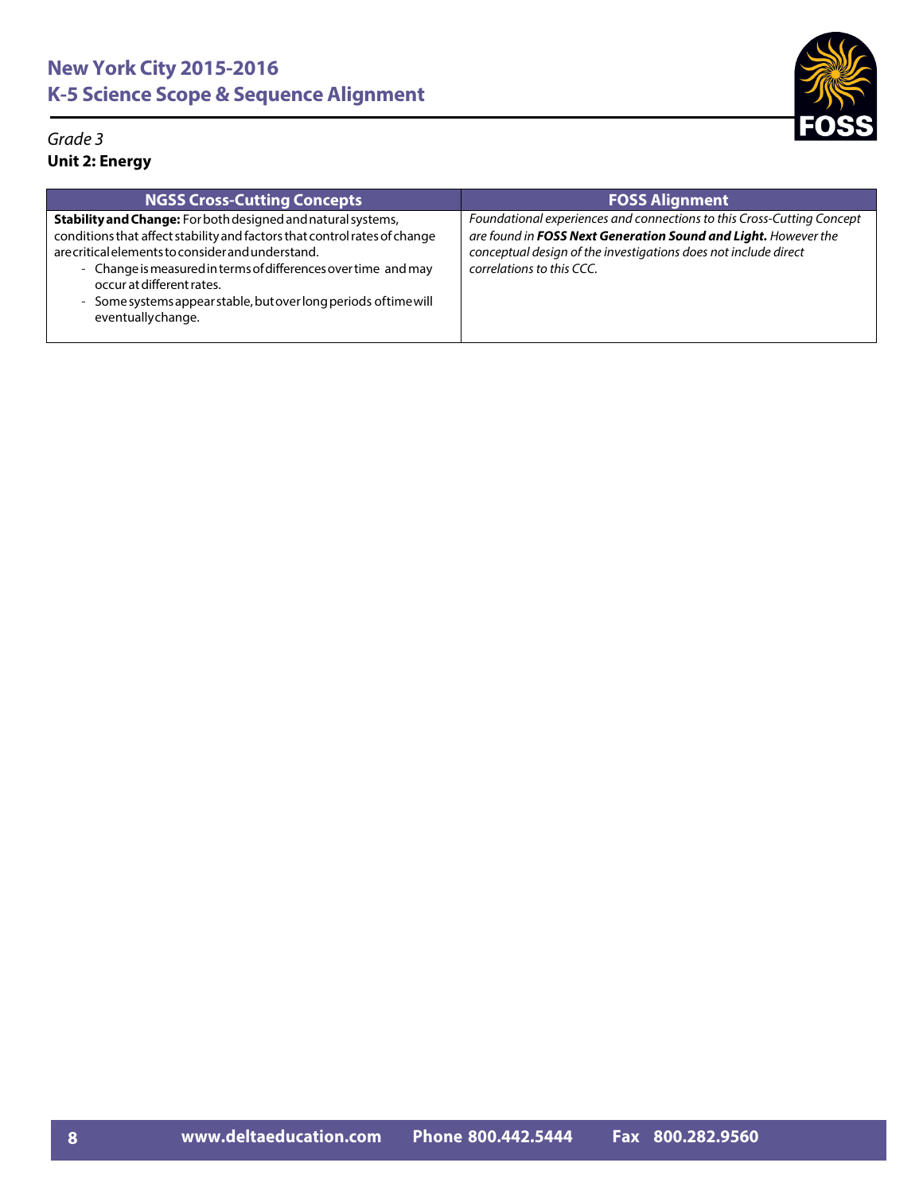# New York City 2015-2016
# K-5 Science Scope & Sequence Alignment

*Grade 3*

**Unit 2: Energy**

| NGSS Cross-Cutting Concepts | FOSS Alignment |
|---|---|
| **Stability and Change:** For both designed and natural systems, conditions that affect stability and factors that control rates of change are critical elements to consider and understand.<br>- Change is measured in terms of differences over time and may occur at different rates.<br>- Some systems appear stable, but over long periods of time will eventually change. | *Foundational experiences and connections to this Cross-Cutting Concept are found in **FOSS Next Generation Sound and Light.** However the conceptual design of the investigations does not include direct correlations to this CCC.* |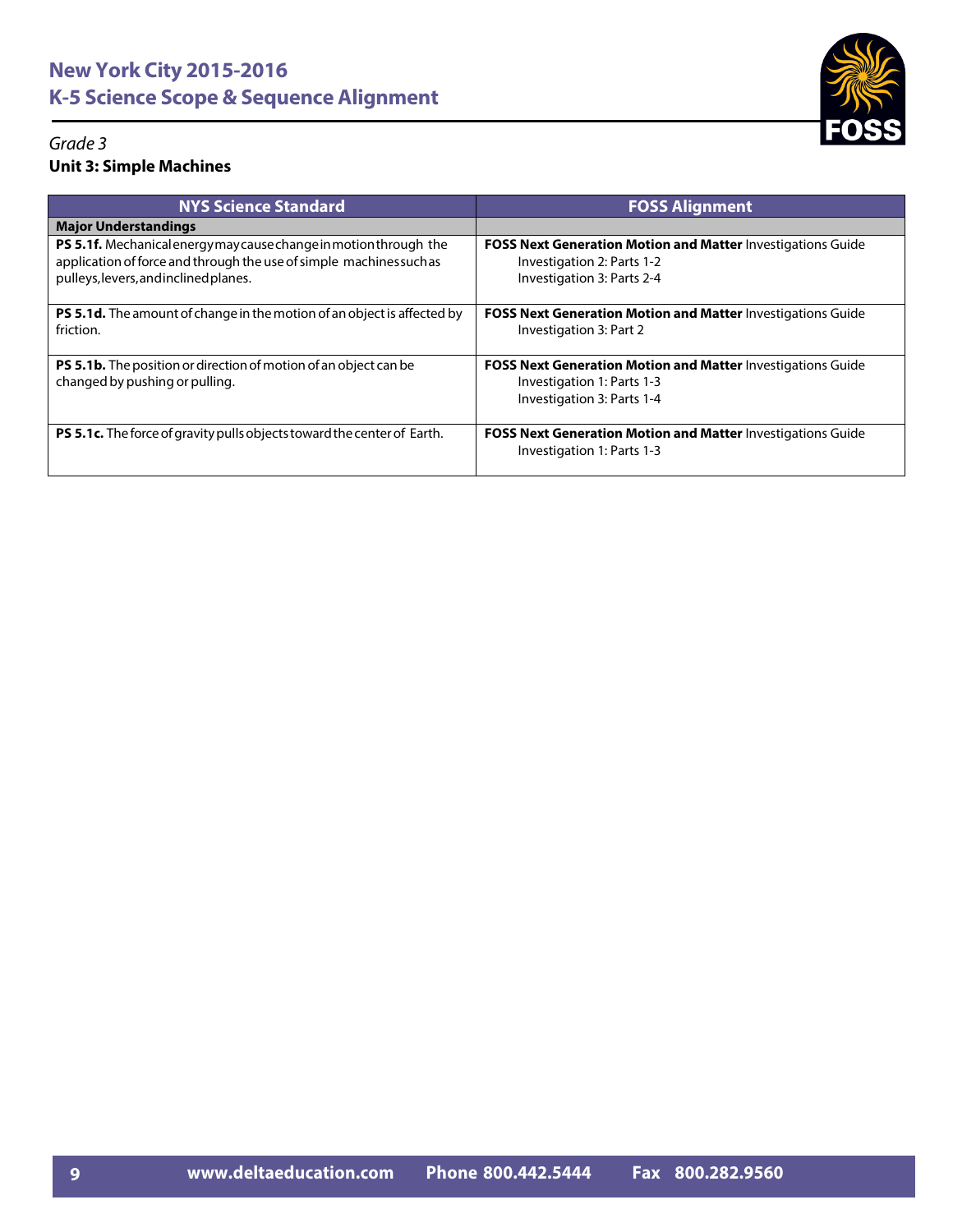# New York City 2015-2016
# K-5 Science Scope & Sequence Alignment

*Grade 3*

**Unit 3: Simple Machines**

| NYS Science Standard | FOSS Alignment |
|---|---|
| **Major Understandings** | |
| **PS 5.1f.** Mechanical energy may cause change in motion through the application of force and through the use of simple machines such as pulleys, levers, and inclined planes. | **FOSS Next Generation Motion and Matter** Investigations Guide<br>Investigation 2: Parts 1-2<br>Investigation 3: Parts 2-4 |
| **PS 5.1d.** The amount of change in the motion of an object is affected by friction. | **FOSS Next Generation Motion and Matter** Investigations Guide<br>Investigation 3: Part 2 |
| **PS 5.1b.** The position or direction of motion of an object can be changed by pushing or pulling. | **FOSS Next Generation Motion and Matter** Investigations Guide<br>Investigation 1: Parts 1-3<br>Investigation 3: Parts 1-4 |
| **PS 5.1c.** The force of gravity pulls objects toward the center of Earth. | **FOSS Next Generation Motion and Matter** Investigations Guide<br>Investigation 1: Parts 1-3 |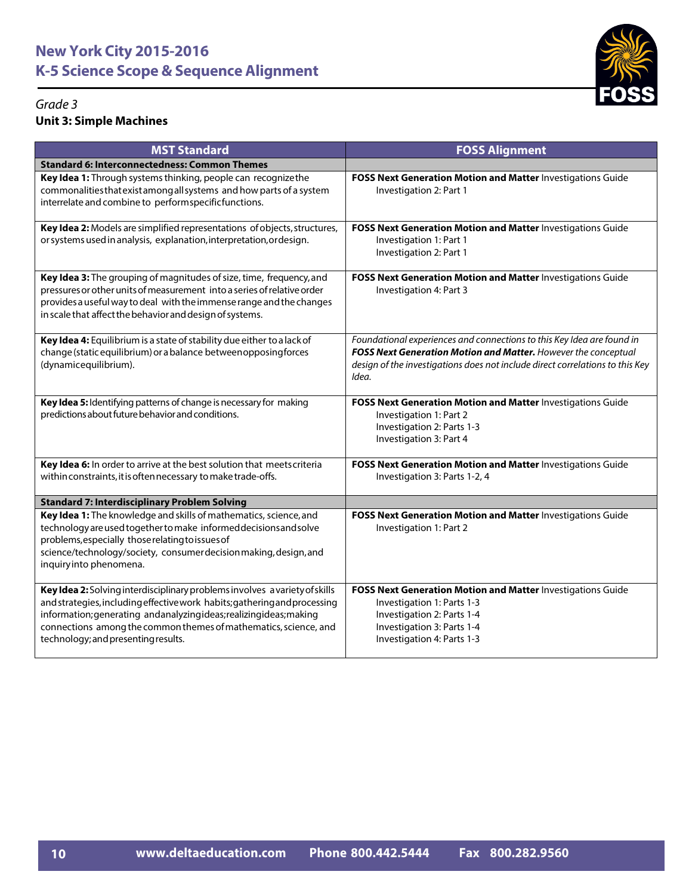# New York City 2015-2016
# K-5 Science Scope & Sequence Alignment

*Grade 3*

**Unit 3: Simple Machines**

| MST Standard | FOSS Alignment |
|---|---|
| **Standard 6: Interconnectedness: Common Themes** | |
| **Key Idea 1:** Through systems thinking, people can recognize the commonalities that exist among all systems and how parts of a system interrelate and combine to perform specific functions. | **FOSS Next Generation Motion and Matter** Investigations Guide<br>Investigation 2: Part 1 |
| **Key Idea 2:** Models are simplified representations of objects, structures, or systems used in analysis, explanation, interpretation, or design. | **FOSS Next Generation Motion and Matter** Investigations Guide<br>Investigation 1: Part 1<br>Investigation 2: Part 1 |
| **Key Idea 3:** The grouping of magnitudes of size, time, frequency, and pressures or other units of measurement into a series of relative order provides a useful way to deal with the immense range and the changes in scale that affect the behavior and design of systems. | **FOSS Next Generation Motion and Matter** Investigations Guide<br>Investigation 4: Part 3 |
| **Key Idea 4:** Equilibrium is a state of stability due either to a lack of change (static equilibrium) or a balance between opposing forces (dynamic equilibrium). | *Foundational experiences and connections to this Key Idea are found in **FOSS Next Generation Motion and Matter.** However the conceptual design of the investigations does not include direct correlations to this Key Idea.* |
| **Key Idea 5:** Identifying patterns of change is necessary for making predictions about future behavior and conditions. | **FOSS Next Generation Motion and Matter** Investigations Guide<br>Investigation 1: Part 2<br>Investigation 2: Parts 1-3<br>Investigation 3: Part 4 |
| **Key Idea 6:** In order to arrive at the best solution that meets criteria within constraints, it is often necessary to make trade-offs. | **FOSS Next Generation Motion and Matter** Investigations Guide<br>Investigation 3: Parts 1-2, 4 |
| **Standard 7: Interdisciplinary Problem Solving** | |
| **Key Idea 1:** The knowledge and skills of mathematics, science, and technology are used together to make informed decisions and solve problems, especially those relating to issues of science/technology/society, consumer decision making, design, and inquiry into phenomena. | **FOSS Next Generation Motion and Matter** Investigations Guide<br>Investigation 1: Part 2 |
| **Key Idea 2:** Solving interdisciplinary problems involves a variety of skills and strategies, including effective work habits; gathering and processing information; generating and analyzing ideas; realizing ideas; making connections among the common themes of mathematics, science, and technology; and presenting results. | **FOSS Next Generation Motion and Matter** Investigations Guide<br>Investigation 1: Parts 1-3<br>Investigation 2: Parts 1-4<br>Investigation 3: Parts 1-4<br>Investigation 4: Parts 1-3 |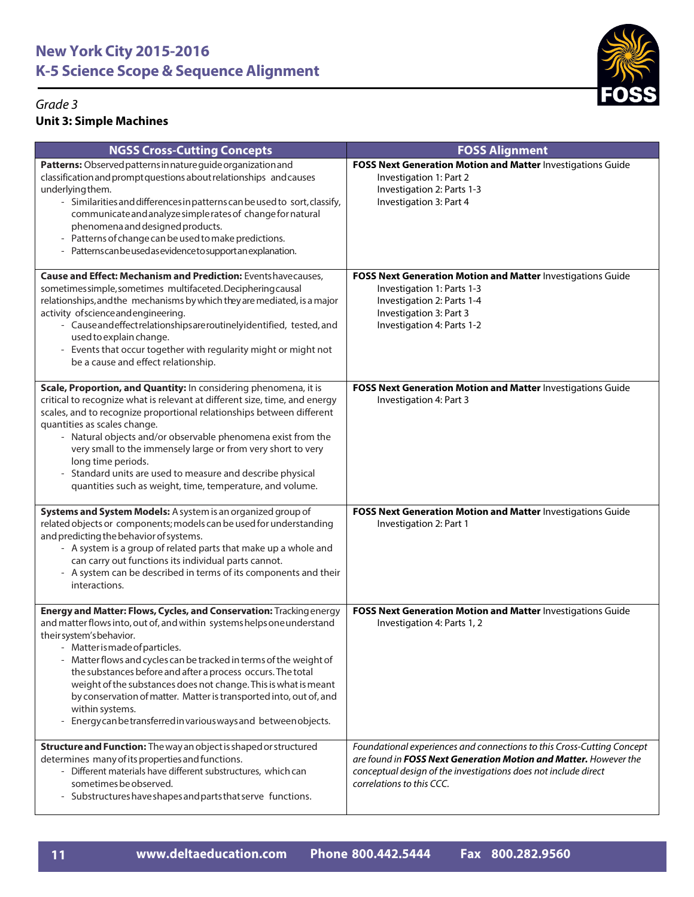# New York City 2015-2016
# K-5 Science Scope & Sequence Alignment

*Grade 3*

**Unit 3: Simple Machines**

| NGSS Cross-Cutting Concepts | FOSS Alignment |
|---|---|
| **Patterns:** Observed patterns in nature guide organization and classification and prompt questions about relationships and causes underlying them.<br>- Similarities and differences in patterns can be used to sort, classify, communicate and analyze simple rates of change for natural phenomena and designed products.<br>- Patterns of change can be used to make predictions.<br>- Patterns can be used as evidence to support an explanation. | **FOSS Next Generation Motion and Matter** Investigations Guide<br>Investigation 1: Part 2<br>Investigation 2: Parts 1-3<br>Investigation 3: Part 4 |
| **Cause and Effect: Mechanism and Prediction:** Events have causes, sometimes simple, sometimes multifaceted. Deciphering causal relationships, and the mechanisms by which they are mediated, is a major activity of science and engineering.<br>- Cause and effect relationships are routinely identified, tested, and used to explain change.<br>- Events that occur together with regularity might or might not be a cause and effect relationship. | **FOSS Next Generation Motion and Matter** Investigations Guide<br>Investigation 1: Parts 1-3<br>Investigation 2: Parts 1-4<br>Investigation 3: Part 3<br>Investigation 4: Parts 1-2 |
| **Scale, Proportion, and Quantity:** In considering phenomena, it is critical to recognize what is relevant at different size, time, and energy scales, and to recognize proportional relationships between different quantities as scales change.<br>- Natural objects and/or observable phenomena exist from the very small to the immensely large or from very short to very long time periods.<br>- Standard units are used to measure and describe physical quantities such as weight, time, temperature, and volume. | **FOSS Next Generation Motion and Matter** Investigations Guide<br>Investigation 4: Part 3 |
| **Systems and System Models:** A system is an organized group of related objects or components; models can be used for understanding and predicting the behavior of systems.<br>- A system is a group of related parts that make up a whole and can carry out functions its individual parts cannot.<br>- A system can be described in terms of its components and their interactions. | **FOSS Next Generation Motion and Matter** Investigations Guide<br>Investigation 2: Part 1 |
| **Energy and Matter: Flows, Cycles, and Conservation:** Tracking energy and matter flows into, out of, and within systems helps one understand their system's behavior.<br>- Matter is made of particles.<br>- Matter flows and cycles can be tracked in terms of the weight of the substances before and after a process occurs. The total weight of the substances does not change. This is what is meant by conservation of matter. Matter is transported into, out of, and within systems.<br>- Energy can be transferred in various ways and between objects. | **FOSS Next Generation Motion and Matter** Investigations Guide<br>Investigation 4: Parts 1, 2 |
| **Structure and Function:** The way an object is shaped or structured determines many of its properties and functions.<br>- Different materials have different substructures, which can sometimes be observed.<br>- Substructures have shapes and parts that serve functions. | *Foundational experiences and connections to this Cross-Cutting Concept are found in* ***FOSS Next Generation Motion and Matter.*** *However the conceptual design of the investigations does not include direct correlations to this CCC.* |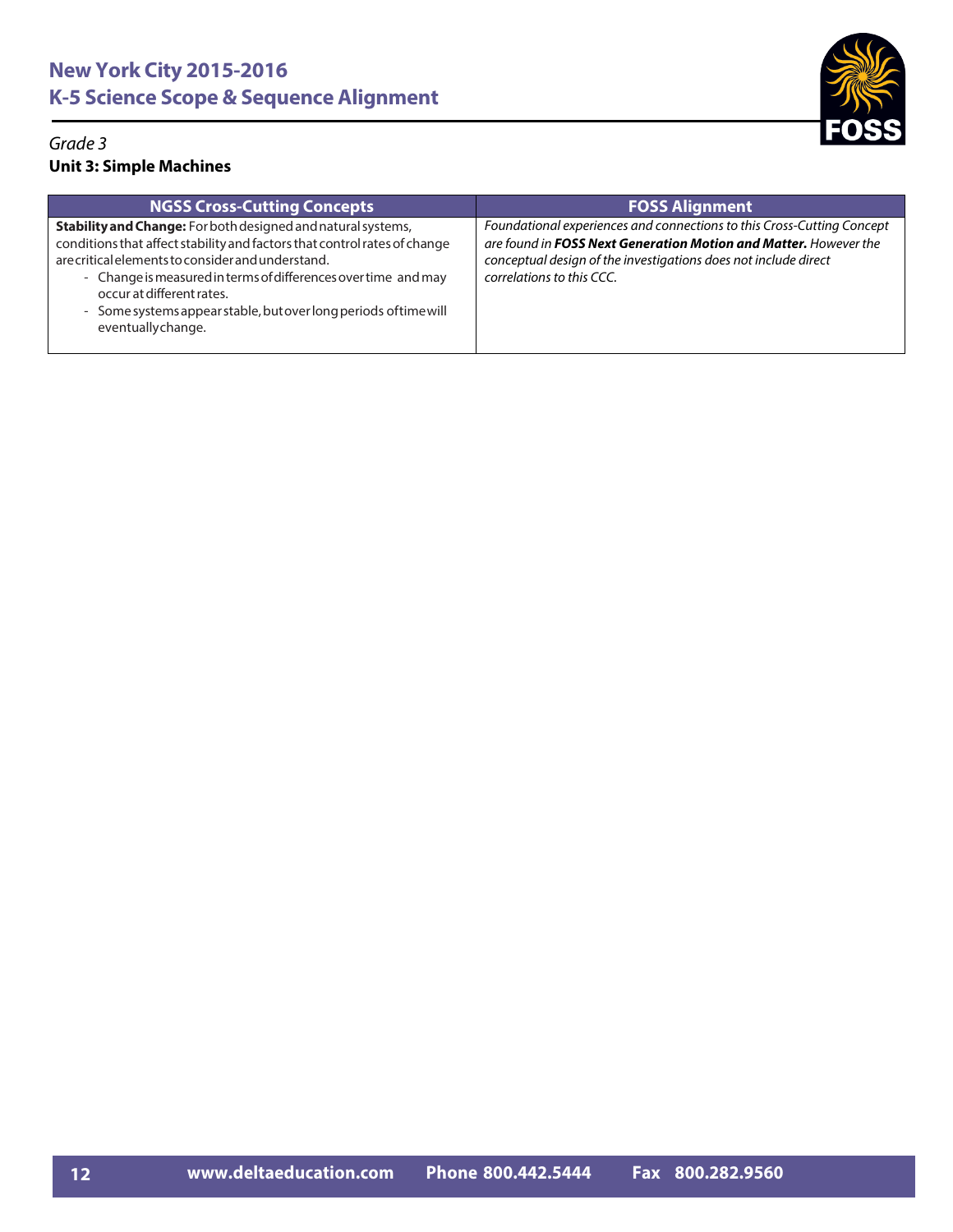# New York City 2015-2016
## K-5 Science Scope & Sequence Alignment

*Grade 3*

**Unit 3: Simple Machines**

| NGSS Cross-Cutting Concepts | FOSS Alignment |
|---|---|
| **Stability and Change:** For both designed and natural systems, conditions that affect stability and factors that control rates of change are critical elements to consider and understand.<br>- Change is measured in terms of differences over time and may occur at different rates.<br>- Some systems appear stable, but over long periods of time will eventually change. | *Foundational experiences and connections to this Cross-Cutting Concept are found in **FOSS Next Generation Motion and Matter.** However the conceptual design of the investigations does not include direct correlations to this CCC.* |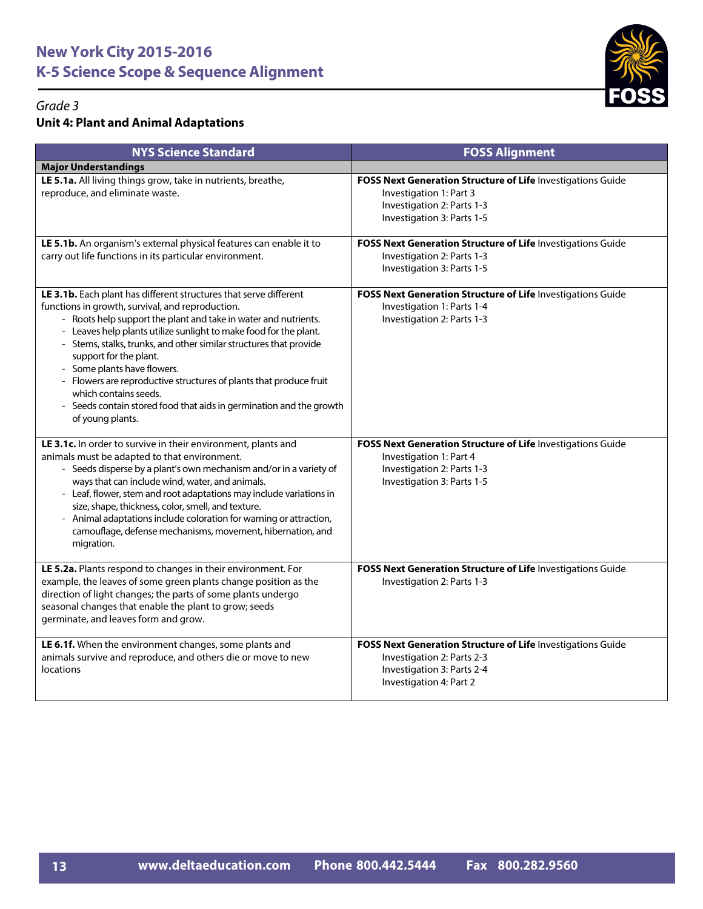# New York City 2015-2016
# K-5 Science Scope & Sequence Alignment

*Grade 3*

**Unit 4: Plant and Animal Adaptations**

| NYS Science Standard | FOSS Alignment |
| --- | --- |
| **Major Understandings** | |
| **LE 5.1a.** All living things grow, take in nutrients, breathe, reproduce, and eliminate waste. | **FOSS Next Generation Structure of Life** Investigations Guide<br>Investigation 1: Part 3<br>Investigation 2: Parts 1-3<br>Investigation 3: Parts 1-5 |
| **LE 5.1b.** An organism's external physical features can enable it to carry out life functions in its particular environment. | **FOSS Next Generation Structure of Life** Investigations Guide<br>Investigation 2: Parts 1-3<br>Investigation 3: Parts 1-5 |
| **LE 3.1b.** Each plant has different structures that serve different functions in growth, survival, and reproduction.<br>- Roots help support the plant and take in water and nutrients.<br>- Leaves help plants utilize sunlight to make food for the plant.<br>- Stems, stalks, trunks, and other similar structures that provide support for the plant.<br>- Some plants have flowers.<br>- Flowers are reproductive structures of plants that produce fruit which contains seeds.<br>- Seeds contain stored food that aids in germination and the growth of young plants. | **FOSS Next Generation Structure of Life** Investigations Guide<br>Investigation 1: Parts 1-4<br>Investigation 2: Parts 1-3 |
| **LE 3.1c.** In order to survive in their environment, plants and animals must be adapted to that environment.<br>- Seeds disperse by a plant's own mechanism and/or in a variety of ways that can include wind, water, and animals.<br>- Leaf, flower, stem and root adaptations may include variations in size, shape, thickness, color, smell, and texture.<br>- Animal adaptations include coloration for warning or attraction, camouflage, defense mechanisms, movement, hibernation, and migration. | **FOSS Next Generation Structure of Life** Investigations Guide<br>Investigation 1: Part 4<br>Investigation 2: Parts 1-3<br>Investigation 3: Parts 1-5 |
| **LE 5.2a.** Plants respond to changes in their environment. For example, the leaves of some green plants change position as the direction of light changes; the parts of some plants undergo seasonal changes that enable the plant to grow; seeds germinate, and leaves form and grow. | **FOSS Next Generation Structure of Life** Investigations Guide<br>Investigation 2: Parts 1-3 |
| **LE 6.1f.** When the environment changes, some plants and animals survive and reproduce, and others die or move to new locations | **FOSS Next Generation Structure of Life** Investigations Guide<br>Investigation 2: Parts 2-3<br>Investigation 3: Parts 2-4<br>Investigation 4: Part 2 |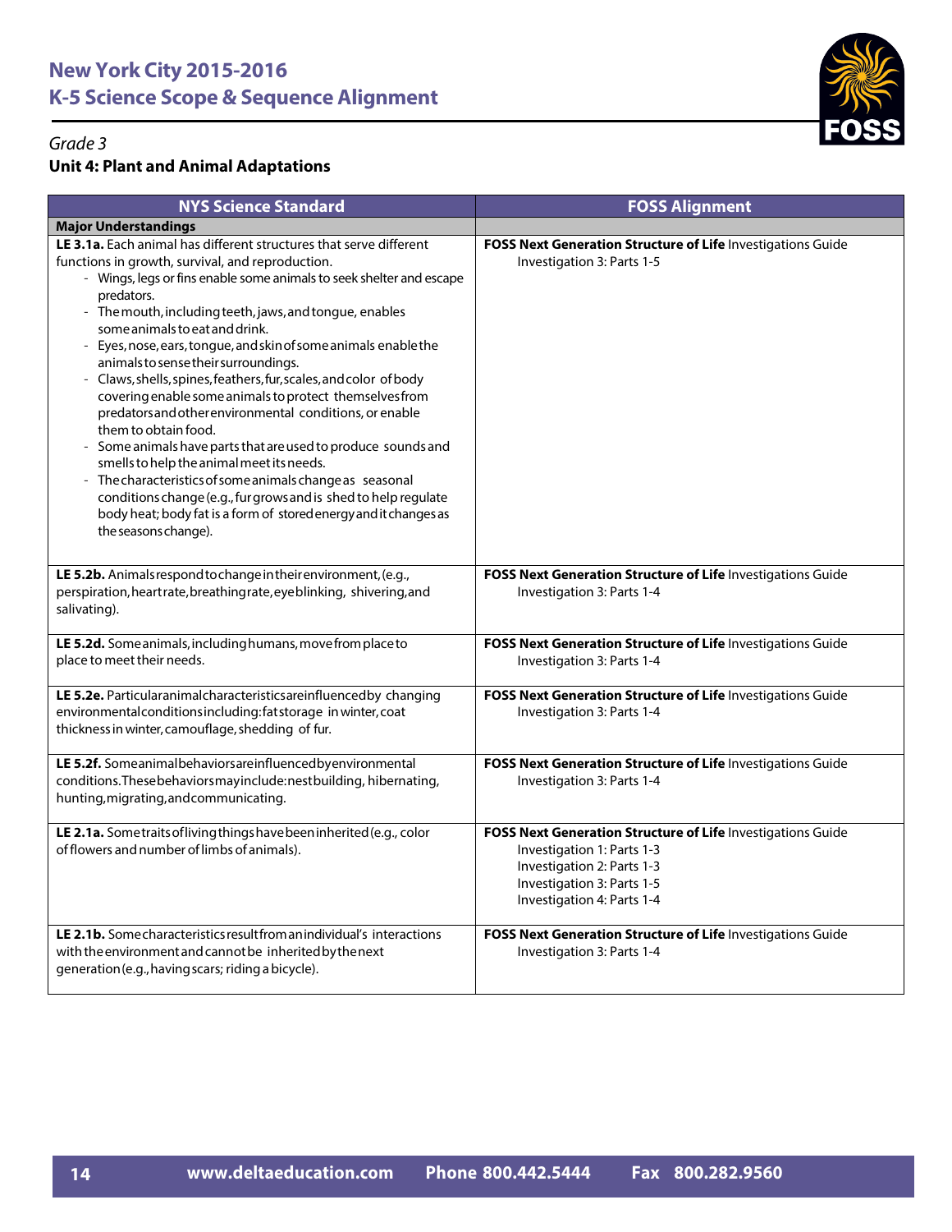# New York City 2015-2016
# K-5 Science Scope & Sequence Alignment

*Grade 3*

**Unit 4: Plant and Animal Adaptations**

| NYS Science Standard | FOSS Alignment |
|---|---|
| **Major Understandings** | |
| **LE 3.1a.** Each animal has different structures that serve different functions in growth, survival, and reproduction.<br>- Wings, legs or fins enable some animals to seek shelter and escape predators.<br>- The mouth, including teeth, jaws, and tongue, enables some animals to eat and drink.<br>- Eyes, nose, ears, tongue, and skin of some animals enable the animals to sense their surroundings.<br>- Claws, shells, spines, feathers, fur, scales, and color of body covering enable some animals to protect themselves from predators and other environmental conditions, or enable them to obtain food.<br>- Some animals have parts that are used to produce sounds and smells to help the animal meet its needs.<br>- The characteristics of some animals change as seasonal conditions change (e.g., fur grows and is shed to help regulate body heat; body fat is a form of stored energy and it changes as the seasons change). | **FOSS Next Generation Structure of Life** Investigations Guide<br>Investigation 3: Parts 1-5 |
| **LE 5.2b.** Animals respond to change in their environment, (e.g., perspiration, heart rate, breathing rate, eye blinking, shivering, and salivating). | **FOSS Next Generation Structure of Life** Investigations Guide<br>Investigation 3: Parts 1-4 |
| **LE 5.2d.** Some animals, including humans, move from place to place to meet their needs. | **FOSS Next Generation Structure of Life** Investigations Guide<br>Investigation 3: Parts 1-4 |
| **LE 5.2e.** Particular animal characteristics are influenced by changing environmental conditions including: fat storage in winter, coat thickness in winter, camouflage, shedding of fur. | **FOSS Next Generation Structure of Life** Investigations Guide<br>Investigation 3: Parts 1-4 |
| **LE 5.2f.** Some animal behaviors are influenced by environmental conditions. These behaviors may include: nest building, hibernating, hunting, migrating, and communicating. | **FOSS Next Generation Structure of Life** Investigations Guide<br>Investigation 3: Parts 1-4 |
| **LE 2.1a.** Some traits of living things have been inherited (e.g., color of flowers and number of limbs of animals). | **FOSS Next Generation Structure of Life** Investigations Guide<br>Investigation 1: Parts 1-3<br>Investigation 2: Parts 1-3<br>Investigation 3: Parts 1-5<br>Investigation 4: Parts 1-4 |
| **LE 2.1b.** Some characteristics result from an individual's interactions with the environment and cannot be inherited by the next generation (e.g., having scars; riding a bicycle). | **FOSS Next Generation Structure of Life** Investigations Guide<br>Investigation 3: Parts 1-4 |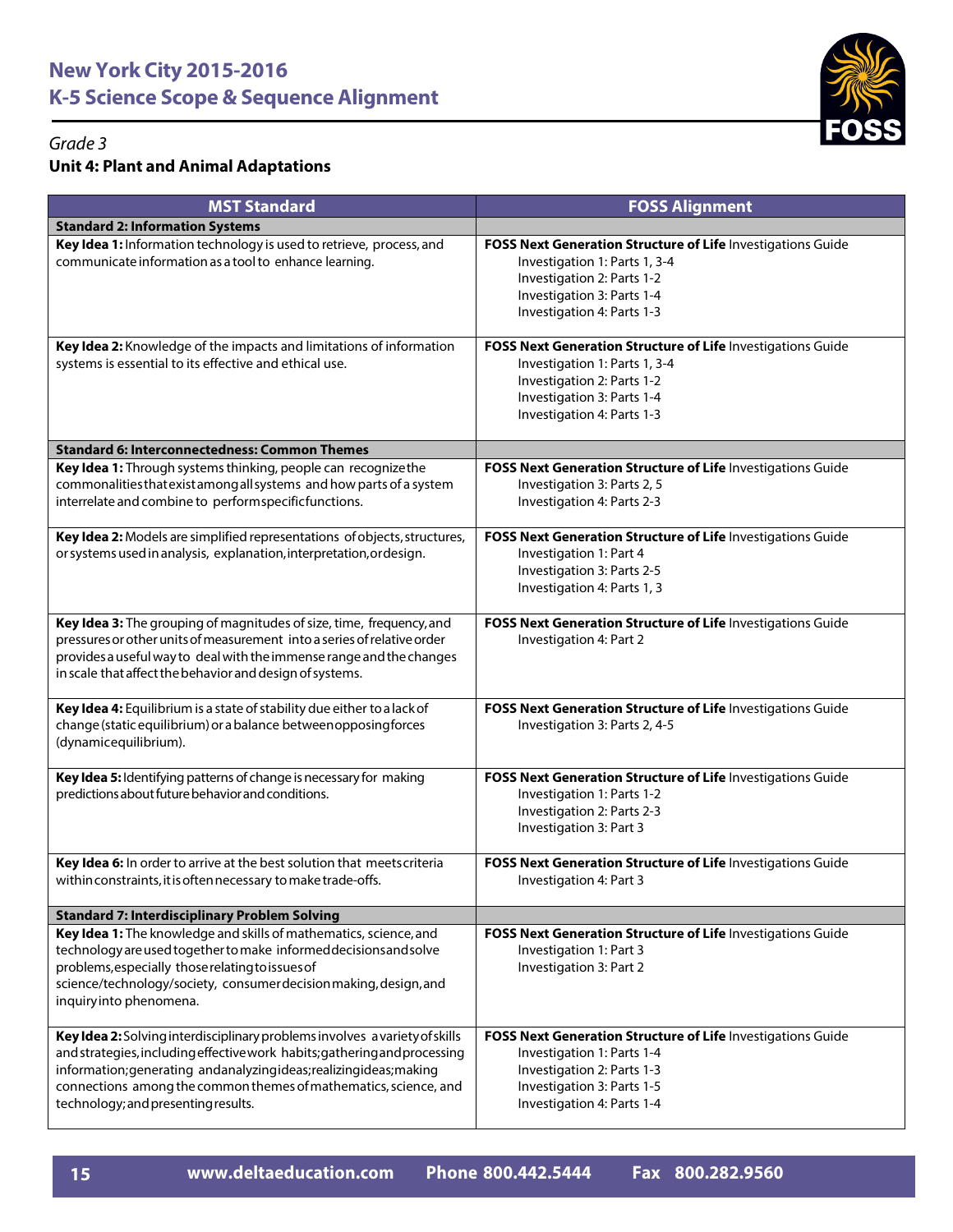# New York City 2015-2016
# K-5 Science Scope & Sequence Alignment

*Grade 3*

**Unit 4: Plant and Animal Adaptations**

| MST Standard | FOSS Alignment |
|---|---|
| **Standard 2: Information Systems** | |
| **Key Idea 1:** Information technology is used to retrieve, process, and communicate information as a tool to enhance learning. | **FOSS Next Generation Structure of Life** Investigations Guide<br>Investigation 1: Parts 1, 3-4<br>Investigation 2: Parts 1-2<br>Investigation 3: Parts 1-4<br>Investigation 4: Parts 1-3 |
| **Key Idea 2:** Knowledge of the impacts and limitations of information systems is essential to its effective and ethical use. | **FOSS Next Generation Structure of Life** Investigations Guide<br>Investigation 1: Parts 1, 3-4<br>Investigation 2: Parts 1-2<br>Investigation 3: Parts 1-4<br>Investigation 4: Parts 1-3 |
| **Standard 6: Interconnectedness: Common Themes** | |
| **Key Idea 1:** Through systems thinking, people can recognize the commonalities that exist among all systems and how parts of a system interrelate and combine to perform specific functions. | **FOSS Next Generation Structure of Life** Investigations Guide<br>Investigation 3: Parts 2, 5<br>Investigation 4: Parts 2-3 |
| **Key Idea 2:** Models are simplified representations of objects, structures, or systems used in analysis, explanation, interpretation, or design. | **FOSS Next Generation Structure of Life** Investigations Guide<br>Investigation 1: Part 4<br>Investigation 3: Parts 2-5<br>Investigation 4: Parts 1, 3 |
| **Key Idea 3:** The grouping of magnitudes of size, time, frequency, and pressures or other units of measurement into a series of relative order provides a useful way to deal with the immense range and the changes in scale that affect the behavior and design of systems. | **FOSS Next Generation Structure of Life** Investigations Guide<br>Investigation 4: Part 2 |
| **Key Idea 4:** Equilibrium is a state of stability due either to a lack of change (static equilibrium) or a balance between opposing forces (dynamic equilibrium). | **FOSS Next Generation Structure of Life** Investigations Guide<br>Investigation 3: Parts 2, 4-5 |
| **Key Idea 5:** Identifying patterns of change is necessary for making predictions about future behavior and conditions. | **FOSS Next Generation Structure of Life** Investigations Guide<br>Investigation 1: Parts 1-2<br>Investigation 2: Parts 2-3<br>Investigation 3: Part 3 |
| **Key Idea 6:** In order to arrive at the best solution that meets criteria within constraints, it is often necessary to make trade-offs. | **FOSS Next Generation Structure of Life** Investigations Guide<br>Investigation 4: Part 3 |
| **Standard 7: Interdisciplinary Problem Solving** | |
| **Key Idea 1:** The knowledge and skills of mathematics, science, and technology are used together to make informed decisions and solve problems, especially those relating to issues of science/technology/society, consumer decision making, design, and inquiry into phenomena. | **FOSS Next Generation Structure of Life** Investigations Guide<br>Investigation 1: Part 3<br>Investigation 3: Part 2 |
| **Key Idea 2:** Solving interdisciplinary problems involves a variety of skills and strategies, including effective work habits; gathering and processing information; generating and analyzing ideas; realizing ideas; making connections among the common themes of mathematics, science, and technology; and presenting results. | **FOSS Next Generation Structure of Life** Investigations Guide<br>Investigation 1: Parts 1-4<br>Investigation 2: Parts 1-3<br>Investigation 3: Parts 1-5<br>Investigation 4: Parts 1-4 |

www.deltaeducation.com Phone 800.442.5444 Fax 800.282.9560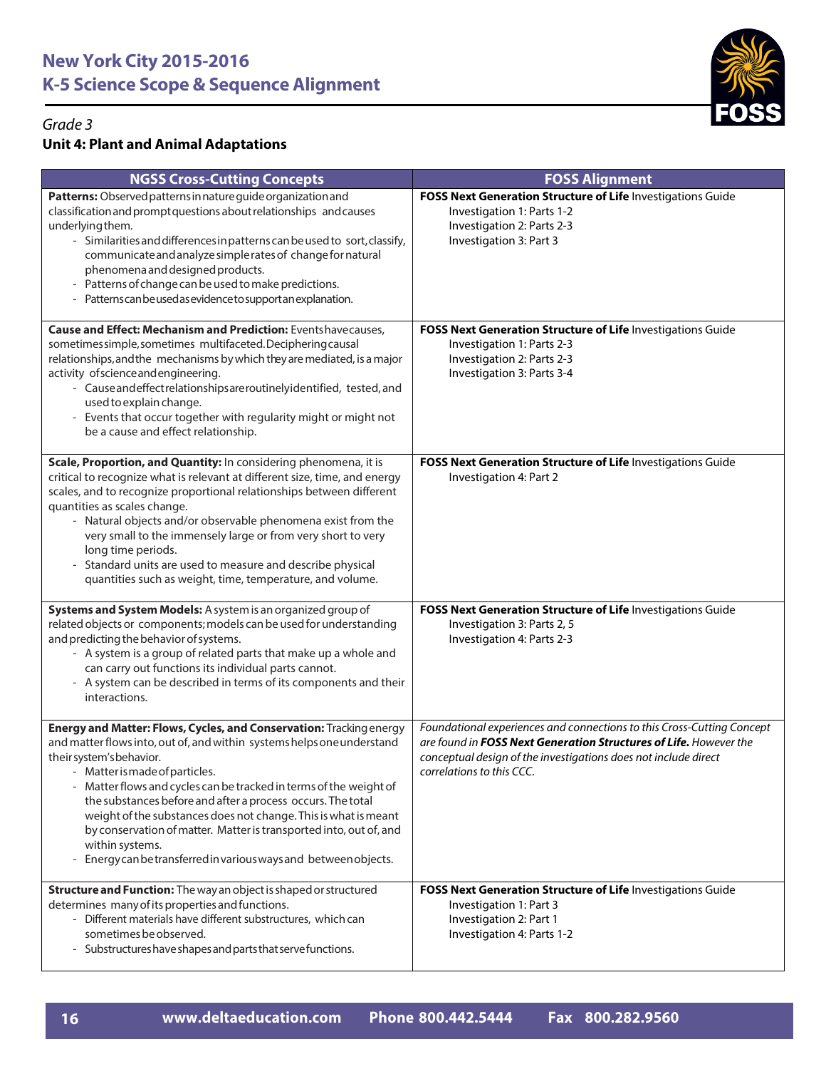# New York City 2015-2016
# K-5 Science Scope & Sequence Alignment

*Grade 3*

**Unit 4: Plant and Animal Adaptations**

| NGSS Cross-Cutting Concepts | FOSS Alignment |
|---|---|
| **Patterns:** Observed patterns in nature guide organization and classification and prompt questions about relationships and causes underlying them.<br>- Similarities and differences in patterns can be used to sort, classify, communicate and analyze simple rates of change for natural phenomena and designed products.<br>- Patterns of change can be used to make predictions.<br>- Patterns can be used as evidence to support an explanation. | **FOSS Next Generation Structure of Life** Investigations Guide<br>Investigation 1: Parts 1-2<br>Investigation 2: Parts 2-3<br>Investigation 3: Part 3 |
| **Cause and Effect: Mechanism and Prediction:** Events have causes, sometimes simple, sometimes multifaceted. Deciphering causal relationships, and the mechanisms by which they are mediated, is a major activity of science and engineering.<br>- Cause and effect relationships are routinely identified, tested, and used to explain change.<br>- Events that occur together with regularity might or might not be a cause and effect relationship. | **FOSS Next Generation Structure of Life** Investigations Guide<br>Investigation 1: Parts 2-3<br>Investigation 2: Parts 2-3<br>Investigation 3: Parts 3-4 |
| **Scale, Proportion, and Quantity:** In considering phenomena, it is critical to recognize what is relevant at different size, time, and energy scales, and to recognize proportional relationships between different quantities as scales change.<br>- Natural objects and/or observable phenomena exist from the very small to the immensely large or from very short to very long time periods.<br>- Standard units are used to measure and describe physical quantities such as weight, time, temperature, and volume. | **FOSS Next Generation Structure of Life** Investigations Guide<br>Investigation 4: Part 2 |
| **Systems and System Models:** A system is an organized group of related objects or components; models can be used for understanding and predicting the behavior of systems.<br>- A system is a group of related parts that make up a whole and can carry out functions its individual parts cannot.<br>- A system can be described in terms of its components and their interactions. | **FOSS Next Generation Structure of Life** Investigations Guide<br>Investigation 3: Parts 2, 5<br>Investigation 4: Parts 2-3 |
| **Energy and Matter: Flows, Cycles, and Conservation:** Tracking energy and matter flows into, out of, and within systems helps one understand their system's behavior.<br>- Matter is made of particles.<br>- Matter flows and cycles can be tracked in terms of the weight of the substances before and after a process occurs. The total weight of the substances does not change. This is what is meant by conservation of matter. Matter is transported into, out of, and within systems.<br>- Energy can be transferred in various ways and between objects. | *Foundational experiences and connections to this Cross-Cutting Concept are found in **FOSS Next Generation Structures of Life.** However the conceptual design of the investigations does not include direct correlations to this CCC.* |
| **Structure and Function:** The way an object is shaped or structured determines many of its properties and functions.<br>- Different materials have different substructures, which can sometimes be observed.<br>- Substructures have shapes and parts that serve functions. | **FOSS Next Generation Structure of Life** Investigations Guide<br>Investigation 1: Part 3<br>Investigation 2: Part 1<br>Investigation 4: Parts 1-2 |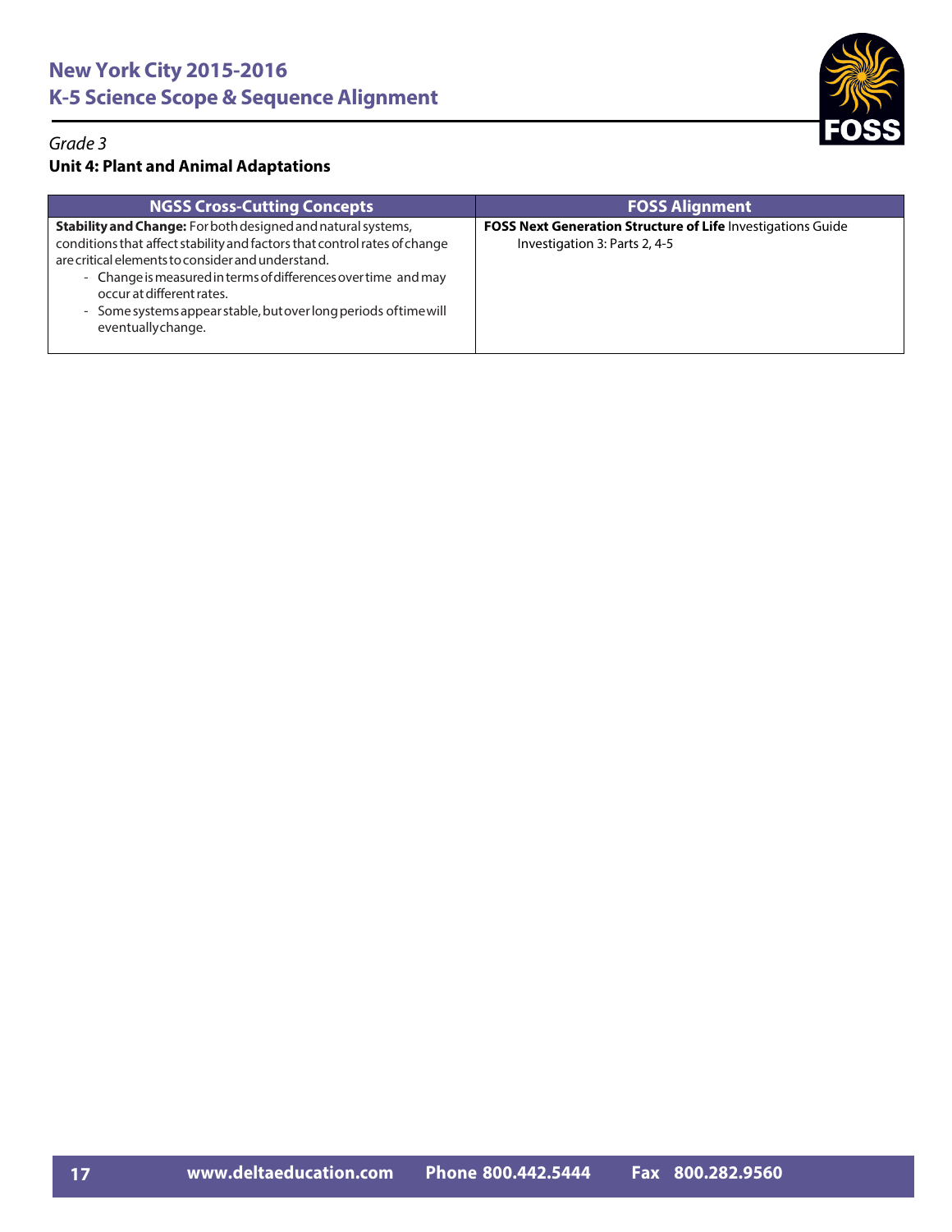## New York City 2015-2016
## K-5 Science Scope & Sequence Alignment

*Grade 3*

**Unit 4: Plant and Animal Adaptations**

| NGSS Cross-Cutting Concepts | FOSS Alignment |
|---|---|
| **Stability and Change:** For both designed and natural systems, conditions that affect stability and factors that control rates of change are critical elements to consider and understand.<br>- Change is measured in terms of differences over time and may occur at different rates.<br>- Some systems appear stable, but over long periods of time will eventually change. | **FOSS Next Generation Structure of Life** Investigations Guide<br>Investigation 3: Parts 2, 4-5 |